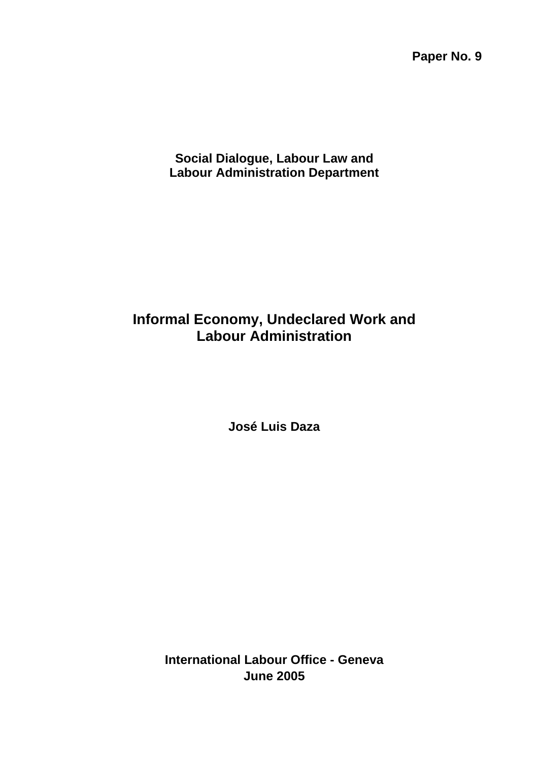**Paper No. 9**

**Social Dialogue, Labour Law and Labour Administration Department**

# Informal Economy, Undeclared Work and Labour Administration

**José Luis Daza**

**International Labour Office - Geneva**
**June 2005**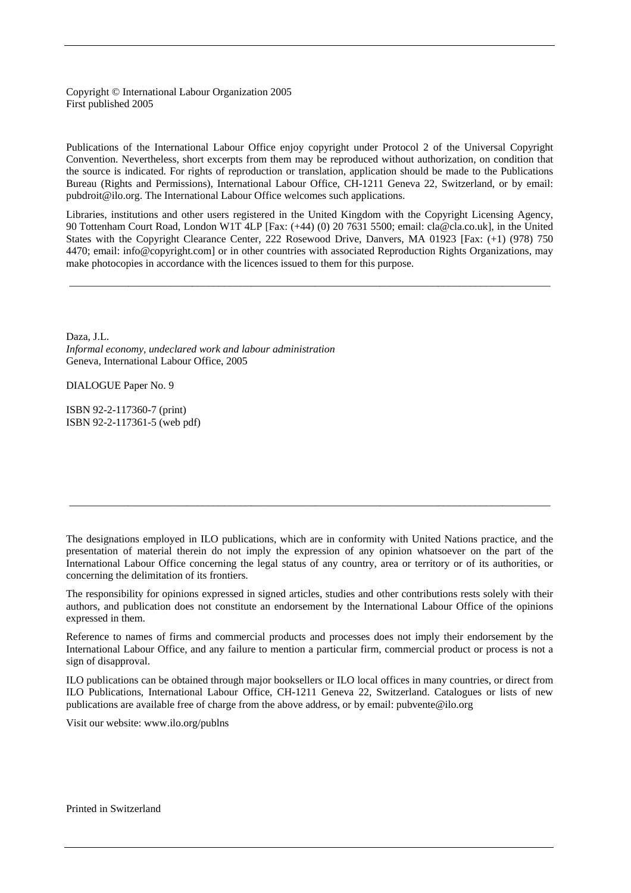Copyright © International Labour Organization 2005
First published 2005

Publications of the International Labour Office enjoy copyright under Protocol 2 of the Universal Copyright Convention. Nevertheless, short excerpts from them may be reproduced without authorization, on condition that the source is indicated. For rights of reproduction or translation, application should be made to the Publications Bureau (Rights and Permissions), International Labour Office, CH-1211 Geneva 22, Switzerland, or by email: pubdroit@ilo.org. The International Labour Office welcomes such applications.

Libraries, institutions and other users registered in the United Kingdom with the Copyright Licensing Agency, 90 Tottenham Court Road, London W1T 4LP [Fax: (+44) (0) 20 7631 5500; email: cla@cla.co.uk], in the United States with the Copyright Clearance Center, 222 Rosewood Drive, Danvers, MA 01923 [Fax: (+1) (978) 750 4470; email: info@copyright.com] or in other countries with associated Reproduction Rights Organizations, may make photocopies in accordance with the licences issued to them for this purpose.

---

Daza, J.L.
*Informal economy, undeclared work and labour administration*
Geneva, International Labour Office, 2005

DIALOGUE Paper No. 9

ISBN 92-2-117360-7 (print)
ISBN 92-2-117361-5 (web pdf)

---

The designations employed in ILO publications, which are in conformity with United Nations practice, and the presentation of material therein do not imply the expression of any opinion whatsoever on the part of the International Labour Office concerning the legal status of any country, area or territory or of its authorities, or concerning the delimitation of its frontiers.

The responsibility for opinions expressed in signed articles, studies and other contributions rests solely with their authors, and publication does not constitute an endorsement by the International Labour Office of the opinions expressed in them.

Reference to names of firms and commercial products and processes does not imply their endorsement by the International Labour Office, and any failure to mention a particular firm, commercial product or process is not a sign of disapproval.

ILO publications can be obtained through major booksellers or ILO local offices in many countries, or direct from ILO Publications, International Labour Office, CH-1211 Geneva 22, Switzerland. Catalogues or lists of new publications are available free of charge from the above address, or by email: pubvente@ilo.org

Visit our website: www.ilo.org/publns

Printed in Switzerland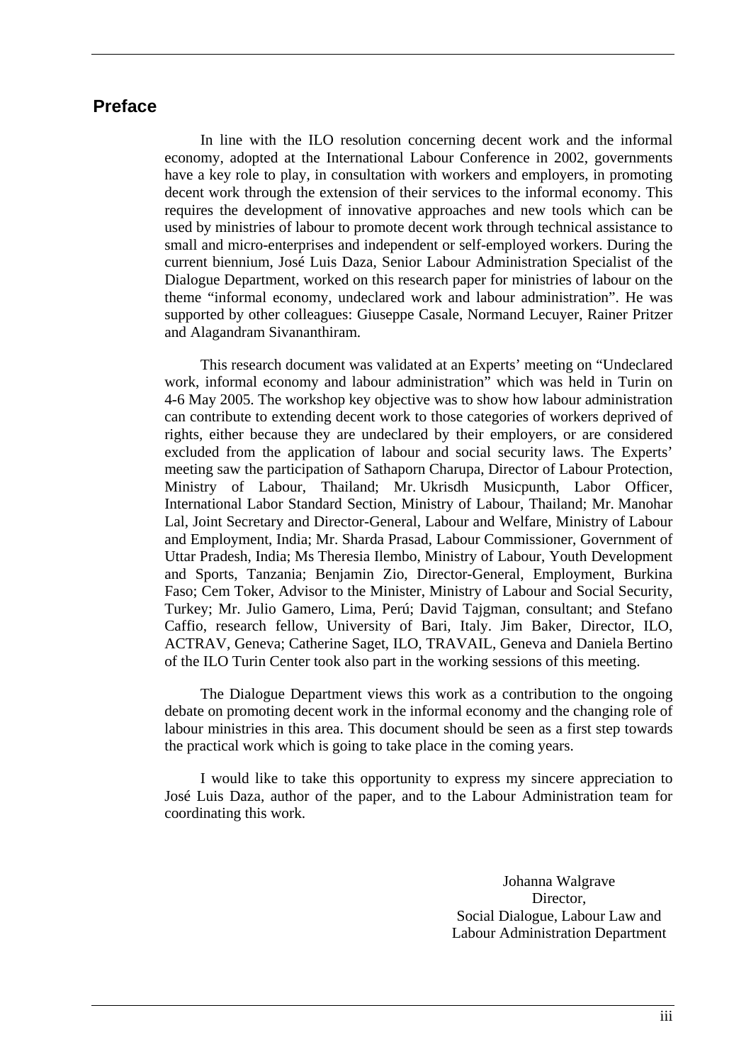# Preface

In line with the ILO resolution concerning decent work and the informal economy, adopted at the International Labour Conference in 2002, governments have a key role to play, in consultation with workers and employers, in promoting decent work through the extension of their services to the informal economy. This requires the development of innovative approaches and new tools which can be used by ministries of labour to promote decent work through technical assistance to small and micro-enterprises and independent or self-employed workers. During the current biennium, José Luis Daza, Senior Labour Administration Specialist of the Dialogue Department, worked on this research paper for ministries of labour on the theme "informal economy, undeclared work and labour administration". He was supported by other colleagues: Giuseppe Casale, Normand Lecuyer, Rainer Pritzer and Alagandram Sivananthiram.

This research document was validated at an Experts' meeting on "Undeclared work, informal economy and labour administration" which was held in Turin on 4-6 May 2005. The workshop key objective was to show how labour administration can contribute to extending decent work to those categories of workers deprived of rights, either because they are undeclared by their employers, or are considered excluded from the application of labour and social security laws. The Experts' meeting saw the participation of Sathaporn Charupa, Director of Labour Protection, Ministry of Labour, Thailand; Mr. Ukrisdh Musicpunth, Labor Officer, International Labor Standard Section, Ministry of Labour, Thailand; Mr. Manohar Lal, Joint Secretary and Director-General, Labour and Welfare, Ministry of Labour and Employment, India; Mr. Sharda Prasad, Labour Commissioner, Government of Uttar Pradesh, India; Ms Theresia Ilembo, Ministry of Labour, Youth Development and Sports, Tanzania; Benjamin Zio, Director-General, Employment, Burkina Faso; Cem Toker, Advisor to the Minister, Ministry of Labour and Social Security, Turkey; Mr. Julio Gamero, Lima, Perú; David Tajgman, consultant; and Stefano Caffio, research fellow, University of Bari, Italy. Jim Baker, Director, ILO, ACTRAV, Geneva; Catherine Saget, ILO, TRAVAIL, Geneva and Daniela Bertino of the ILO Turin Center took also part in the working sessions of this meeting.

The Dialogue Department views this work as a contribution to the ongoing debate on promoting decent work in the informal economy and the changing role of labour ministries in this area. This document should be seen as a first step towards the practical work which is going to take place in the coming years.

I would like to take this opportunity to express my sincere appreciation to José Luis Daza, author of the paper, and to the Labour Administration team for coordinating this work.

Johanna Walgrave
Director,
Social Dialogue, Labour Law and
Labour Administration Department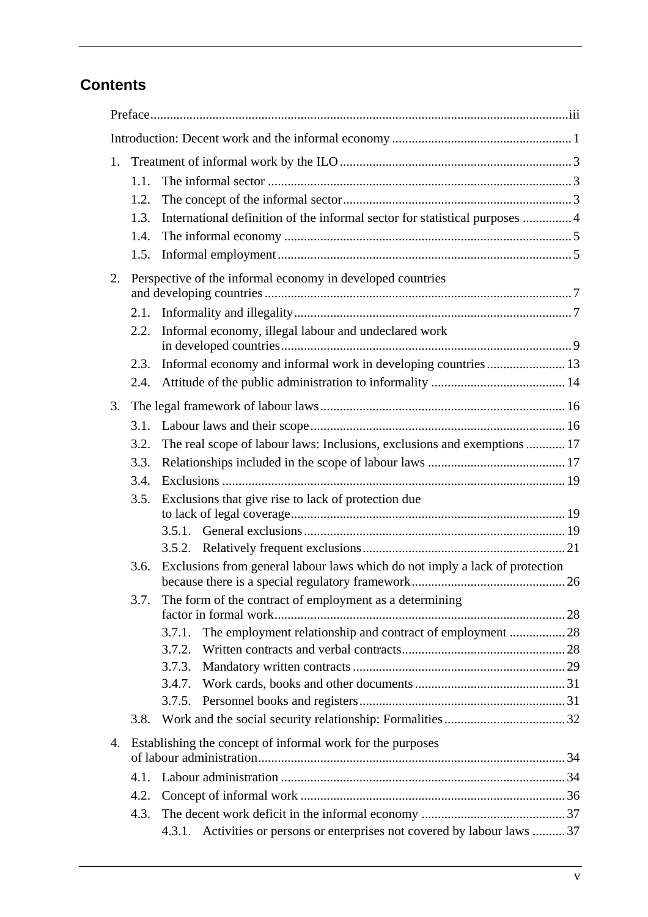# Contents

Preface ........ iii

Introduction: Decent work and the informal economy ........ 1

1. Treatment of informal work by the ILO ........ 3
   - 1.1. The informal sector ........ 3
   - 1.2. The concept of the informal sector ........ 3
   - 1.3. International definition of the informal sector for statistical purposes ........ 4
   - 1.4. The informal economy ........ 5
   - 1.5. Informal employment ........ 5

2. Perspective of the informal economy in developed countries and developing countries ........ 7
   - 2.1. Informality and illegality ........ 7
   - 2.2. Informal economy, illegal labour and undeclared work in developed countries ........ 9
   - 2.3. Informal economy and informal work in developing countries ........ 13
   - 2.4. Attitude of the public administration to informality ........ 14

3. The legal framework of labour laws ........ 16
   - 3.1. Labour laws and their scope ........ 16
   - 3.2. The real scope of labour laws: Inclusions, exclusions and exemptions ........ 17
   - 3.3. Relationships included in the scope of labour laws ........ 17
   - 3.4. Exclusions ........ 19
   - 3.5. Exclusions that give rise to lack of protection due to lack of legal coverage ........ 19
     - 3.5.1. General exclusions ........ 19
     - 3.5.2. Relatively frequent exclusions ........ 21
   - 3.6. Exclusions from general labour laws which do not imply a lack of protection because there is a special regulatory framework ........ 26
   - 3.7. The form of the contract of employment as a determining factor in formal work ........ 28
     - 3.7.1. The employment relationship and contract of employment ........ 28
     - 3.7.2. Written contracts and verbal contracts ........ 28
     - 3.7.3. Mandatory written contracts ........ 29
     - 3.4.7. Work cards, books and other documents ........ 31
     - 3.7.5. Personnel books and registers ........ 31
   - 3.8. Work and the social security relationship: Formalities ........ 32

4. Establishing the concept of informal work for the purposes of labour administration ........ 34
   - 4.1. Labour administration ........ 34
   - 4.2. Concept of informal work ........ 36
   - 4.3. The decent work deficit in the informal economy ........ 37
     - 4.3.1. Activities or persons or enterprises not covered by labour laws ........ 37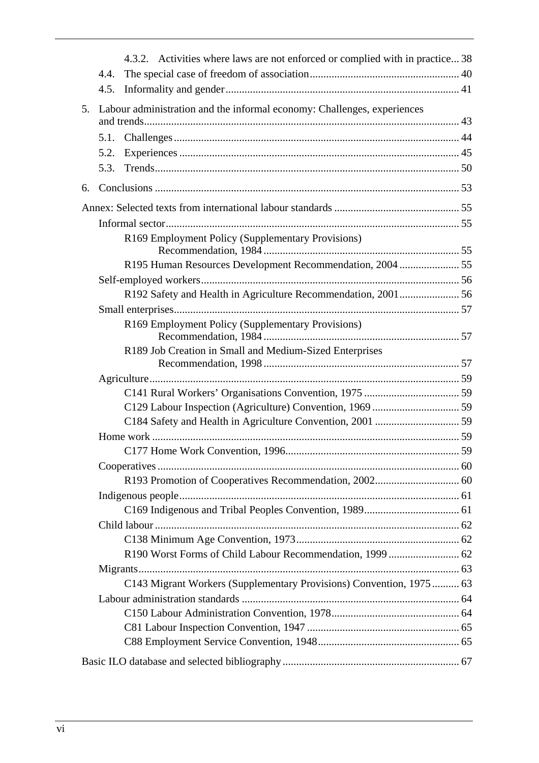4.3.2. Activities where laws are not enforced or complied with in practice... 38

4.4. The special case of freedom of association ... 40

4.5. Informality and gender ... 41

5. Labour administration and the informal economy: Challenges, experiences and trends ... 43

5.1. Challenges ... 44

5.2. Experiences ... 45

5.3. Trends ... 50

6. Conclusions ... 53

Annex: Selected texts from international labour standards ... 55

Informal sector ... 55

R169 Employment Policy (Supplementary Provisions) Recommendation, 1984 ... 55

R195 Human Resources Development Recommendation, 2004 ... 55

Self-employed workers ... 56

R192 Safety and Health in Agriculture Recommendation, 2001 ... 56

Small enterprises ... 57

R169 Employment Policy (Supplementary Provisions) Recommendation, 1984 ... 57

R189 Job Creation in Small and Medium-Sized Enterprises Recommendation, 1998 ... 57

Agriculture ... 59

C141 Rural Workers' Organisations Convention, 1975 ... 59

C129 Labour Inspection (Agriculture) Convention, 1969 ... 59

C184 Safety and Health in Agriculture Convention, 2001 ... 59

Home work ... 59

C177 Home Work Convention, 1996 ... 59

Cooperatives ... 60

R193 Promotion of Cooperatives Recommendation, 2002 ... 60

Indigenous people ... 61

C169 Indigenous and Tribal Peoples Convention, 1989 ... 61

Child labour ... 62

C138 Minimum Age Convention, 1973 ... 62

R190 Worst Forms of Child Labour Recommendation, 1999 ... 62

Migrants ... 63

C143 Migrant Workers (Supplementary Provisions) Convention, 1975 ... 63

Labour administration standards ... 64

C150 Labour Administration Convention, 1978 ... 64

C81 Labour Inspection Convention, 1947 ... 65

C88 Employment Service Convention, 1948 ... 65

Basic ILO database and selected bibliography ... 67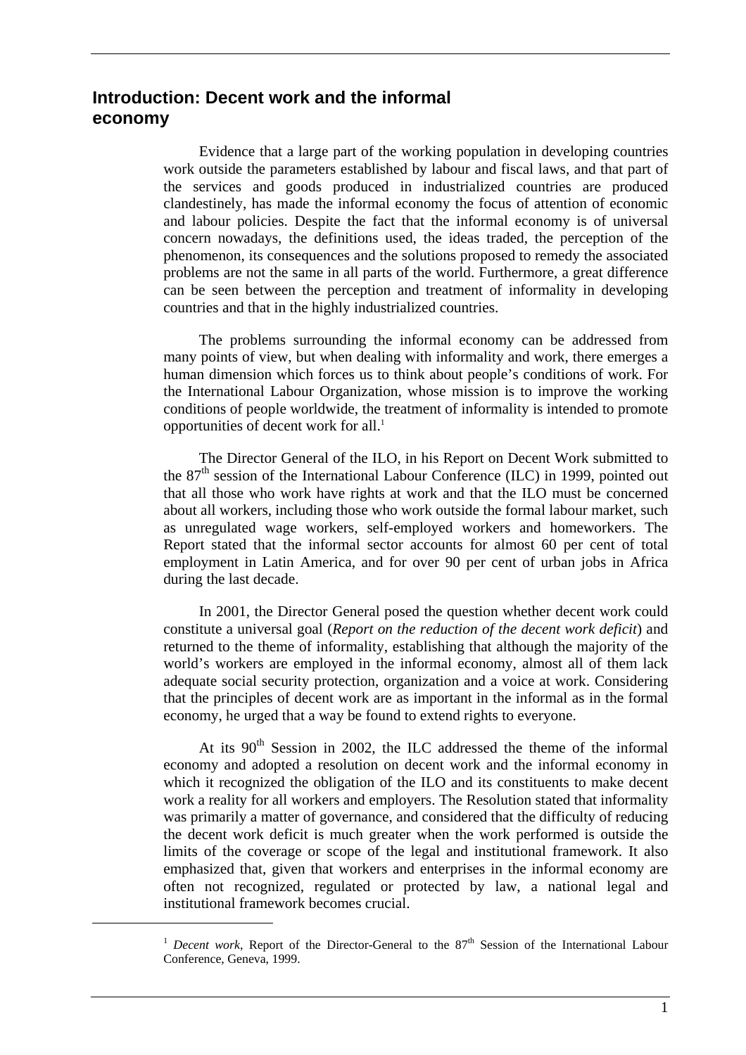## Introduction: Decent work and the informal economy

Evidence that a large part of the working population in developing countries work outside the parameters established by labour and fiscal laws, and that part of the services and goods produced in industrialized countries are produced clandestinely, has made the informal economy the focus of attention of economic and labour policies. Despite the fact that the informal economy is of universal concern nowadays, the definitions used, the ideas traded, the perception of the phenomenon, its consequences and the solutions proposed to remedy the associated problems are not the same in all parts of the world. Furthermore, a great difference can be seen between the perception and treatment of informality in developing countries and that in the highly industrialized countries.

The problems surrounding the informal economy can be addressed from many points of view, but when dealing with informality and work, there emerges a human dimension which forces us to think about people's conditions of work. For the International Labour Organization, whose mission is to improve the working conditions of people worldwide, the treatment of informality is intended to promote opportunities of decent work for all.[1]

The Director General of the ILO, in his Report on Decent Work submitted to the 87th session of the International Labour Conference (ILC) in 1999, pointed out that all those who work have rights at work and that the ILO must be concerned about all workers, including those who work outside the formal labour market, such as unregulated wage workers, self-employed workers and homeworkers. The Report stated that the informal sector accounts for almost 60 per cent of total employment in Latin America, and for over 90 per cent of urban jobs in Africa during the last decade.

In 2001, the Director General posed the question whether decent work could constitute a universal goal (*Report on the reduction of the decent work deficit*) and returned to the theme of informality, establishing that although the majority of the world's workers are employed in the informal economy, almost all of them lack adequate social security protection, organization and a voice at work. Considering that the principles of decent work are as important in the informal as in the formal economy, he urged that a way be found to extend rights to everyone.

At its 90th Session in 2002, the ILC addressed the theme of the informal economy and adopted a resolution on decent work and the informal economy in which it recognized the obligation of the ILO and its constituents to make decent work a reality for all workers and employers. The Resolution stated that informality was primarily a matter of governance, and considered that the difficulty of reducing the decent work deficit is much greater when the work performed is outside the limits of the coverage or scope of the legal and institutional framework. It also emphasized that, given that workers and enterprises in the informal economy are often not recognized, regulated or protected by law, a national legal and institutional framework becomes crucial.

---

[1] *Decent work*, Report of the Director-General to the 87th Session of the International Labour Conference, Geneva, 1999.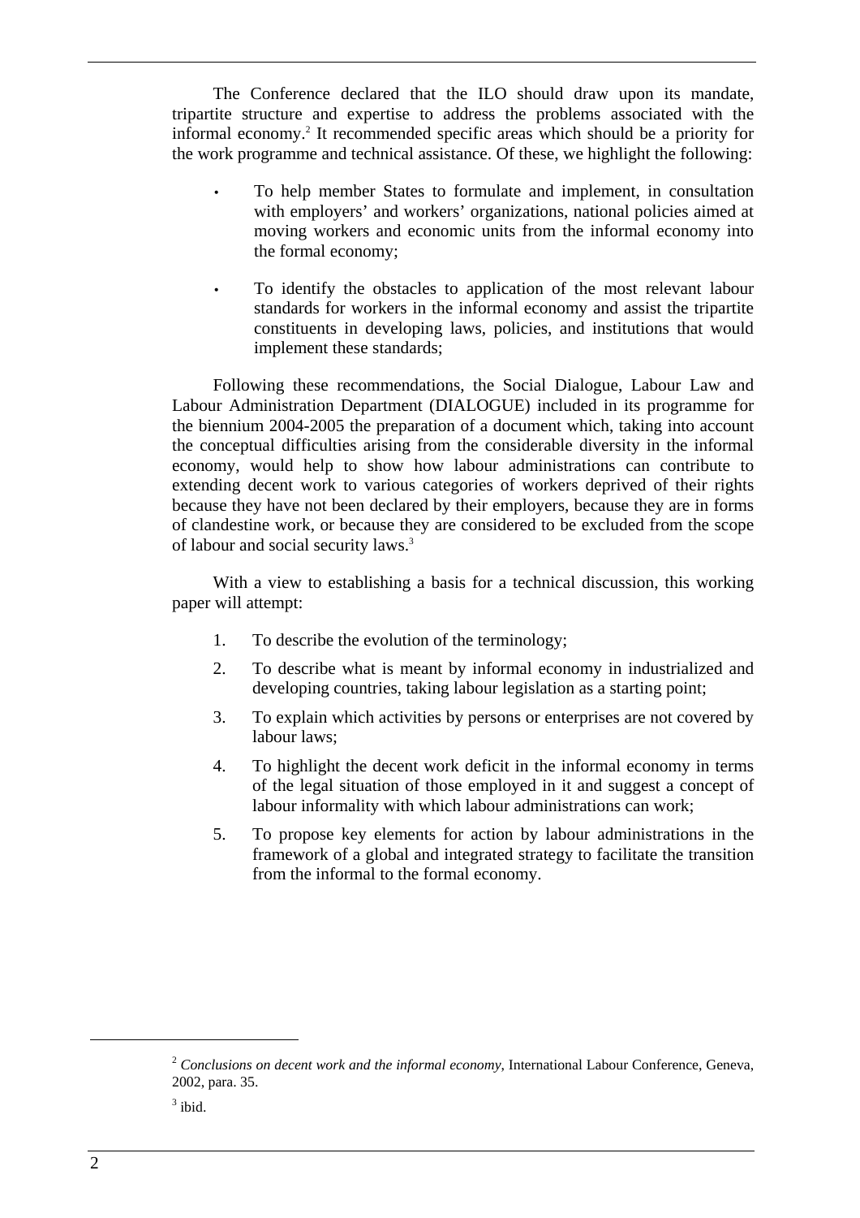The Conference declared that the ILO should draw upon its mandate, tripartite structure and expertise to address the problems associated with the informal economy.[2] It recommended specific areas which should be a priority for the work programme and technical assistance. Of these, we highlight the following:

- To help member States to formulate and implement, in consultation with employers' and workers' organizations, national policies aimed at moving workers and economic units from the informal economy into the formal economy;

- To identify the obstacles to application of the most relevant labour standards for workers in the informal economy and assist the tripartite constituents in developing laws, policies, and institutions that would implement these standards;

Following these recommendations, the Social Dialogue, Labour Law and Labour Administration Department (DIALOGUE) included in its programme for the biennium 2004-2005 the preparation of a document which, taking into account the conceptual difficulties arising from the considerable diversity in the informal economy, would help to show how labour administrations can contribute to extending decent work to various categories of workers deprived of their rights because they have not been declared by their employers, because they are in forms of clandestine work, or because they are considered to be excluded from the scope of labour and social security laws.[3]

With a view to establishing a basis for a technical discussion, this working paper will attempt:

1. To describe the evolution of the terminology;
2. To describe what is meant by informal economy in industrialized and developing countries, taking labour legislation as a starting point;
3. To explain which activities by persons or enterprises are not covered by labour laws;
4. To highlight the decent work deficit in the informal economy in terms of the legal situation of those employed in it and suggest a concept of labour informality with which labour administrations can work;
5. To propose key elements for action by labour administrations in the framework of a global and integrated strategy to facilitate the transition from the informal to the formal economy.

---

[2] *Conclusions on decent work and the informal economy*, International Labour Conference, Geneva, 2002, para. 35.

[3] ibid.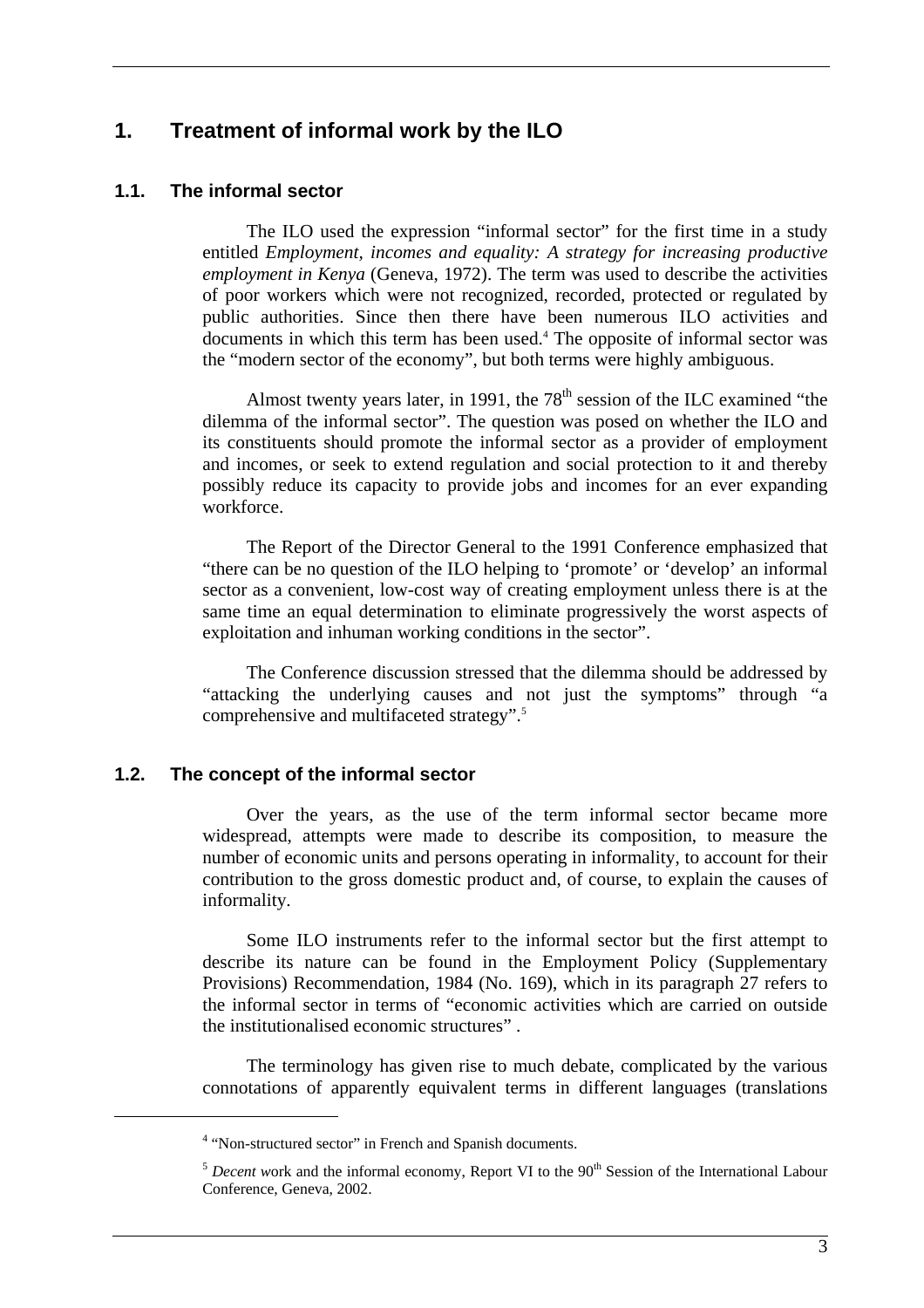# 1. Treatment of informal work by the ILO

## 1.1. The informal sector

The ILO used the expression "informal sector" for the first time in a study entitled *Employment, incomes and equality: A strategy for increasing productive employment in Kenya* (Geneva, 1972). The term was used to describe the activities of poor workers which were not recognized, recorded, protected or regulated by public authorities. Since then there have been numerous ILO activities and documents in which this term has been used.[4] The opposite of informal sector was the "modern sector of the economy", but both terms were highly ambiguous.

Almost twenty years later, in 1991, the 78th session of the ILC examined "the dilemma of the informal sector". The question was posed on whether the ILO and its constituents should promote the informal sector as a provider of employment and incomes, or seek to extend regulation and social protection to it and thereby possibly reduce its capacity to provide jobs and incomes for an ever expanding workforce.

The Report of the Director General to the 1991 Conference emphasized that "there can be no question of the ILO helping to 'promote' or 'develop' an informal sector as a convenient, low-cost way of creating employment unless there is at the same time an equal determination to eliminate progressively the worst aspects of exploitation and inhuman working conditions in the sector".

The Conference discussion stressed that the dilemma should be addressed by "attacking the underlying causes and not just the symptoms" through "a comprehensive and multifaceted strategy".[5]

## 1.2. The concept of the informal sector

Over the years, as the use of the term informal sector became more widespread, attempts were made to describe its composition, to measure the number of economic units and persons operating in informality, to account for their contribution to the gross domestic product and, of course, to explain the causes of informality.

Some ILO instruments refer to the informal sector but the first attempt to describe its nature can be found in the Employment Policy (Supplementary Provisions) Recommendation, 1984 (No. 169), which in its paragraph 27 refers to the informal sector in terms of "economic activities which are carried on outside the institutionalised economic structures" .

The terminology has given rise to much debate, complicated by the various connotations of apparently equivalent terms in different languages (translations

---

[4] "Non-structured sector" in French and Spanish documents.

[5] *Decent w*ork and the informal economy, Report VI to the 90th Session of the International Labour Conference, Geneva, 2002.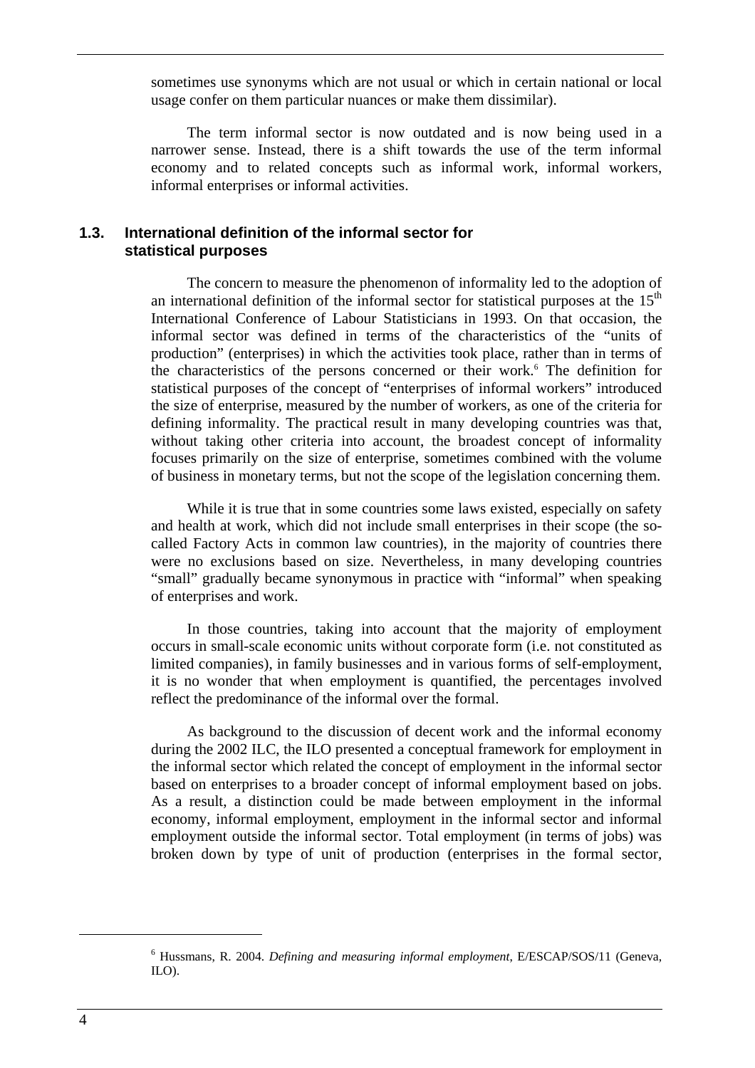sometimes use synonyms which are not usual or which in certain national or local usage confer on them particular nuances or make them dissimilar).

The term informal sector is now outdated and is now being used in a narrower sense. Instead, there is a shift towards the use of the term informal economy and to related concepts such as informal work, informal workers, informal enterprises or informal activities.

### 1.3. International definition of the informal sector for statistical purposes

The concern to measure the phenomenon of informality led to the adoption of an international definition of the informal sector for statistical purposes at the 15th International Conference of Labour Statisticians in 1993. On that occasion, the informal sector was defined in terms of the characteristics of the "units of production" (enterprises) in which the activities took place, rather than in terms of the characteristics of the persons concerned or their work.[6] The definition for statistical purposes of the concept of "enterprises of informal workers" introduced the size of enterprise, measured by the number of workers, as one of the criteria for defining informality. The practical result in many developing countries was that, without taking other criteria into account, the broadest concept of informality focuses primarily on the size of enterprise, sometimes combined with the volume of business in monetary terms, but not the scope of the legislation concerning them.

While it is true that in some countries some laws existed, especially on safety and health at work, which did not include small enterprises in their scope (the so-called Factory Acts in common law countries), in the majority of countries there were no exclusions based on size. Nevertheless, in many developing countries "small" gradually became synonymous in practice with "informal" when speaking of enterprises and work.

In those countries, taking into account that the majority of employment occurs in small-scale economic units without corporate form (i.e. not constituted as limited companies), in family businesses and in various forms of self-employment, it is no wonder that when employment is quantified, the percentages involved reflect the predominance of the informal over the formal.

As background to the discussion of decent work and the informal economy during the 2002 ILC, the ILO presented a conceptual framework for employment in the informal sector which related the concept of employment in the informal sector based on enterprises to a broader concept of informal employment based on jobs. As a result, a distinction could be made between employment in the informal economy, informal employment, employment in the informal sector and informal employment outside the informal sector. Total employment (in terms of jobs) was broken down by type of unit of production (enterprises in the formal sector,

---

[6] Hussmans, R. 2004. *Defining and measuring informal employment*, E/ESCAP/SOS/11 (Geneva, ILO).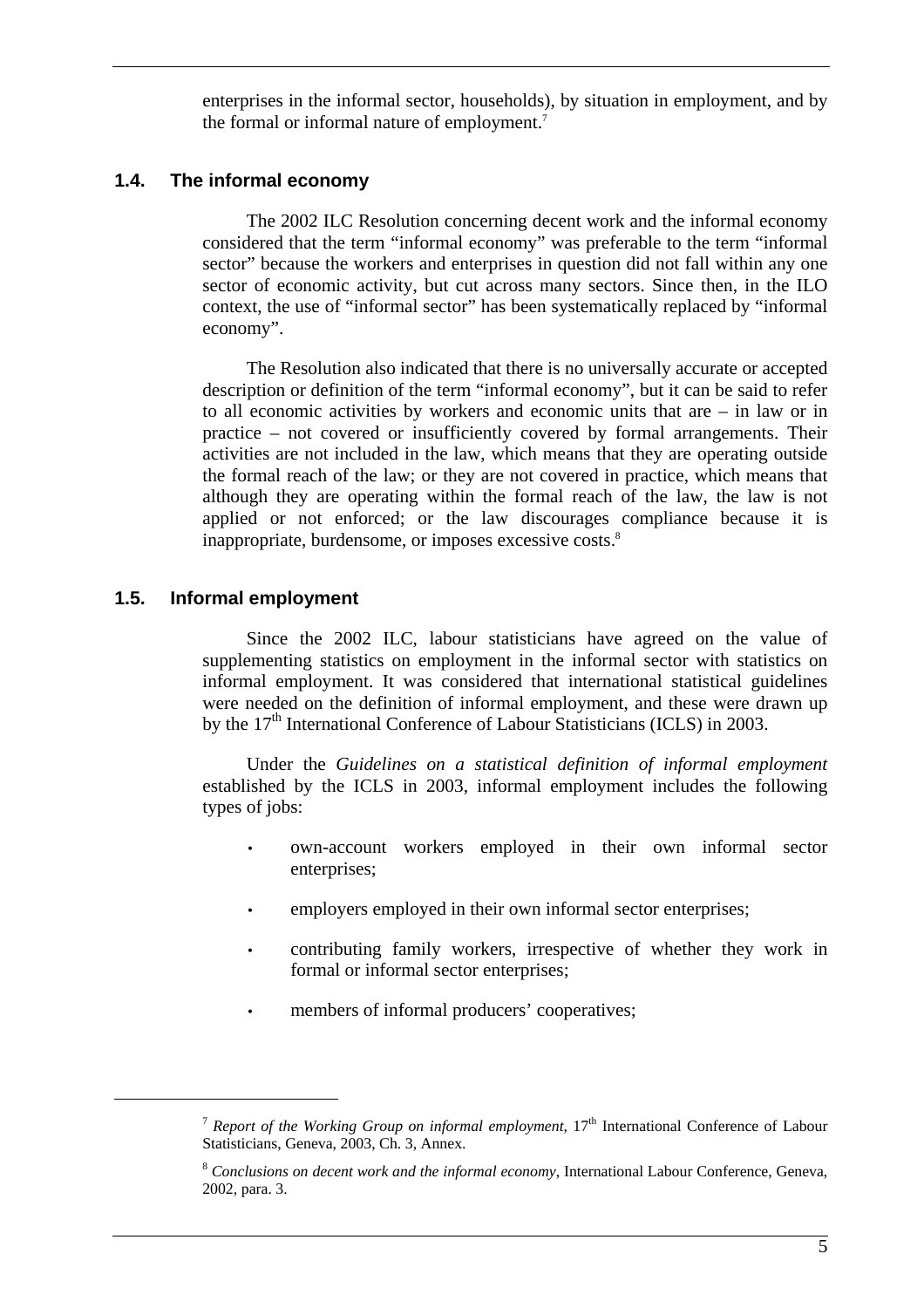enterprises in the informal sector, households), by situation in employment, and by the formal or informal nature of employment.[7]

## 1.4. The informal economy

The 2002 ILC Resolution concerning decent work and the informal economy considered that the term "informal economy" was preferable to the term "informal sector" because the workers and enterprises in question did not fall within any one sector of economic activity, but cut across many sectors. Since then, in the ILO context, the use of "informal sector" has been systematically replaced by "informal economy".

The Resolution also indicated that there is no universally accurate or accepted description or definition of the term "informal economy", but it can be said to refer to all economic activities by workers and economic units that are – in law or in practice – not covered or insufficiently covered by formal arrangements. Their activities are not included in the law, which means that they are operating outside the formal reach of the law; or they are not covered in practice, which means that although they are operating within the formal reach of the law, the law is not applied or not enforced; or the law discourages compliance because it is inappropriate, burdensome, or imposes excessive costs.[8]

## 1.5. Informal employment

Since the 2002 ILC, labour statisticians have agreed on the value of supplementing statistics on employment in the informal sector with statistics on informal employment. It was considered that international statistical guidelines were needed on the definition of informal employment, and these were drawn up by the 17th International Conference of Labour Statisticians (ICLS) in 2003.

Under the *Guidelines on a statistical definition of informal employment* established by the ICLS in 2003, informal employment includes the following types of jobs:

- own-account workers employed in their own informal sector enterprises;
- employers employed in their own informal sector enterprises;
- contributing family workers, irrespective of whether they work in formal or informal sector enterprises;
- members of informal producers' cooperatives;

---

[7] *Report of the Working Group on informal employment*, 17th International Conference of Labour Statisticians, Geneva, 2003, Ch. 3, Annex.

[8] *Conclusions on decent work and the informal economy*, International Labour Conference, Geneva, 2002, para. 3.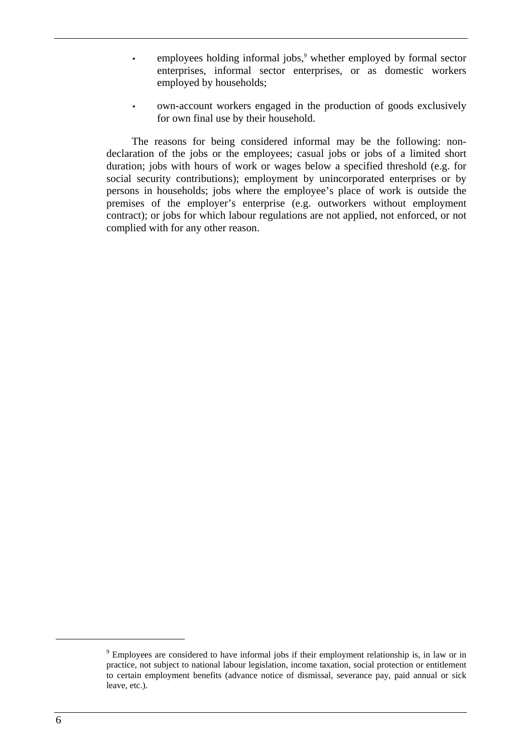- employees holding informal jobs,[9] whether employed by formal sector enterprises, informal sector enterprises, or as domestic workers employed by households;
- own-account workers engaged in the production of goods exclusively for own final use by their household.

The reasons for being considered informal may be the following: non-declaration of the jobs or the employees; casual jobs or jobs of a limited short duration; jobs with hours of work or wages below a specified threshold (e.g. for social security contributions); employment by unincorporated enterprises or by persons in households; jobs where the employee's place of work is outside the premises of the employer's enterprise (e.g. outworkers without employment contract); or jobs for which labour regulations are not applied, not enforced, or not complied with for any other reason.

[9] Employees are considered to have informal jobs if their employment relationship is, in law or in practice, not subject to national labour legislation, income taxation, social protection or entitlement to certain employment benefits (advance notice of dismissal, severance pay, paid annual or sick leave, etc.).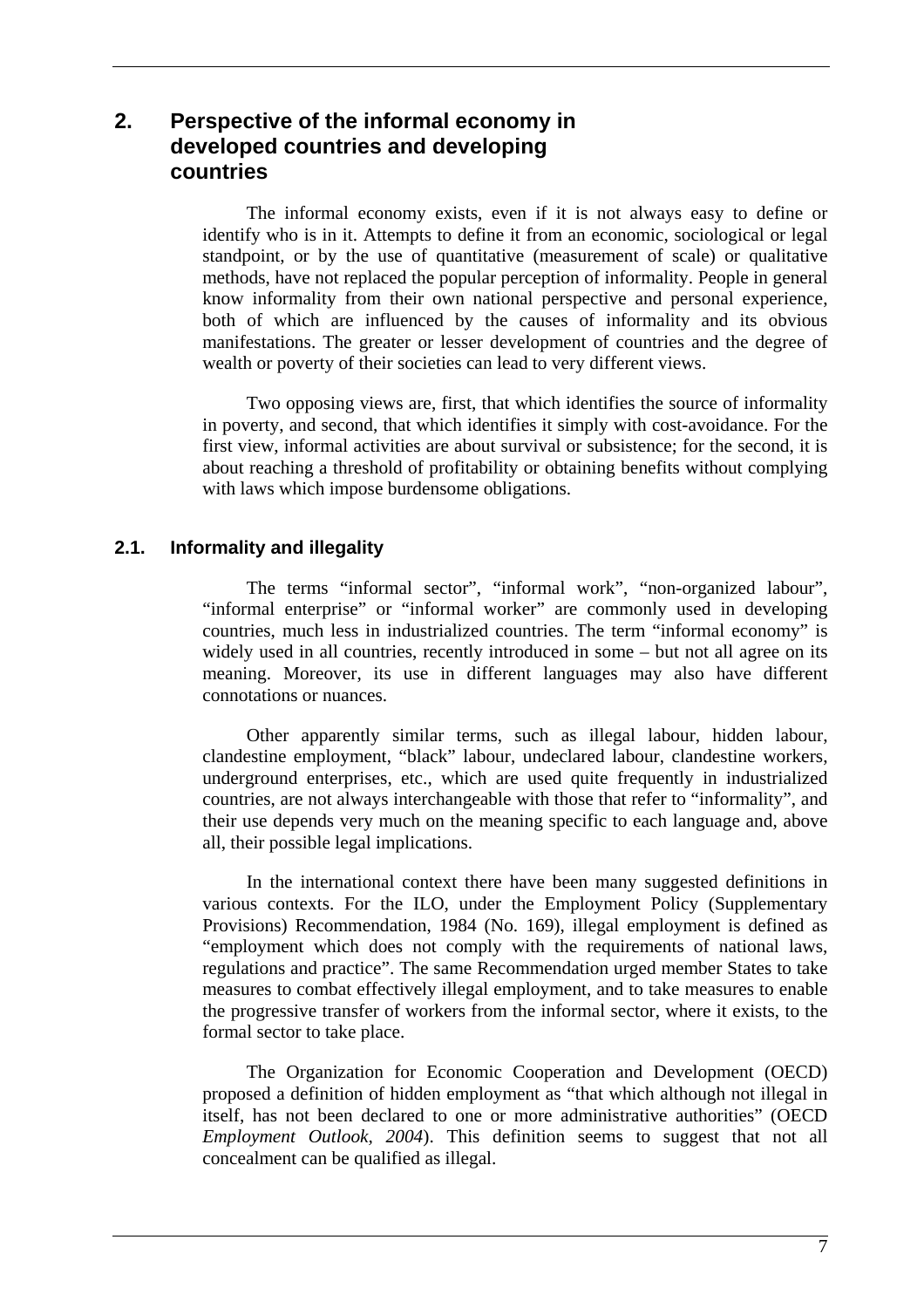## 2. Perspective of the informal economy in developed countries and developing countries

The informal economy exists, even if it is not always easy to define or identify who is in it. Attempts to define it from an economic, sociological or legal standpoint, or by the use of quantitative (measurement of scale) or qualitative methods, have not replaced the popular perception of informality. People in general know informality from their own national perspective and personal experience, both of which are influenced by the causes of informality and its obvious manifestations. The greater or lesser development of countries and the degree of wealth or poverty of their societies can lead to very different views.

Two opposing views are, first, that which identifies the source of informality in poverty, and second, that which identifies it simply with cost-avoidance. For the first view, informal activities are about survival or subsistence; for the second, it is about reaching a threshold of profitability or obtaining benefits without complying with laws which impose burdensome obligations.

### 2.1. Informality and illegality

The terms "informal sector", "informal work", "non-organized labour", "informal enterprise" or "informal worker" are commonly used in developing countries, much less in industrialized countries. The term "informal economy" is widely used in all countries, recently introduced in some – but not all agree on its meaning. Moreover, its use in different languages may also have different connotations or nuances.

Other apparently similar terms, such as illegal labour, hidden labour, clandestine employment, "black" labour, undeclared labour, clandestine workers, underground enterprises, etc., which are used quite frequently in industrialized countries, are not always interchangeable with those that refer to "informality", and their use depends very much on the meaning specific to each language and, above all, their possible legal implications.

In the international context there have been many suggested definitions in various contexts. For the ILO, under the Employment Policy (Supplementary Provisions) Recommendation, 1984 (No. 169), illegal employment is defined as "employment which does not comply with the requirements of national laws, regulations and practice". The same Recommendation urged member States to take measures to combat effectively illegal employment, and to take measures to enable the progressive transfer of workers from the informal sector, where it exists, to the formal sector to take place.

The Organization for Economic Cooperation and Development (OECD) proposed a definition of hidden employment as "that which although not illegal in itself, has not been declared to one or more administrative authorities" (OECD *Employment Outlook, 2004*). This definition seems to suggest that not all concealment can be qualified as illegal.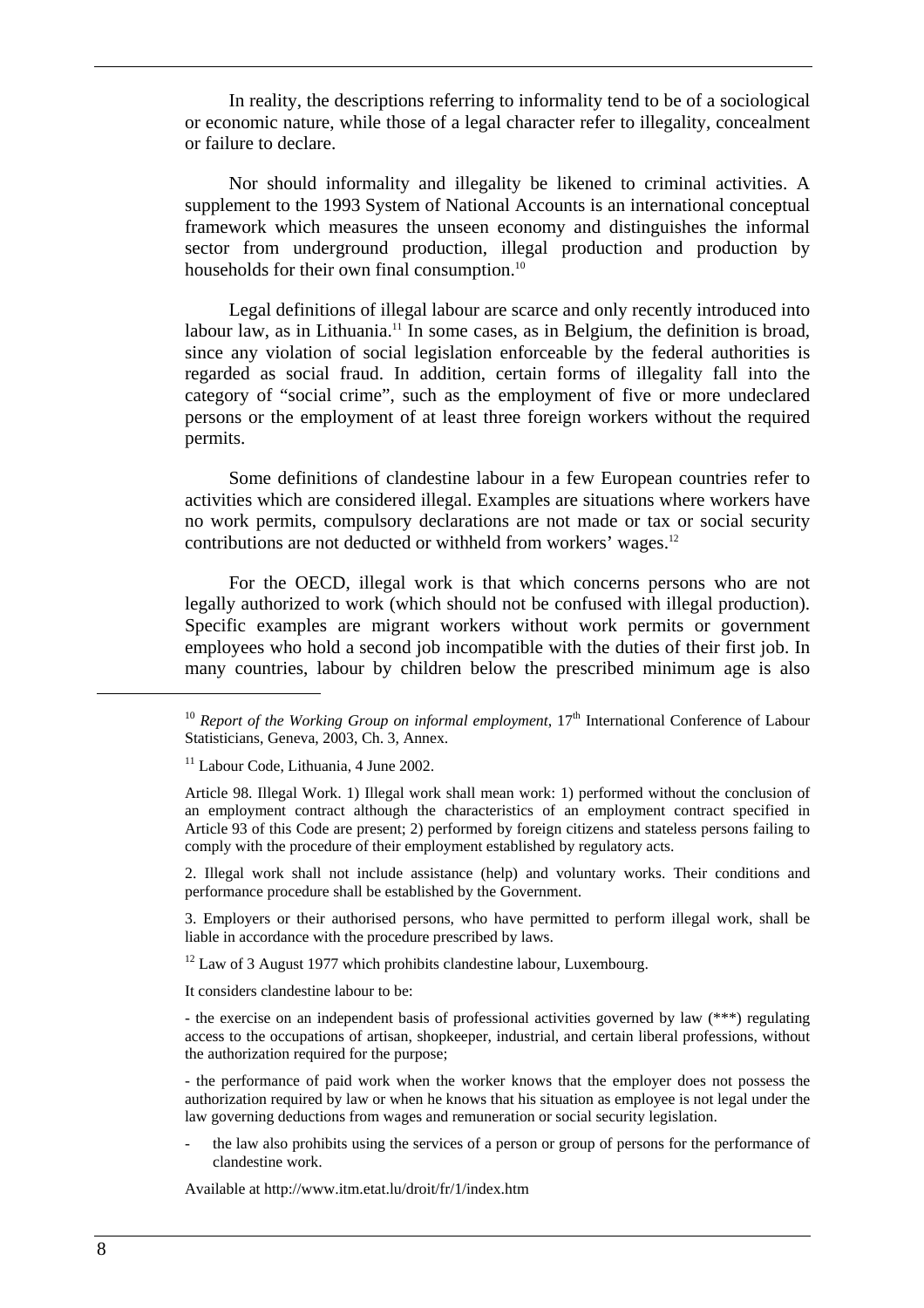In reality, the descriptions referring to informality tend to be of a sociological or economic nature, while those of a legal character refer to illegality, concealment or failure to declare.

Nor should informality and illegality be likened to criminal activities. A supplement to the 1993 System of National Accounts is an international conceptual framework which measures the unseen economy and distinguishes the informal sector from underground production, illegal production and production by households for their own final consumption.[10]

Legal definitions of illegal labour are scarce and only recently introduced into labour law, as in Lithuania.[11] In some cases, as in Belgium, the definition is broad, since any violation of social legislation enforceable by the federal authorities is regarded as social fraud. In addition, certain forms of illegality fall into the category of "social crime", such as the employment of five or more undeclared persons or the employment of at least three foreign workers without the required permits.

Some definitions of clandestine labour in a few European countries refer to activities which are considered illegal. Examples are situations where workers have no work permits, compulsory declarations are not made or tax or social security contributions are not deducted or withheld from workers' wages.[12]

For the OECD, illegal work is that which concerns persons who are not legally authorized to work (which should not be confused with illegal production). Specific examples are migrant workers without work permits or government employees who hold a second job incompatible with the duties of their first job. In many countries, labour by children below the prescribed minimum age is also

---

[10] *Report of the Working Group on informal employment*, 17th International Conference of Labour Statisticians, Geneva, 2003, Ch. 3, Annex.

[11] Labour Code, Lithuania, 4 June 2002.

Article 98. Illegal Work. 1) Illegal work shall mean work: 1) performed without the conclusion of an employment contract although the characteristics of an employment contract specified in Article 93 of this Code are present; 2) performed by foreign citizens and stateless persons failing to comply with the procedure of their employment established by regulatory acts.

2. Illegal work shall not include assistance (help) and voluntary works. Their conditions and performance procedure shall be established by the Government.

3. Employers or their authorised persons, who have permitted to perform illegal work, shall be liable in accordance with the procedure prescribed by laws.

[12] Law of 3 August 1977 which prohibits clandestine labour, Luxembourg.

It considers clandestine labour to be:

- the exercise on an independent basis of professional activities governed by law (***) regulating access to the occupations of artisan, shopkeeper, industrial, and certain liberal professions, without the authorization required for the purpose;

- the performance of paid work when the worker knows that the employer does not possess the authorization required by law or when he knows that his situation as employee is not legal under the law governing deductions from wages and remuneration or social security legislation.

- the law also prohibits using the services of a person or group of persons for the performance of clandestine work.

Available at http://www.itm.etat.lu/droit/fr/1/index.htm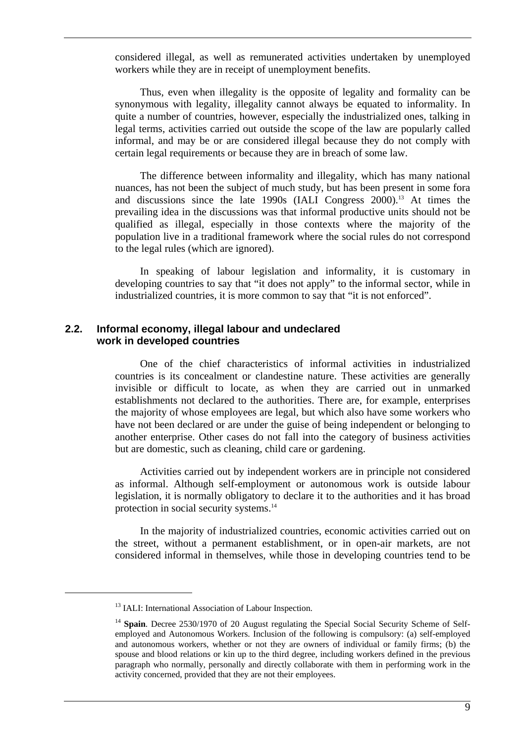considered illegal, as well as remunerated activities undertaken by unemployed workers while they are in receipt of unemployment benefits.

Thus, even when illegality is the opposite of legality and formality can be synonymous with legality, illegality cannot always be equated to informality. In quite a number of countries, however, especially the industrialized ones, talking in legal terms, activities carried out outside the scope of the law are popularly called informal, and may be or are considered illegal because they do not comply with certain legal requirements or because they are in breach of some law.

The difference between informality and illegality, which has many national nuances, has not been the subject of much study, but has been present in some fora and discussions since the late 1990s (IALI Congress 2000).[13] At times the prevailing idea in the discussions was that informal productive units should not be qualified as illegal, especially in those contexts where the majority of the population live in a traditional framework where the social rules do not correspond to the legal rules (which are ignored).

In speaking of labour legislation and informality, it is customary in developing countries to say that "it does not apply" to the informal sector, while in industrialized countries, it is more common to say that "it is not enforced".

### 2.2. Informal economy, illegal labour and undeclared work in developed countries

One of the chief characteristics of informal activities in industrialized countries is its concealment or clandestine nature. These activities are generally invisible or difficult to locate, as when they are carried out in unmarked establishments not declared to the authorities. There are, for example, enterprises the majority of whose employees are legal, but which also have some workers who have not been declared or are under the guise of being independent or belonging to another enterprise. Other cases do not fall into the category of business activities but are domestic, such as cleaning, child care or gardening.

Activities carried out by independent workers are in principle not considered as informal. Although self-employment or autonomous work is outside labour legislation, it is normally obligatory to declare it to the authorities and it has broad protection in social security systems.[14]

In the majority of industrialized countries, economic activities carried out on the street, without a permanent establishment, or in open-air markets, are not considered informal in themselves, while those in developing countries tend to be

---

[13] IALI: International Association of Labour Inspection.

[14] **Spain**. Decree 2530/1970 of 20 August regulating the Special Social Security Scheme of Self-employed and Autonomous Workers. Inclusion of the following is compulsory: (a) self-employed and autonomous workers, whether or not they are owners of individual or family firms; (b) the spouse and blood relations or kin up to the third degree, including workers defined in the previous paragraph who normally, personally and directly collaborate with them in performing work in the activity concerned, provided that they are not their employees.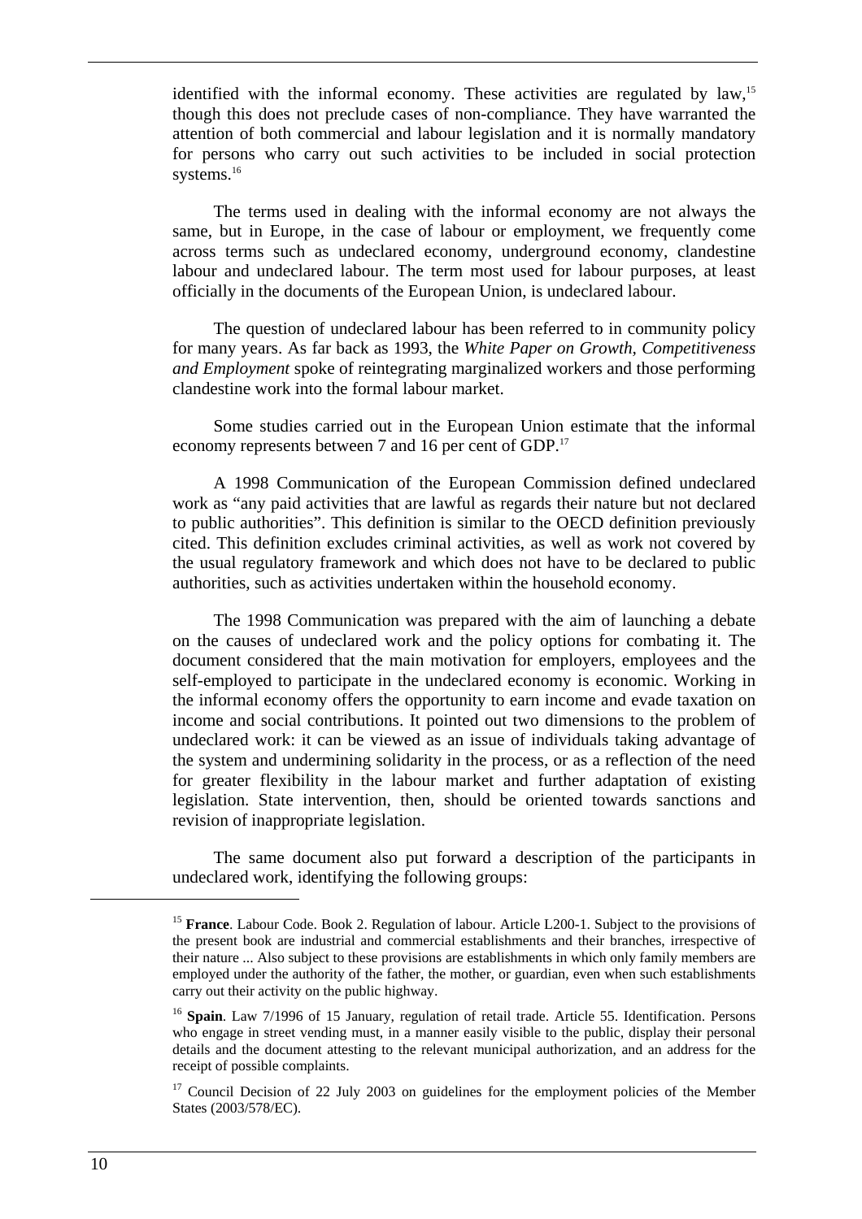identified with the informal economy. These activities are regulated by law,[15] though this does not preclude cases of non-compliance. They have warranted the attention of both commercial and labour legislation and it is normally mandatory for persons who carry out such activities to be included in social protection systems.[16]

The terms used in dealing with the informal economy are not always the same, but in Europe, in the case of labour or employment, we frequently come across terms such as undeclared economy, underground economy, clandestine labour and undeclared labour. The term most used for labour purposes, at least officially in the documents of the European Union, is undeclared labour.

The question of undeclared labour has been referred to in community policy for many years. As far back as 1993, the *White Paper on Growth, Competitiveness and Employment* spoke of reintegrating marginalized workers and those performing clandestine work into the formal labour market.

Some studies carried out in the European Union estimate that the informal economy represents between 7 and 16 per cent of GDP.[17]

A 1998 Communication of the European Commission defined undeclared work as "any paid activities that are lawful as regards their nature but not declared to public authorities". This definition is similar to the OECD definition previously cited. This definition excludes criminal activities, as well as work not covered by the usual regulatory framework and which does not have to be declared to public authorities, such as activities undertaken within the household economy.

The 1998 Communication was prepared with the aim of launching a debate on the causes of undeclared work and the policy options for combating it. The document considered that the main motivation for employers, employees and the self-employed to participate in the undeclared economy is economic. Working in the informal economy offers the opportunity to earn income and evade taxation on income and social contributions. It pointed out two dimensions to the problem of undeclared work: it can be viewed as an issue of individuals taking advantage of the system and undermining solidarity in the process, or as a reflection of the need for greater flexibility in the labour market and further adaptation of existing legislation. State intervention, then, should be oriented towards sanctions and revision of inappropriate legislation.

The same document also put forward a description of the participants in undeclared work, identifying the following groups:

---

[15] **France**. Labour Code. Book 2. Regulation of labour. Article L200-1. Subject to the provisions of the present book are industrial and commercial establishments and their branches, irrespective of their nature ... Also subject to these provisions are establishments in which only family members are employed under the authority of the father, the mother, or guardian, even when such establishments carry out their activity on the public highway.

[16] **Spain**. Law 7/1996 of 15 January, regulation of retail trade. Article 55. Identification. Persons who engage in street vending must, in a manner easily visible to the public, display their personal details and the document attesting to the relevant municipal authorization, and an address for the receipt of possible complaints.

[17] Council Decision of 22 July 2003 on guidelines for the employment policies of the Member States (2003/578/EC).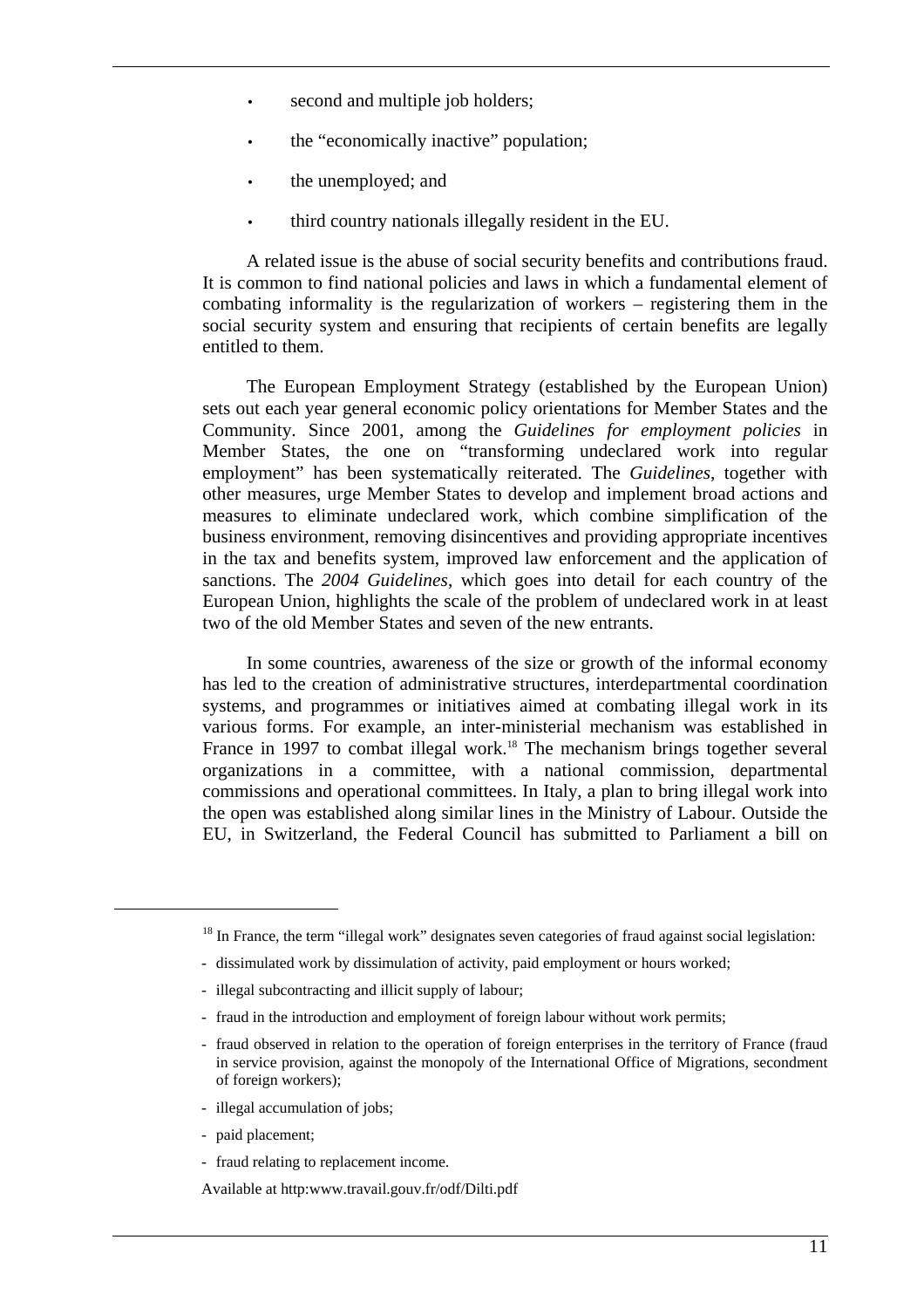- second and multiple job holders;
- the "economically inactive" population;
- the unemployed; and
- third country nationals illegally resident in the EU.

A related issue is the abuse of social security benefits and contributions fraud. It is common to find national policies and laws in which a fundamental element of combating informality is the regularization of workers – registering them in the social security system and ensuring that recipients of certain benefits are legally entitled to them.

The European Employment Strategy (established by the European Union) sets out each year general economic policy orientations for Member States and the Community. Since 2001, among the *Guidelines for employment policies* in Member States, the one on "transforming undeclared work into regular employment" has been systematically reiterated. The *Guidelines*, together with other measures, urge Member States to develop and implement broad actions and measures to eliminate undeclared work, which combine simplification of the business environment, removing disincentives and providing appropriate incentives in the tax and benefits system, improved law enforcement and the application of sanctions. The *2004 Guidelines*, which goes into detail for each country of the European Union, highlights the scale of the problem of undeclared work in at least two of the old Member States and seven of the new entrants.

In some countries, awareness of the size or growth of the informal economy has led to the creation of administrative structures, interdepartmental coordination systems, and programmes or initiatives aimed at combating illegal work in its various forms. For example, an inter-ministerial mechanism was established in France in 1997 to combat illegal work.[18] The mechanism brings together several organizations in a committee, with a national commission, departmental commissions and operational committees. In Italy, a plan to bring illegal work into the open was established along similar lines in the Ministry of Labour. Outside the EU, in Switzerland, the Federal Council has submitted to Parliament a bill on

---

[18] In France, the term "illegal work" designates seven categories of fraud against social legislation:

- dissimulated work by dissimulation of activity, paid employment or hours worked;
- illegal subcontracting and illicit supply of labour;
- fraud in the introduction and employment of foreign labour without work permits;
- fraud observed in relation to the operation of foreign enterprises in the territory of France (fraud in service provision, against the monopoly of the International Office of Migrations, secondment of foreign workers);
- illegal accumulation of jobs;
- paid placement;
- fraud relating to replacement income.

Available at http:www.travail.gouv.fr/odf/Dilti.pdf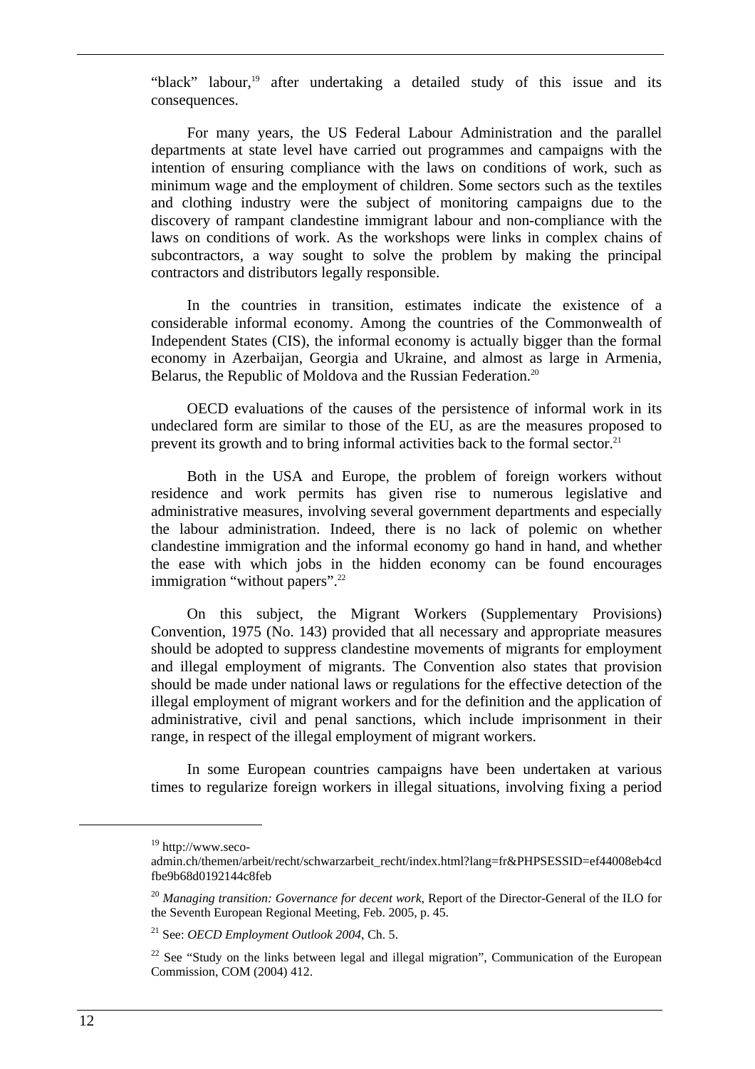"black" labour,[19] after undertaking a detailed study of this issue and its consequences.

For many years, the US Federal Labour Administration and the parallel departments at state level have carried out programmes and campaigns with the intention of ensuring compliance with the laws on conditions of work, such as minimum wage and the employment of children. Some sectors such as the textiles and clothing industry were the subject of monitoring campaigns due to the discovery of rampant clandestine immigrant labour and non-compliance with the laws on conditions of work. As the workshops were links in complex chains of subcontractors, a way sought to solve the problem by making the principal contractors and distributors legally responsible.

In the countries in transition, estimates indicate the existence of a considerable informal economy. Among the countries of the Commonwealth of Independent States (CIS), the informal economy is actually bigger than the formal economy in Azerbaijan, Georgia and Ukraine, and almost as large in Armenia, Belarus, the Republic of Moldova and the Russian Federation.[20]

OECD evaluations of the causes of the persistence of informal work in its undeclared form are similar to those of the EU, as are the measures proposed to prevent its growth and to bring informal activities back to the formal sector.[21]

Both in the USA and Europe, the problem of foreign workers without residence and work permits has given rise to numerous legislative and administrative measures, involving several government departments and especially the labour administration. Indeed, there is no lack of polemic on whether clandestine immigration and the informal economy go hand in hand, and whether the ease with which jobs in the hidden economy can be found encourages immigration "without papers".[22]

On this subject, the Migrant Workers (Supplementary Provisions) Convention, 1975 (No. 143) provided that all necessary and appropriate measures should be adopted to suppress clandestine movements of migrants for employment and illegal employment of migrants. The Convention also states that provision should be made under national laws or regulations for the effective detection of the illegal employment of migrant workers and for the definition and the application of administrative, civil and penal sanctions, which include imprisonment in their range, in respect of the illegal employment of migrant workers.

In some European countries campaigns have been undertaken at various times to regularize foreign workers in illegal situations, involving fixing a period

---

[19] http://www.seco-admin.ch/themen/arbeit/recht/schwarzarbeit_recht/index.html?lang=fr&PHPSESSID=ef44008eb4cdfbe9b68d0192144c8feb

[20] *Managing transition: Governance for decent work*, Report of the Director-General of the ILO for the Seventh European Regional Meeting, Feb. 2005, p. 45.

[21] See: *OECD Employment Outlook 2004*, Ch. 5.

[22] See "Study on the links between legal and illegal migration", Communication of the European Commission, COM (2004) 412.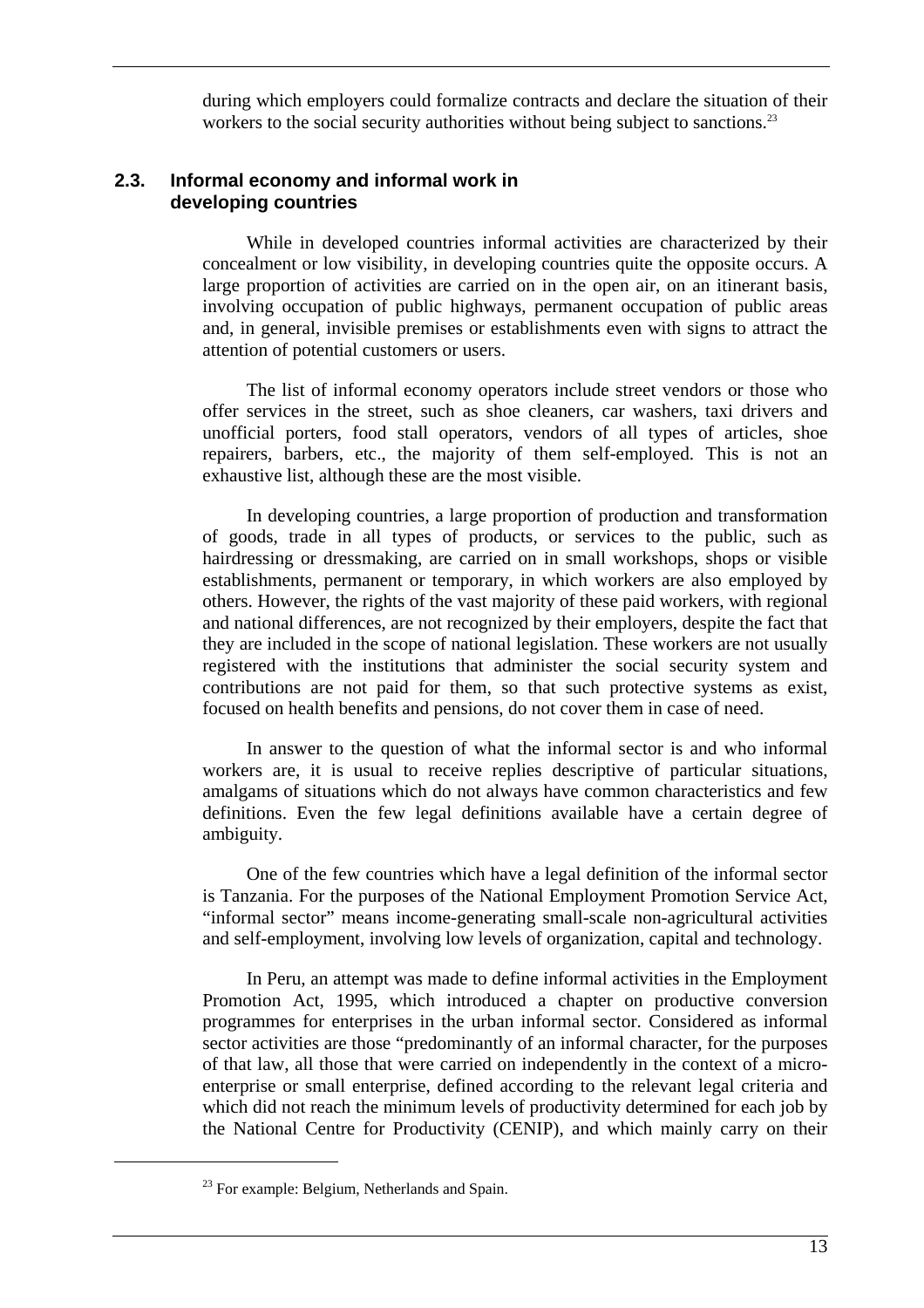during which employers could formalize contracts and declare the situation of their workers to the social security authorities without being subject to sanctions.[23]

## 2.3. Informal economy and informal work in developing countries

While in developed countries informal activities are characterized by their concealment or low visibility, in developing countries quite the opposite occurs. A large proportion of activities are carried on in the open air, on an itinerant basis, involving occupation of public highways, permanent occupation of public areas and, in general, invisible premises or establishments even with signs to attract the attention of potential customers or users.

The list of informal economy operators include street vendors or those who offer services in the street, such as shoe cleaners, car washers, taxi drivers and unofficial porters, food stall operators, vendors of all types of articles, shoe repairers, barbers, etc., the majority of them self-employed. This is not an exhaustive list, although these are the most visible.

In developing countries, a large proportion of production and transformation of goods, trade in all types of products, or services to the public, such as hairdressing or dressmaking, are carried on in small workshops, shops or visible establishments, permanent or temporary, in which workers are also employed by others. However, the rights of the vast majority of these paid workers, with regional and national differences, are not recognized by their employers, despite the fact that they are included in the scope of national legislation. These workers are not usually registered with the institutions that administer the social security system and contributions are not paid for them, so that such protective systems as exist, focused on health benefits and pensions, do not cover them in case of need.

In answer to the question of what the informal sector is and who informal workers are, it is usual to receive replies descriptive of particular situations, amalgams of situations which do not always have common characteristics and few definitions. Even the few legal definitions available have a certain degree of ambiguity.

One of the few countries which have a legal definition of the informal sector is Tanzania. For the purposes of the National Employment Promotion Service Act, "informal sector" means income-generating small-scale non-agricultural activities and self-employment, involving low levels of organization, capital and technology.

In Peru, an attempt was made to define informal activities in the Employment Promotion Act, 1995, which introduced a chapter on productive conversion programmes for enterprises in the urban informal sector. Considered as informal sector activities are those "predominantly of an informal character, for the purposes of that law, all those that were carried on independently in the context of a micro-enterprise or small enterprise, defined according to the relevant legal criteria and which did not reach the minimum levels of productivity determined for each job by the National Centre for Productivity (CENIP), and which mainly carry on their

[23] For example: Belgium, Netherlands and Spain.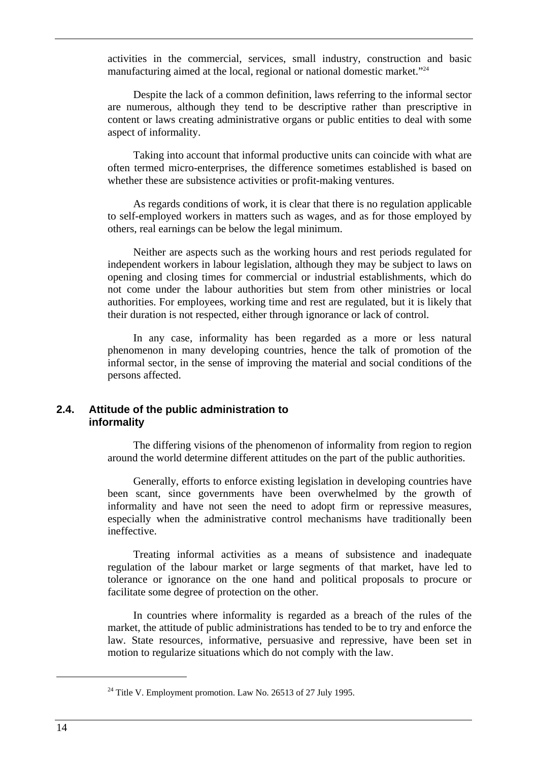activities in the commercial, services, small industry, construction and basic manufacturing aimed at the local, regional or national domestic market."[24]

Despite the lack of a common definition, laws referring to the informal sector are numerous, although they tend to be descriptive rather than prescriptive in content or laws creating administrative organs or public entities to deal with some aspect of informality.

Taking into account that informal productive units can coincide with what are often termed micro-enterprises, the difference sometimes established is based on whether these are subsistence activities or profit-making ventures.

As regards conditions of work, it is clear that there is no regulation applicable to self-employed workers in matters such as wages, and as for those employed by others, real earnings can be below the legal minimum.

Neither are aspects such as the working hours and rest periods regulated for independent workers in labour legislation, although they may be subject to laws on opening and closing times for commercial or industrial establishments, which do not come under the labour authorities but stem from other ministries or local authorities. For employees, working time and rest are regulated, but it is likely that their duration is not respected, either through ignorance or lack of control.

In any case, informality has been regarded as a more or less natural phenomenon in many developing countries, hence the talk of promotion of the informal sector, in the sense of improving the material and social conditions of the persons affected.

### 2.4. Attitude of the public administration to informality

The differing visions of the phenomenon of informality from region to region around the world determine different attitudes on the part of the public authorities.

Generally, efforts to enforce existing legislation in developing countries have been scant, since governments have been overwhelmed by the growth of informality and have not seen the need to adopt firm or repressive measures, especially when the administrative control mechanisms have traditionally been ineffective.

Treating informal activities as a means of subsistence and inadequate regulation of the labour market or large segments of that market, have led to tolerance or ignorance on the one hand and political proposals to procure or facilitate some degree of protection on the other.

In countries where informality is regarded as a breach of the rules of the market, the attitude of public administrations has tended to be to try and enforce the law. State resources, informative, persuasive and repressive, have been set in motion to regularize situations which do not comply with the law.

---

[24] Title V. Employment promotion. Law No. 26513 of 27 July 1995.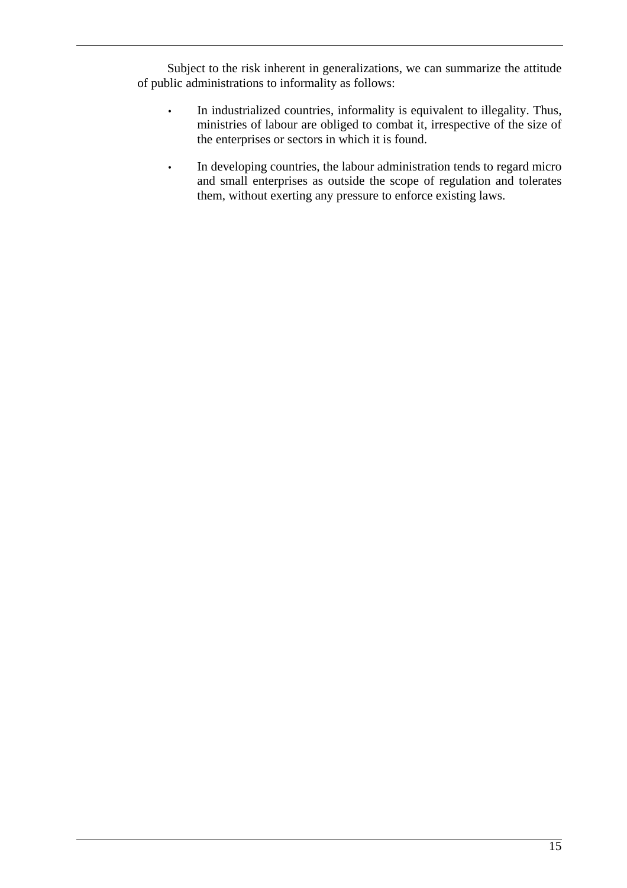Subject to the risk inherent in generalizations, we can summarize the attitude of public administrations to informality as follows:

- In industrialized countries, informality is equivalent to illegality. Thus, ministries of labour are obliged to combat it, irrespective of the size of the enterprises or sectors in which it is found.

- In developing countries, the labour administration tends to regard micro and small enterprises as outside the scope of regulation and tolerates them, without exerting any pressure to enforce existing laws.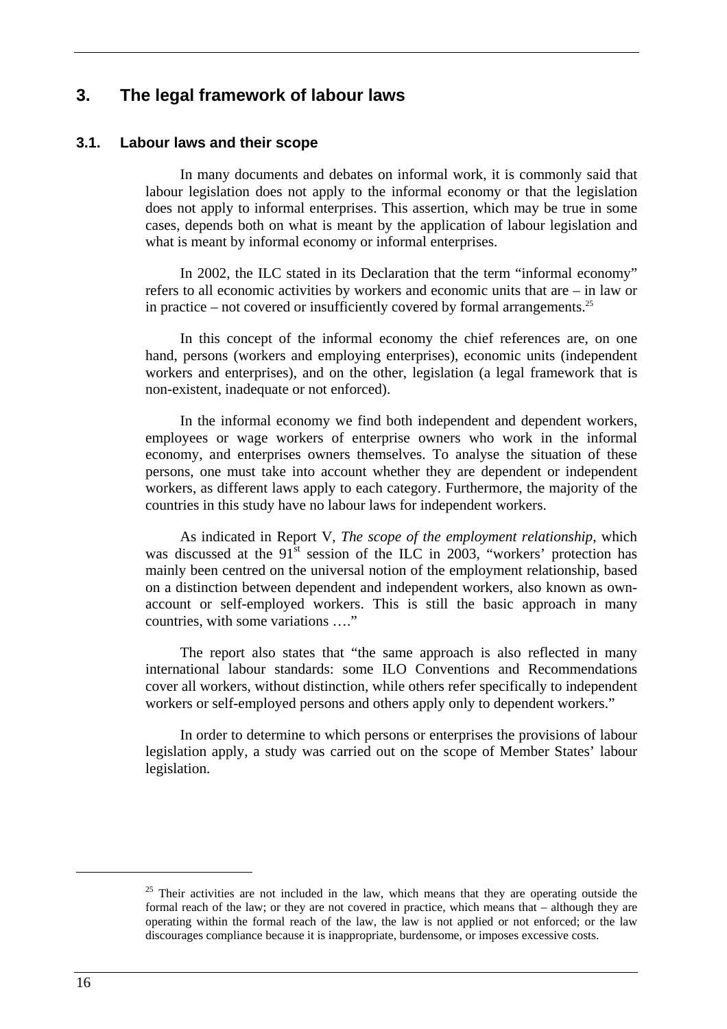# 3. The legal framework of labour laws

## 3.1. Labour laws and their scope

In many documents and debates on informal work, it is commonly said that labour legislation does not apply to the informal economy or that the legislation does not apply to informal enterprises. This assertion, which may be true in some cases, depends both on what is meant by the application of labour legislation and what is meant by informal economy or informal enterprises.

In 2002, the ILC stated in its Declaration that the term "informal economy" refers to all economic activities by workers and economic units that are – in law or in practice – not covered or insufficiently covered by formal arrangements.[25]

In this concept of the informal economy the chief references are, on one hand, persons (workers and employing enterprises), economic units (independent workers and enterprises), and on the other, legislation (a legal framework that is non-existent, inadequate or not enforced).

In the informal economy we find both independent and dependent workers, employees or wage workers of enterprise owners who work in the informal economy, and enterprises owners themselves. To analyse the situation of these persons, one must take into account whether they are dependent or independent workers, as different laws apply to each category. Furthermore, the majority of the countries in this study have no labour laws for independent workers.

As indicated in Report V, *The scope of the employment relationship*, which was discussed at the 91st session of the ILC in 2003, "workers' protection has mainly been centred on the universal notion of the employment relationship, based on a distinction between dependent and independent workers, also known as own-account or self-employed workers. This is still the basic approach in many countries, with some variations …."

The report also states that "the same approach is also reflected in many international labour standards: some ILO Conventions and Recommendations cover all workers, without distinction, while others refer specifically to independent workers or self-employed persons and others apply only to dependent workers."

In order to determine to which persons or enterprises the provisions of labour legislation apply, a study was carried out on the scope of Member States' labour legislation.

---

[25] Their activities are not included in the law, which means that they are operating outside the formal reach of the law; or they are not covered in practice, which means that – although they are operating within the formal reach of the law, the law is not applied or not enforced; or the law discourages compliance because it is inappropriate, burdensome, or imposes excessive costs.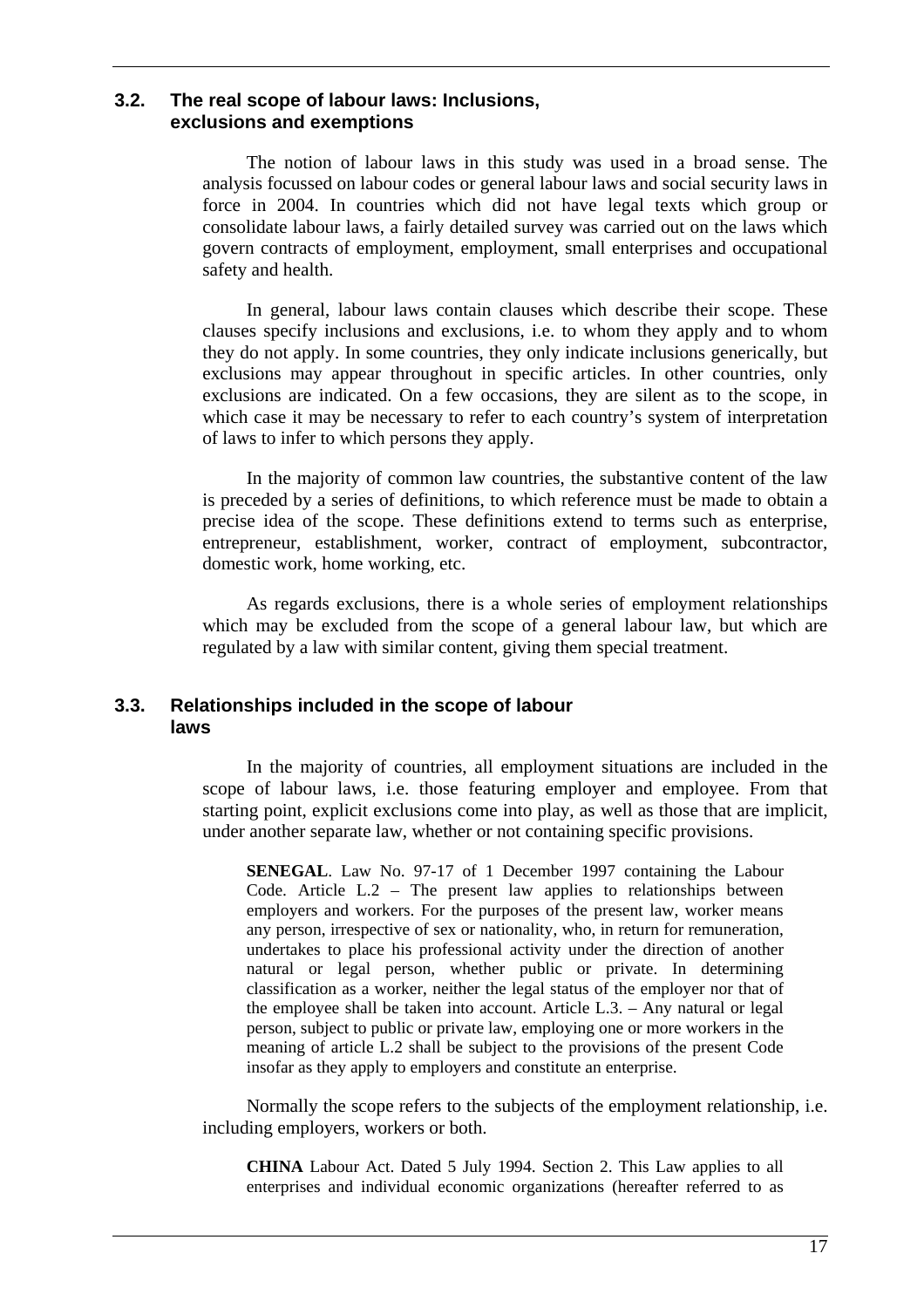### 3.2. The real scope of labour laws: Inclusions, exclusions and exemptions

The notion of labour laws in this study was used in a broad sense. The analysis focussed on labour codes or general labour laws and social security laws in force in 2004. In countries which did not have legal texts which group or consolidate labour laws, a fairly detailed survey was carried out on the laws which govern contracts of employment, employment, small enterprises and occupational safety and health.

In general, labour laws contain clauses which describe their scope. These clauses specify inclusions and exclusions, i.e. to whom they apply and to whom they do not apply. In some countries, they only indicate inclusions generically, but exclusions may appear throughout in specific articles. In other countries, only exclusions are indicated. On a few occasions, they are silent as to the scope, in which case it may be necessary to refer to each country's system of interpretation of laws to infer to which persons they apply.

In the majority of common law countries, the substantive content of the law is preceded by a series of definitions, to which reference must be made to obtain a precise idea of the scope. These definitions extend to terms such as enterprise, entrepreneur, establishment, worker, contract of employment, subcontractor, domestic work, home working, etc.

As regards exclusions, there is a whole series of employment relationships which may be excluded from the scope of a general labour law, but which are regulated by a law with similar content, giving them special treatment.

### 3.3. Relationships included in the scope of labour laws

In the majority of countries, all employment situations are included in the scope of labour laws, i.e. those featuring employer and employee. From that starting point, explicit exclusions come into play, as well as those that are implicit, under another separate law, whether or not containing specific provisions.

> **SENEGAL**. Law No. 97-17 of 1 December 1997 containing the Labour Code. Article L.2 – The present law applies to relationships between employers and workers. For the purposes of the present law, worker means any person, irrespective of sex or nationality, who, in return for remuneration, undertakes to place his professional activity under the direction of another natural or legal person, whether public or private. In determining classification as a worker, neither the legal status of the employer nor that of the employee shall be taken into account. Article L.3. – Any natural or legal person, subject to public or private law, employing one or more workers in the meaning of article L.2 shall be subject to the provisions of the present Code insofar as they apply to employers and constitute an enterprise.

Normally the scope refers to the subjects of the employment relationship, i.e. including employers, workers or both.

> **CHINA** Labour Act. Dated 5 July 1994. Section 2. This Law applies to all enterprises and individual economic organizations (hereafter referred to as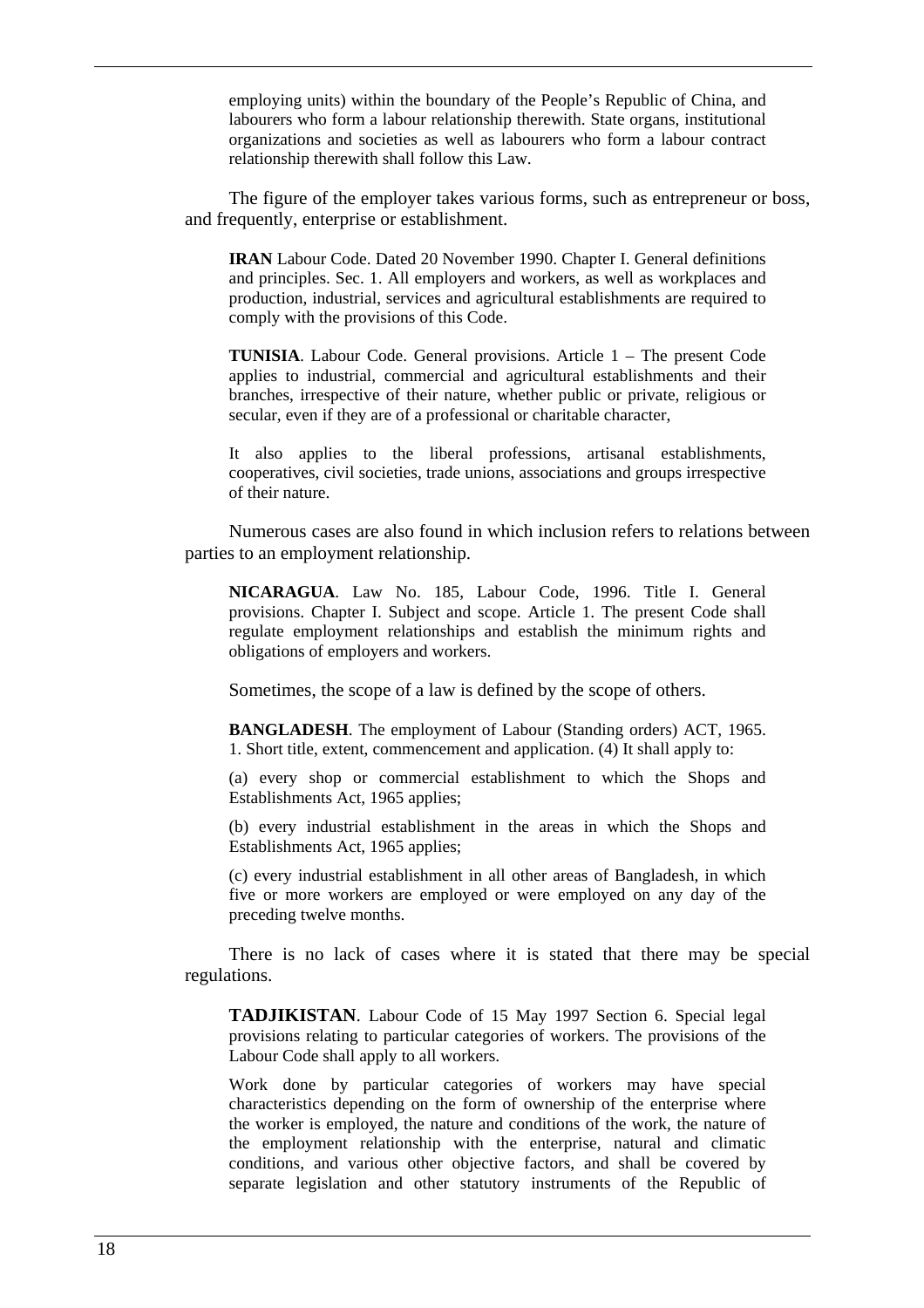employing units) within the boundary of the People's Republic of China, and labourers who form a labour relationship therewith. State organs, institutional organizations and societies as well as labourers who form a labour contract relationship therewith shall follow this Law.

The figure of the employer takes various forms, such as entrepreneur or boss, and frequently, enterprise or establishment.

**IRAN** Labour Code. Dated 20 November 1990. Chapter I. General definitions and principles. Sec. 1. All employers and workers, as well as workplaces and production, industrial, services and agricultural establishments are required to comply with the provisions of this Code.

**TUNISIA**. Labour Code. General provisions. Article 1 – The present Code applies to industrial, commercial and agricultural establishments and their branches, irrespective of their nature, whether public or private, religious or secular, even if they are of a professional or charitable character,

It also applies to the liberal professions, artisanal establishments, cooperatives, civil societies, trade unions, associations and groups irrespective of their nature.

Numerous cases are also found in which inclusion refers to relations between parties to an employment relationship.

**NICARAGUA**. Law No. 185, Labour Code, 1996. Title I. General provisions. Chapter I. Subject and scope. Article 1. The present Code shall regulate employment relationships and establish the minimum rights and obligations of employers and workers.

Sometimes, the scope of a law is defined by the scope of others.

**BANGLADESH**. The employment of Labour (Standing orders) ACT, 1965. 1. Short title, extent, commencement and application. (4) It shall apply to:

(a) every shop or commercial establishment to which the Shops and Establishments Act, 1965 applies;

(b) every industrial establishment in the areas in which the Shops and Establishments Act, 1965 applies;

(c) every industrial establishment in all other areas of Bangladesh, in which five or more workers are employed or were employed on any day of the preceding twelve months.

There is no lack of cases where it is stated that there may be special regulations.

**TADJIKISTAN**. Labour Code of 15 May 1997 Section 6. Special legal provisions relating to particular categories of workers. The provisions of the Labour Code shall apply to all workers.

Work done by particular categories of workers may have special characteristics depending on the form of ownership of the enterprise where the worker is employed, the nature and conditions of the work, the nature of the employment relationship with the enterprise, natural and climatic conditions, and various other objective factors, and shall be covered by separate legislation and other statutory instruments of the Republic of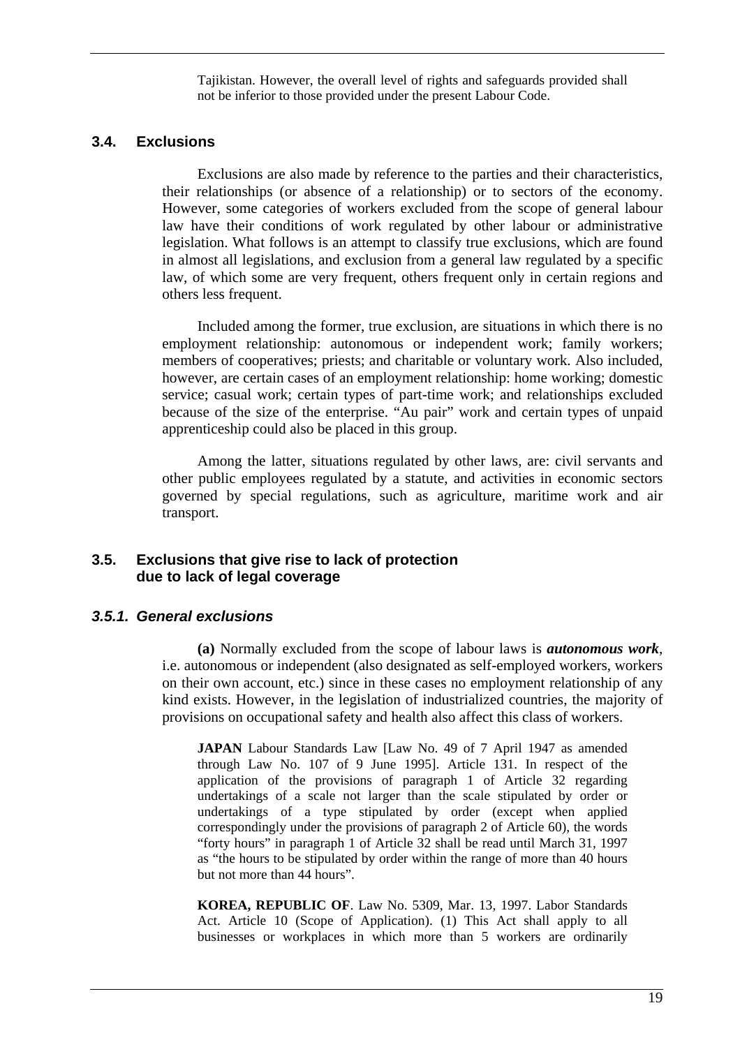Tajikistan. However, the overall level of rights and safeguards provided shall not be inferior to those provided under the present Labour Code.

## 3.4. Exclusions

Exclusions are also made by reference to the parties and their characteristics, their relationships (or absence of a relationship) or to sectors of the economy. However, some categories of workers excluded from the scope of general labour law have their conditions of work regulated by other labour or administrative legislation. What follows is an attempt to classify true exclusions, which are found in almost all legislations, and exclusion from a general law regulated by a specific law, of which some are very frequent, others frequent only in certain regions and others less frequent.

Included among the former, true exclusion, are situations in which there is no employment relationship: autonomous or independent work; family workers; members of cooperatives; priests; and charitable or voluntary work. Also included, however, are certain cases of an employment relationship: home working; domestic service; casual work; certain types of part-time work; and relationships excluded because of the size of the enterprise. "Au pair" work and certain types of unpaid apprenticeship could also be placed in this group.

Among the latter, situations regulated by other laws, are: civil servants and other public employees regulated by a statute, and activities in economic sectors governed by special regulations, such as agriculture, maritime work and air transport.

## 3.5. Exclusions that give rise to lack of protection due to lack of legal coverage

### *3.5.1. General exclusions*

**(a)** Normally excluded from the scope of labour laws is ***autonomous work***, i.e. autonomous or independent (also designated as self-employed workers, workers on their own account, etc.) since in these cases no employment relationship of any kind exists. However, in the legislation of industrialized countries, the majority of provisions on occupational safety and health also affect this class of workers.

> **JAPAN** Labour Standards Law [Law No. 49 of 7 April 1947 as amended through Law No. 107 of 9 June 1995]. Article 131. In respect of the application of the provisions of paragraph 1 of Article 32 regarding undertakings of a scale not larger than the scale stipulated by order or undertakings of a type stipulated by order (except when applied correspondingly under the provisions of paragraph 2 of Article 60), the words "forty hours" in paragraph 1 of Article 32 shall be read until March 31, 1997 as "the hours to be stipulated by order within the range of more than 40 hours but not more than 44 hours".

> **KOREA, REPUBLIC OF**. Law No. 5309, Mar. 13, 1997. Labor Standards Act. Article 10 (Scope of Application). (1) This Act shall apply to all businesses or workplaces in which more than 5 workers are ordinarily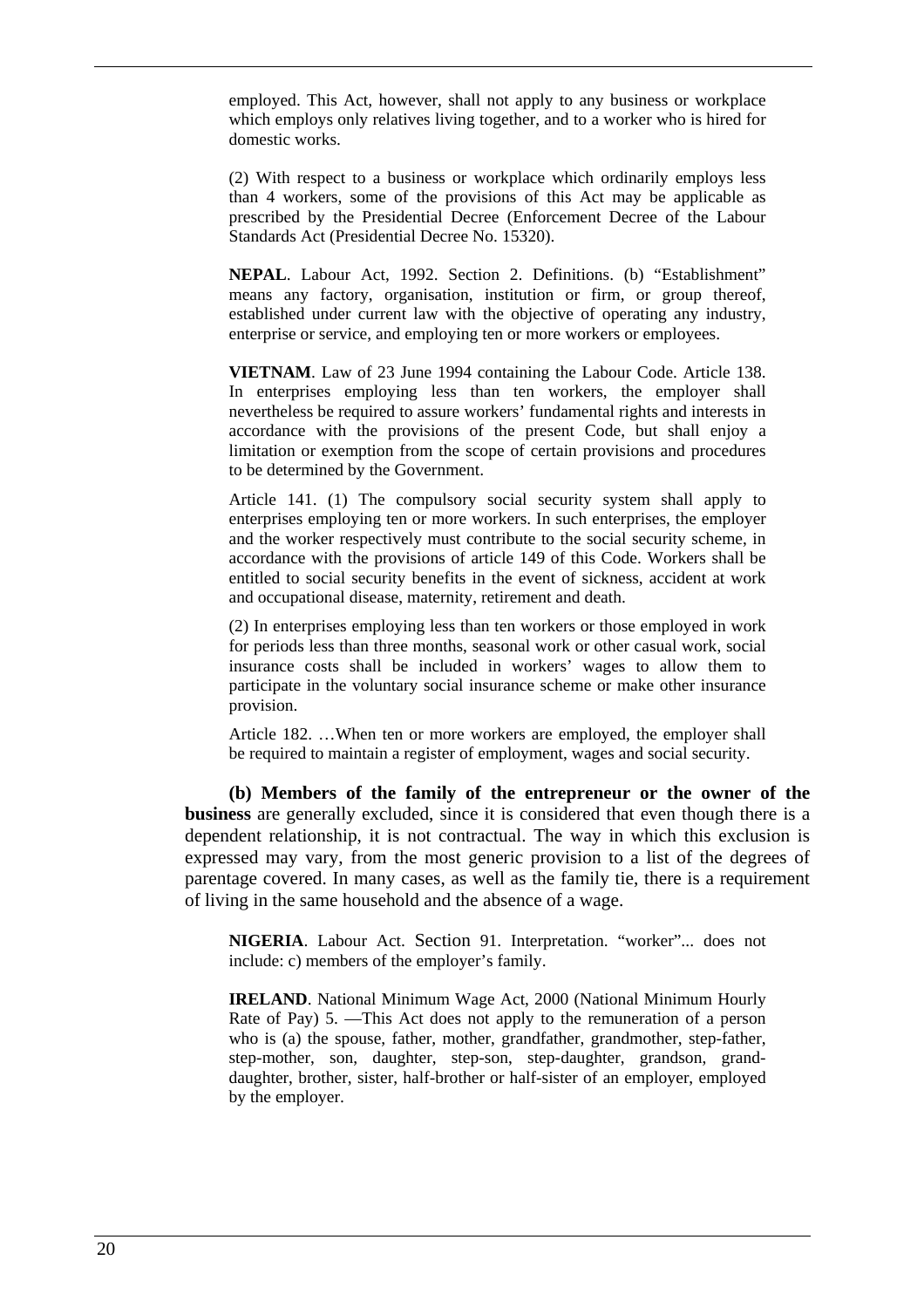employed. This Act, however, shall not apply to any business or workplace which employs only relatives living together, and to a worker who is hired for domestic works.

(2) With respect to a business or workplace which ordinarily employs less than 4 workers, some of the provisions of this Act may be applicable as prescribed by the Presidential Decree (Enforcement Decree of the Labour Standards Act (Presidential Decree No. 15320).

**NEPAL**. Labour Act, 1992. Section 2. Definitions. (b) "Establishment" means any factory, organisation, institution or firm, or group thereof, established under current law with the objective of operating any industry, enterprise or service, and employing ten or more workers or employees.

**VIETNAM**. Law of 23 June 1994 containing the Labour Code. Article 138. In enterprises employing less than ten workers, the employer shall nevertheless be required to assure workers' fundamental rights and interests in accordance with the provisions of the present Code, but shall enjoy a limitation or exemption from the scope of certain provisions and procedures to be determined by the Government.

Article 141. (1) The compulsory social security system shall apply to enterprises employing ten or more workers. In such enterprises, the employer and the worker respectively must contribute to the social security scheme, in accordance with the provisions of article 149 of this Code. Workers shall be entitled to social security benefits in the event of sickness, accident at work and occupational disease, maternity, retirement and death.

(2) In enterprises employing less than ten workers or those employed in work for periods less than three months, seasonal work or other casual work, social insurance costs shall be included in workers' wages to allow them to participate in the voluntary social insurance scheme or make other insurance provision.

Article 182. …When ten or more workers are employed, the employer shall be required to maintain a register of employment, wages and social security.

**(b) Members of the family of the entrepreneur or the owner of the business** are generally excluded, since it is considered that even though there is a dependent relationship, it is not contractual. The way in which this exclusion is expressed may vary, from the most generic provision to a list of the degrees of parentage covered. In many cases, as well as the family tie, there is a requirement of living in the same household and the absence of a wage.

**NIGERIA**. Labour Act. Section 91. Interpretation. "worker"... does not include: c) members of the employer's family.

**IRELAND**. National Minimum Wage Act, 2000 (National Minimum Hourly Rate of Pay) 5. —This Act does not apply to the remuneration of a person who is (a) the spouse, father, mother, grandfather, grandmother, step-father, step-mother, son, daughter, step-son, step-daughter, grandson, grand-daughter, brother, sister, half-brother or half-sister of an employer, employed by the employer.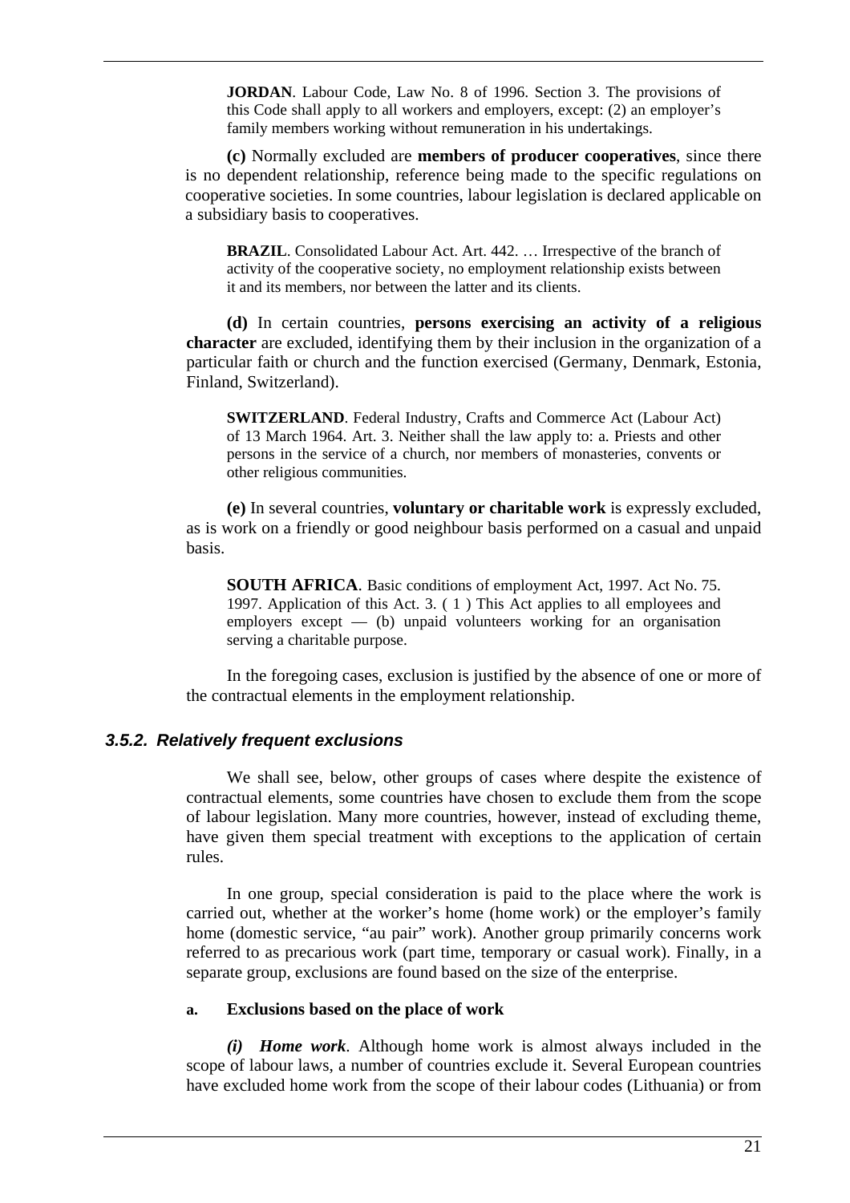> **JORDAN**. Labour Code, Law No. 8 of 1996. Section 3. The provisions of this Code shall apply to all workers and employers, except: (2) an employer's family members working without remuneration in his undertakings.

**(c)** Normally excluded are **members of producer cooperatives**, since there is no dependent relationship, reference being made to the specific regulations on cooperative societies. In some countries, labour legislation is declared applicable on a subsidiary basis to cooperatives.

> **BRAZIL**. Consolidated Labour Act. Art. 442. … Irrespective of the branch of activity of the cooperative society, no employment relationship exists between it and its members, nor between the latter and its clients.

**(d)** In certain countries, **persons exercising an activity of a religious character** are excluded, identifying them by their inclusion in the organization of a particular faith or church and the function exercised (Germany, Denmark, Estonia, Finland, Switzerland).

> **SWITZERLAND**. Federal Industry, Crafts and Commerce Act (Labour Act) of 13 March 1964. Art. 3. Neither shall the law apply to: a. Priests and other persons in the service of a church, nor members of monasteries, convents or other religious communities.

**(e)** In several countries, **voluntary or charitable work** is expressly excluded, as is work on a friendly or good neighbour basis performed on a casual and unpaid basis.

> **SOUTH AFRICA**. Basic conditions of employment Act, 1997. Act No. 75. 1997. Application of this Act. 3. ( 1 ) This Act applies to all employees and employers except — (b) unpaid volunteers working for an organisation serving a charitable purpose.

In the foregoing cases, exclusion is justified by the absence of one or more of the contractual elements in the employment relationship.

### *3.5.2. Relatively frequent exclusions*

We shall see, below, other groups of cases where despite the existence of contractual elements, some countries have chosen to exclude them from the scope of labour legislation. Many more countries, however, instead of excluding theme, have given them special treatment with exceptions to the application of certain rules.

In one group, special consideration is paid to the place where the work is carried out, whether at the worker's home (home work) or the employer's family home (domestic service, "au pair" work). Another group primarily concerns work referred to as precarious work (part time, temporary or casual work). Finally, in a separate group, exclusions are found based on the size of the enterprise.

#### a. Exclusions based on the place of work

***(i) Home work***. Although home work is almost always included in the scope of labour laws, a number of countries exclude it. Several European countries have excluded home work from the scope of their labour codes (Lithuania) or from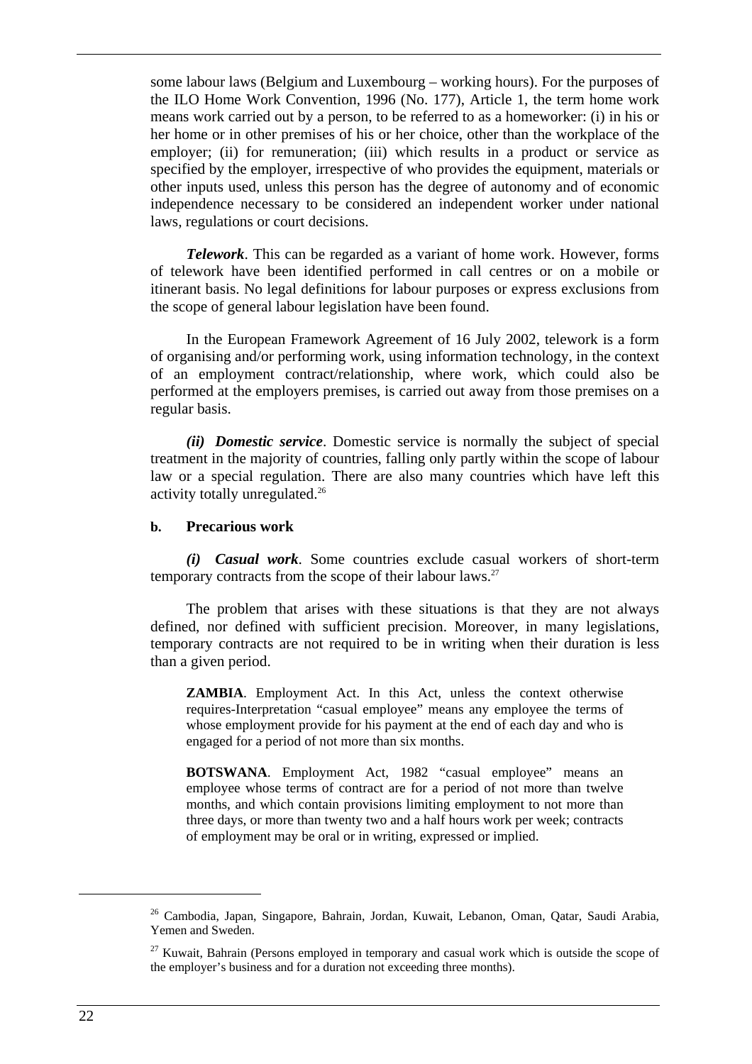some labour laws (Belgium and Luxembourg – working hours). For the purposes of the ILO Home Work Convention, 1996 (No. 177), Article 1, the term home work means work carried out by a person, to be referred to as a homeworker: (i) in his or her home or in other premises of his or her choice, other than the workplace of the employer; (ii) for remuneration; (iii) which results in a product or service as specified by the employer, irrespective of who provides the equipment, materials or other inputs used, unless this person has the degree of autonomy and of economic independence necessary to be considered an independent worker under national laws, regulations or court decisions.

***Telework***. This can be regarded as a variant of home work. However, forms of telework have been identified performed in call centres or on a mobile or itinerant basis. No legal definitions for labour purposes or express exclusions from the scope of general labour legislation have been found.

In the European Framework Agreement of 16 July 2002, telework is a form of organising and/or performing work, using information technology, in the context of an employment contract/relationship, where work, which could also be performed at the employers premises, is carried out away from those premises on a regular basis.

***(ii) Domestic service***. Domestic service is normally the subject of special treatment in the majority of countries, falling only partly within the scope of labour law or a special regulation. There are also many countries which have left this activity totally unregulated.[26]

**b. Precarious work**

***(i) Casual work***. Some countries exclude casual workers of short-term temporary contracts from the scope of their labour laws.[27]

The problem that arises with these situations is that they are not always defined, nor defined with sufficient precision. Moreover, in many legislations, temporary contracts are not required to be in writing when their duration is less than a given period.

> **ZAMBIA**. Employment Act. In this Act, unless the context otherwise requires-Interpretation "casual employee" means any employee the terms of whose employment provide for his payment at the end of each day and who is engaged for a period of not more than six months.
>
> **BOTSWANA**. Employment Act, 1982 "casual employee" means an employee whose terms of contract are for a period of not more than twelve months, and which contain provisions limiting employment to not more than three days, or more than twenty two and a half hours work per week; contracts of employment may be oral or in writing, expressed or implied.

---

[26] Cambodia, Japan, Singapore, Bahrain, Jordan, Kuwait, Lebanon, Oman, Qatar, Saudi Arabia, Yemen and Sweden.

[27] Kuwait, Bahrain (Persons employed in temporary and casual work which is outside the scope of the employer's business and for a duration not exceeding three months).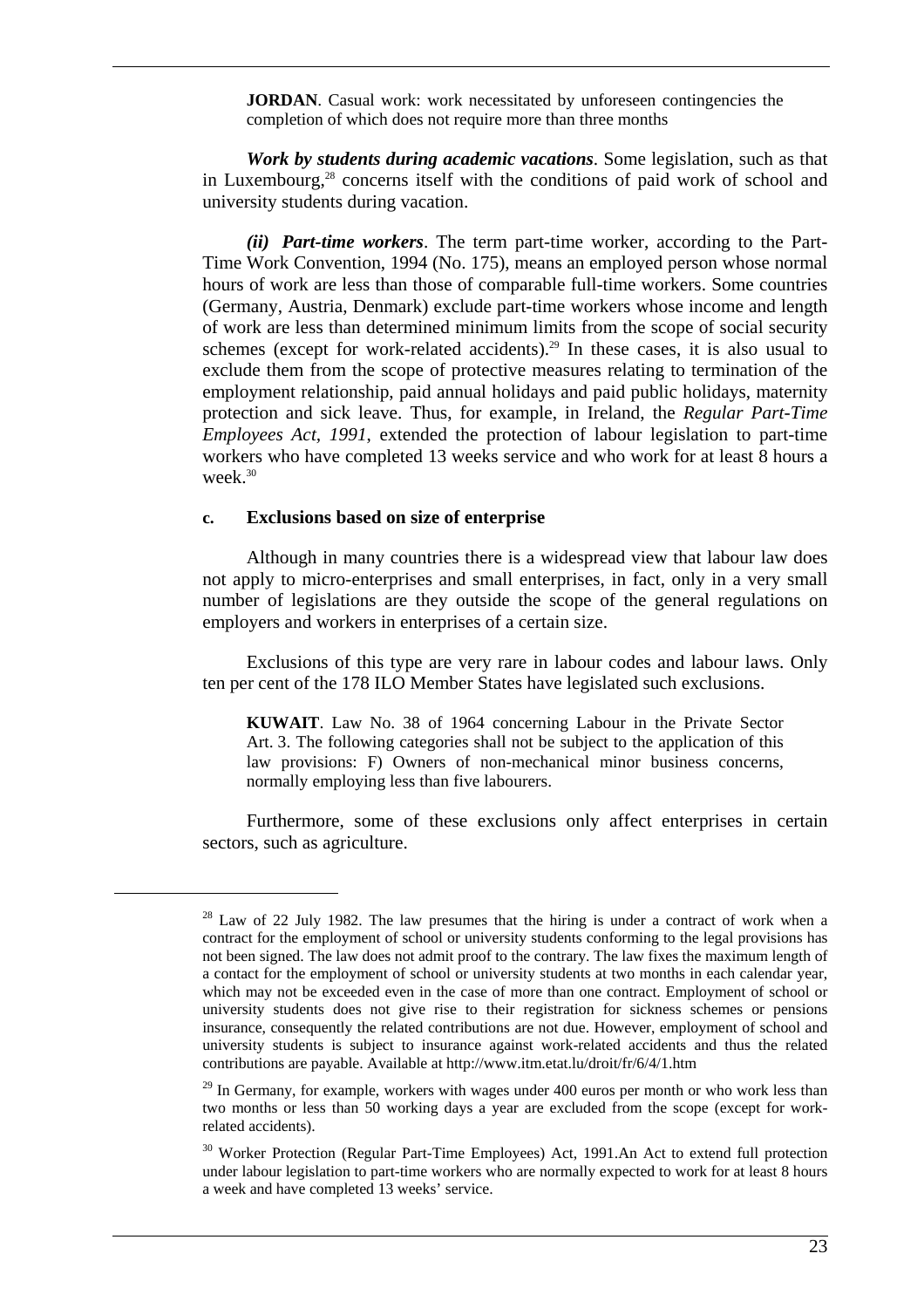**JORDAN**. Casual work: work necessitated by unforeseen contingencies the completion of which does not require more than three months

***Work by students during academic vacations***. Some legislation, such as that in Luxembourg,[28] concerns itself with the conditions of paid work of school and university students during vacation.

***(ii) Part-time workers***. The term part-time worker, according to the Part-Time Work Convention, 1994 (No. 175), means an employed person whose normal hours of work are less than those of comparable full-time workers. Some countries (Germany, Austria, Denmark) exclude part-time workers whose income and length of work are less than determined minimum limits from the scope of social security schemes (except for work-related accidents).[29] In these cases, it is also usual to exclude them from the scope of protective measures relating to termination of the employment relationship, paid annual holidays and paid public holidays, maternity protection and sick leave. Thus, for example, in Ireland, the *Regular Part-Time Employees Act, 1991*, extended the protection of labour legislation to part-time workers who have completed 13 weeks service and who work for at least 8 hours a week.[30]

### c. Exclusions based on size of enterprise

Although in many countries there is a widespread view that labour law does not apply to micro-enterprises and small enterprises, in fact, only in a very small number of legislations are they outside the scope of the general regulations on employers and workers in enterprises of a certain size.

Exclusions of this type are very rare in labour codes and labour laws. Only ten per cent of the 178 ILO Member States have legislated such exclusions.

**KUWAIT**. Law No. 38 of 1964 concerning Labour in the Private Sector Art. 3. The following categories shall not be subject to the application of this law provisions: F) Owners of non-mechanical minor business concerns, normally employing less than five labourers.

Furthermore, some of these exclusions only affect enterprises in certain sectors, such as agriculture.

---

[28] Law of 22 July 1982. The law presumes that the hiring is under a contract of work when a contract for the employment of school or university students conforming to the legal provisions has not been signed. The law does not admit proof to the contrary. The law fixes the maximum length of a contact for the employment of school or university students at two months in each calendar year, which may not be exceeded even in the case of more than one contract. Employment of school or university students does not give rise to their registration for sickness schemes or pensions insurance, consequently the related contributions are not due. However, employment of school and university students is subject to insurance against work-related accidents and thus the related contributions are payable. Available at http://www.itm.etat.lu/droit/fr/6/4/1.htm

[29] In Germany, for example, workers with wages under 400 euros per month or who work less than two months or less than 50 working days a year are excluded from the scope (except for work-related accidents).

[30] Worker Protection (Regular Part-Time Employees) Act, 1991.An Act to extend full protection under labour legislation to part-time workers who are normally expected to work for at least 8 hours a week and have completed 13 weeks' service.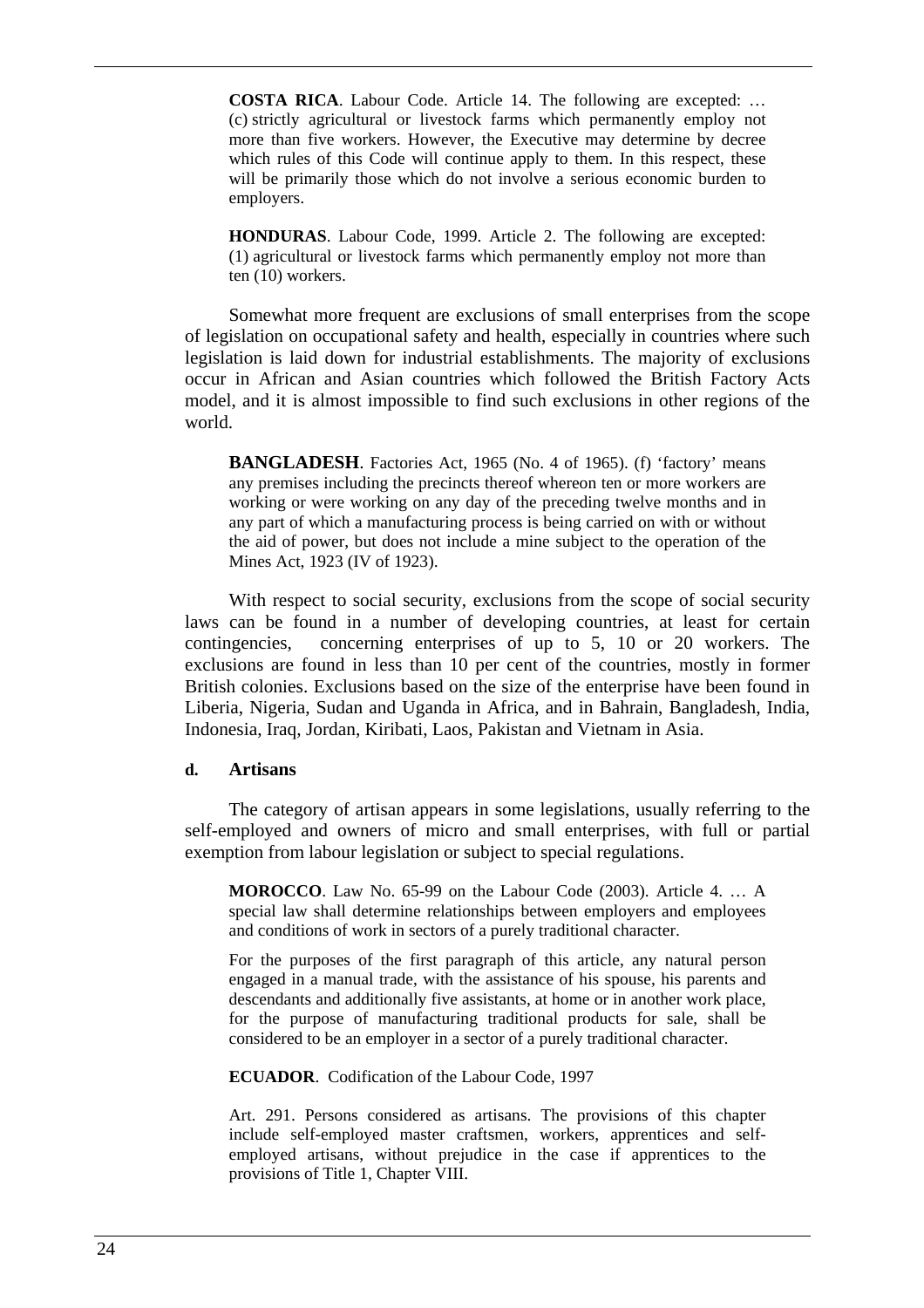**COSTA RICA**. Labour Code. Article 14. The following are excepted: … (c) strictly agricultural or livestock farms which permanently employ not more than five workers. However, the Executive may determine by decree which rules of this Code will continue apply to them. In this respect, these will be primarily those which do not involve a serious economic burden to employers.

**HONDURAS**. Labour Code, 1999. Article 2. The following are excepted: (1) agricultural or livestock farms which permanently employ not more than ten (10) workers.

Somewhat more frequent are exclusions of small enterprises from the scope of legislation on occupational safety and health, especially in countries where such legislation is laid down for industrial establishments. The majority of exclusions occur in African and Asian countries which followed the British Factory Acts model, and it is almost impossible to find such exclusions in other regions of the world.

**BANGLADESH**. Factories Act, 1965 (No. 4 of 1965). (f) 'factory' means any premises including the precincts thereof whereon ten or more workers are working or were working on any day of the preceding twelve months and in any part of which a manufacturing process is being carried on with or without the aid of power, but does not include a mine subject to the operation of the Mines Act, 1923 (IV of 1923).

With respect to social security, exclusions from the scope of social security laws can be found in a number of developing countries, at least for certain contingencies, concerning enterprises of up to 5, 10 or 20 workers. The exclusions are found in less than 10 per cent of the countries, mostly in former British colonies. Exclusions based on the size of the enterprise have been found in Liberia, Nigeria, Sudan and Uganda in Africa, and in Bahrain, Bangladesh, India, Indonesia, Iraq, Jordan, Kiribati, Laos, Pakistan and Vietnam in Asia.

#### d. Artisans

The category of artisan appears in some legislations, usually referring to the self-employed and owners of micro and small enterprises, with full or partial exemption from labour legislation or subject to special regulations.

**MOROCCO**. Law No. 65-99 on the Labour Code (2003). Article 4. … A special law shall determine relationships between employers and employees and conditions of work in sectors of a purely traditional character.

For the purposes of the first paragraph of this article, any natural person engaged in a manual trade, with the assistance of his spouse, his parents and descendants and additionally five assistants, at home or in another work place, for the purpose of manufacturing traditional products for sale, shall be considered to be an employer in a sector of a purely traditional character.

**ECUADOR**. Codification of the Labour Code, 1997

Art. 291. Persons considered as artisans. The provisions of this chapter include self-employed master craftsmen, workers, apprentices and self-employed artisans, without prejudice in the case if apprentices to the provisions of Title 1, Chapter VIII.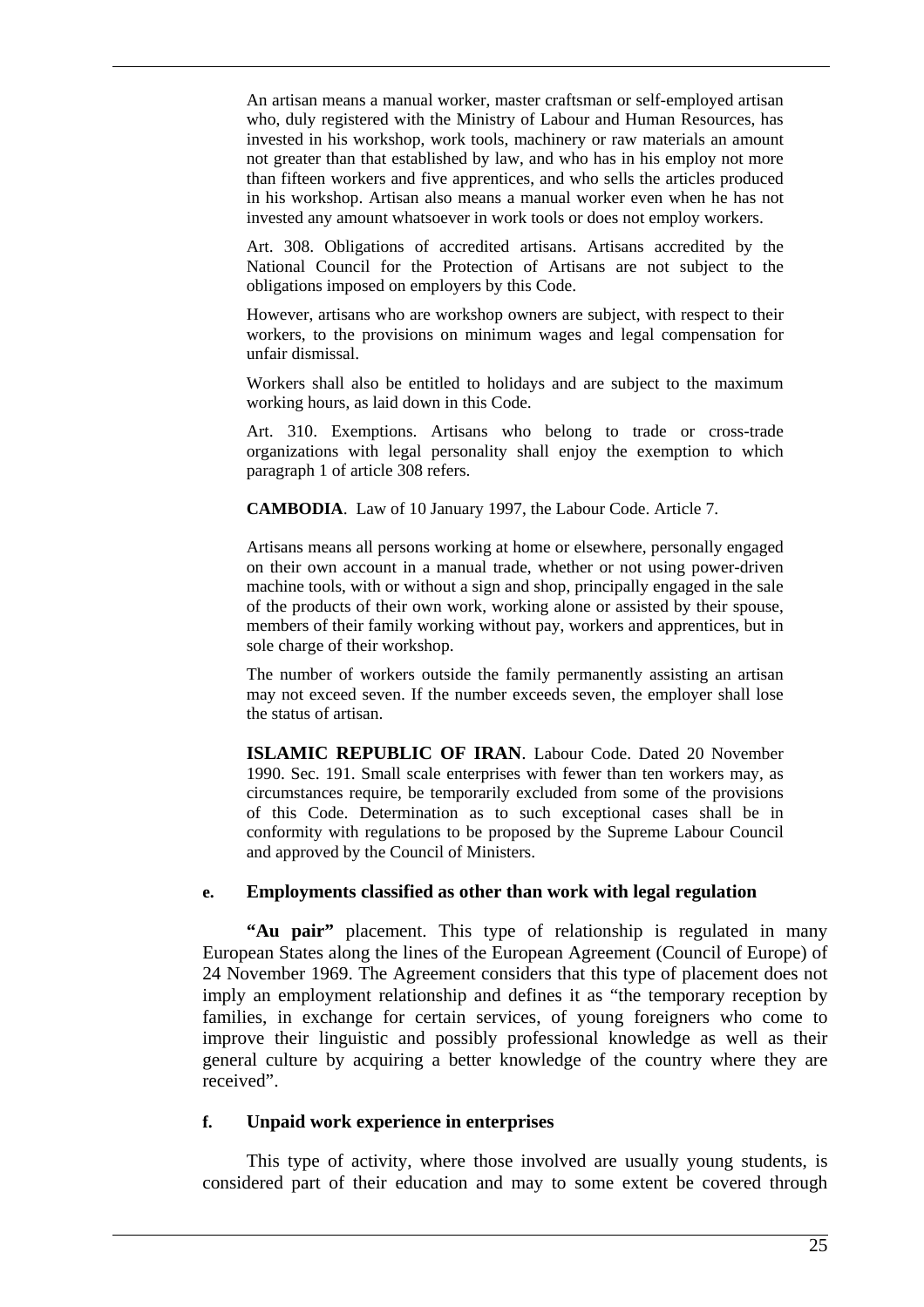An artisan means a manual worker, master craftsman or self-employed artisan who, duly registered with the Ministry of Labour and Human Resources, has invested in his workshop, work tools, machinery or raw materials an amount not greater than that established by law, and who has in his employ not more than fifteen workers and five apprentices, and who sells the articles produced in his workshop. Artisan also means a manual worker even when he has not invested any amount whatsoever in work tools or does not employ workers.

Art. 308. Obligations of accredited artisans. Artisans accredited by the National Council for the Protection of Artisans are not subject to the obligations imposed on employers by this Code.

However, artisans who are workshop owners are subject, with respect to their workers, to the provisions on minimum wages and legal compensation for unfair dismissal.

Workers shall also be entitled to holidays and are subject to the maximum working hours, as laid down in this Code.

Art. 310. Exemptions. Artisans who belong to trade or cross-trade organizations with legal personality shall enjoy the exemption to which paragraph 1 of article 308 refers.

**CAMBODIA**. Law of 10 January 1997, the Labour Code. Article 7.

Artisans means all persons working at home or elsewhere, personally engaged on their own account in a manual trade, whether or not using power-driven machine tools, with or without a sign and shop, principally engaged in the sale of the products of their own work, working alone or assisted by their spouse, members of their family working without pay, workers and apprentices, but in sole charge of their workshop.

The number of workers outside the family permanently assisting an artisan may not exceed seven. If the number exceeds seven, the employer shall lose the status of artisan.

**ISLAMIC REPUBLIC OF IRAN**. Labour Code. Dated 20 November 1990. Sec. 191. Small scale enterprises with fewer than ten workers may, as circumstances require, be temporarily excluded from some of the provisions of this Code. Determination as to such exceptional cases shall be in conformity with regulations to be proposed by the Supreme Labour Council and approved by the Council of Ministers.

#### e. Employments classified as other than work with legal regulation

**"Au pair"** placement. This type of relationship is regulated in many European States along the lines of the European Agreement (Council of Europe) of 24 November 1969. The Agreement considers that this type of placement does not imply an employment relationship and defines it as "the temporary reception by families, in exchange for certain services, of young foreigners who come to improve their linguistic and possibly professional knowledge as well as their general culture by acquiring a better knowledge of the country where they are received".

#### f. Unpaid work experience in enterprises

This type of activity, where those involved are usually young students, is considered part of their education and may to some extent be covered through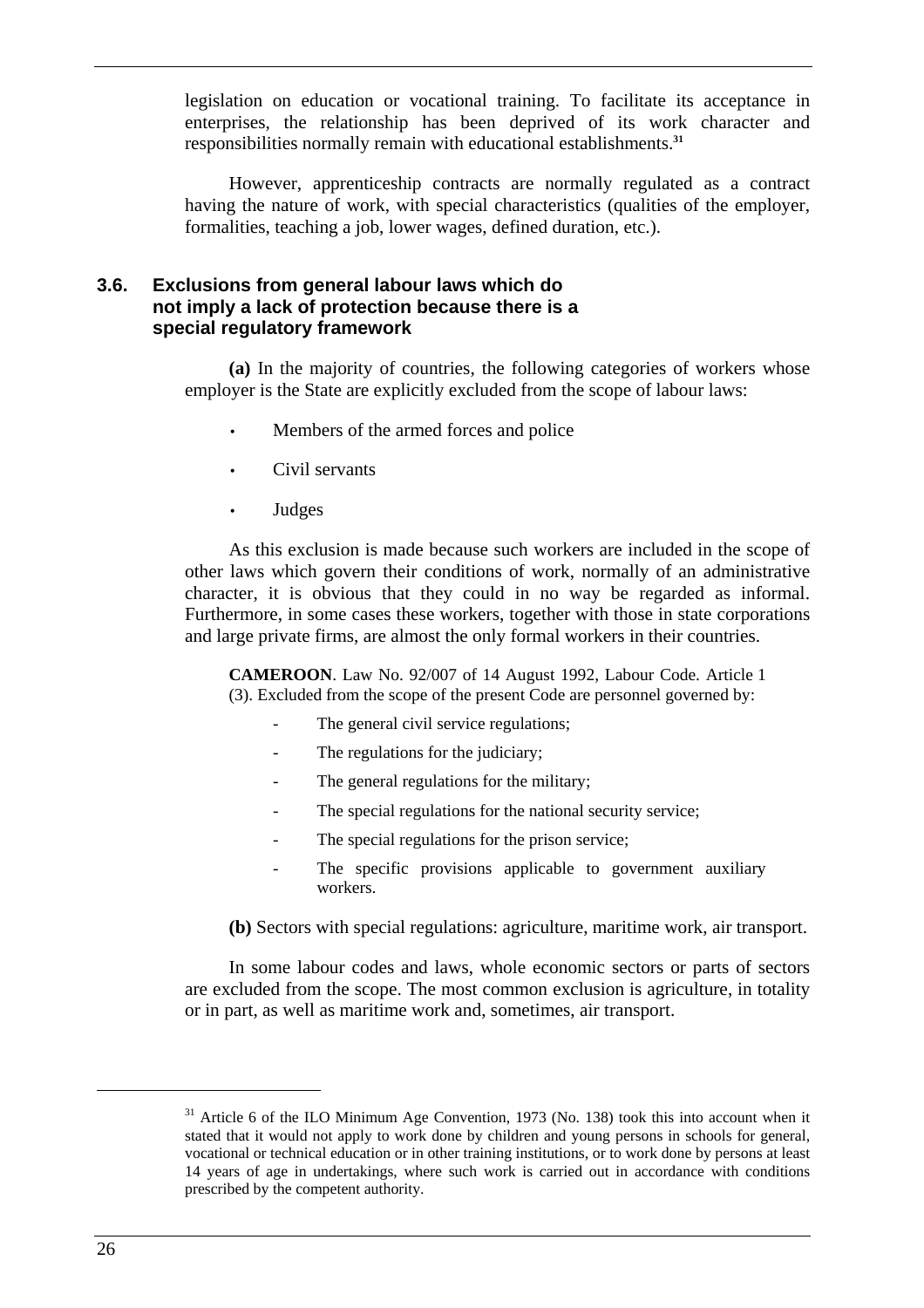legislation on education or vocational training. To facilitate its acceptance in enterprises, the relationship has been deprived of its work character and responsibilities normally remain with educational establishments.[31]

However, apprenticeship contracts are normally regulated as a contract having the nature of work, with special characteristics (qualities of the employer, formalities, teaching a job, lower wages, defined duration, etc.).

### 3.6. Exclusions from general labour laws which do not imply a lack of protection because there is a special regulatory framework

**(a)** In the majority of countries, the following categories of workers whose employer is the State are explicitly excluded from the scope of labour laws:

- Members of the armed forces and police
- Civil servants
- Judges

As this exclusion is made because such workers are included in the scope of other laws which govern their conditions of work, normally of an administrative character, it is obvious that they could in no way be regarded as informal. Furthermore, in some cases these workers, together with those in state corporations and large private firms, are almost the only formal workers in their countries.

**CAMEROON**. Law No. 92/007 of 14 August 1992, Labour Code. Article 1 (3). Excluded from the scope of the present Code are personnel governed by:

- The general civil service regulations;
- The regulations for the judiciary;
- The general regulations for the military;
- The special regulations for the national security service;
- The special regulations for the prison service;
- The specific provisions applicable to government auxiliary workers.

**(b)** Sectors with special regulations: agriculture, maritime work, air transport.

In some labour codes and laws, whole economic sectors or parts of sectors are excluded from the scope. The most common exclusion is agriculture, in totality or in part, as well as maritime work and, sometimes, air transport.

---

[31] Article 6 of the ILO Minimum Age Convention, 1973 (No. 138) took this into account when it stated that it would not apply to work done by children and young persons in schools for general, vocational or technical education or in other training institutions, or to work done by persons at least 14 years of age in undertakings, where such work is carried out in accordance with conditions prescribed by the competent authority.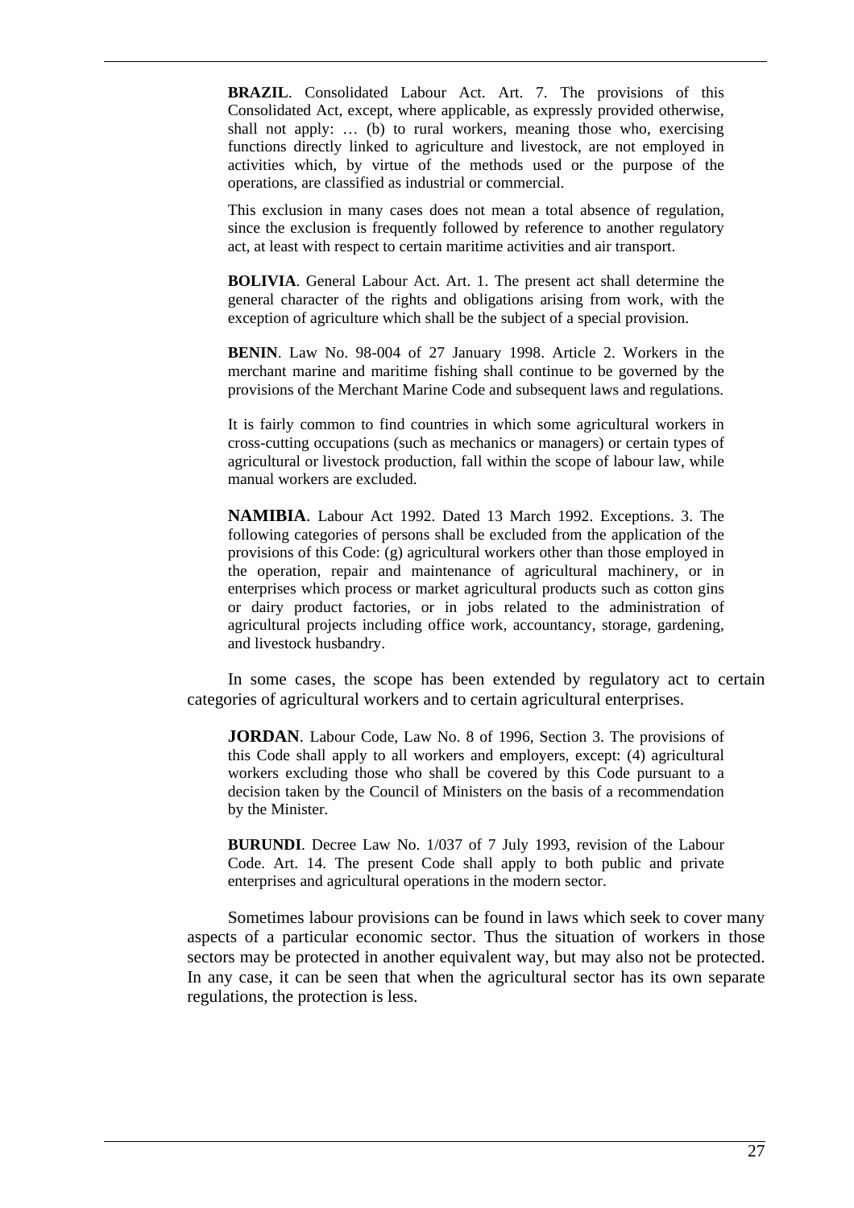**BRAZIL**. Consolidated Labour Act. Art. 7. The provisions of this Consolidated Act, except, where applicable, as expressly provided otherwise, shall not apply: … (b) to rural workers, meaning those who, exercising functions directly linked to agriculture and livestock, are not employed in activities which, by virtue of the methods used or the purpose of the operations, are classified as industrial or commercial.

This exclusion in many cases does not mean a total absence of regulation, since the exclusion is frequently followed by reference to another regulatory act, at least with respect to certain maritime activities and air transport.

**BOLIVIA**. General Labour Act. Art. 1. The present act shall determine the general character of the rights and obligations arising from work, with the exception of agriculture which shall be the subject of a special provision.

**BENIN**. Law No. 98-004 of 27 January 1998. Article 2. Workers in the merchant marine and maritime fishing shall continue to be governed by the provisions of the Merchant Marine Code and subsequent laws and regulations.

It is fairly common to find countries in which some agricultural workers in cross-cutting occupations (such as mechanics or managers) or certain types of agricultural or livestock production, fall within the scope of labour law, while manual workers are excluded.

**NAMIBIA**. Labour Act 1992. Dated 13 March 1992. Exceptions. 3. The following categories of persons shall be excluded from the application of the provisions of this Code: (g) agricultural workers other than those employed in the operation, repair and maintenance of agricultural machinery, or in enterprises which process or market agricultural products such as cotton gins or dairy product factories, or in jobs related to the administration of agricultural projects including office work, accountancy, storage, gardening, and livestock husbandry.

In some cases, the scope has been extended by regulatory act to certain categories of agricultural workers and to certain agricultural enterprises.

**JORDAN**. Labour Code, Law No. 8 of 1996, Section 3. The provisions of this Code shall apply to all workers and employers, except: (4) agricultural workers excluding those who shall be covered by this Code pursuant to a decision taken by the Council of Ministers on the basis of a recommendation by the Minister.

**BURUNDI**. Decree Law No. 1/037 of 7 July 1993, revision of the Labour Code. Art. 14. The present Code shall apply to both public and private enterprises and agricultural operations in the modern sector.

Sometimes labour provisions can be found in laws which seek to cover many aspects of a particular economic sector. Thus the situation of workers in those sectors may be protected in another equivalent way, but may also not be protected. In any case, it can be seen that when the agricultural sector has its own separate regulations, the protection is less.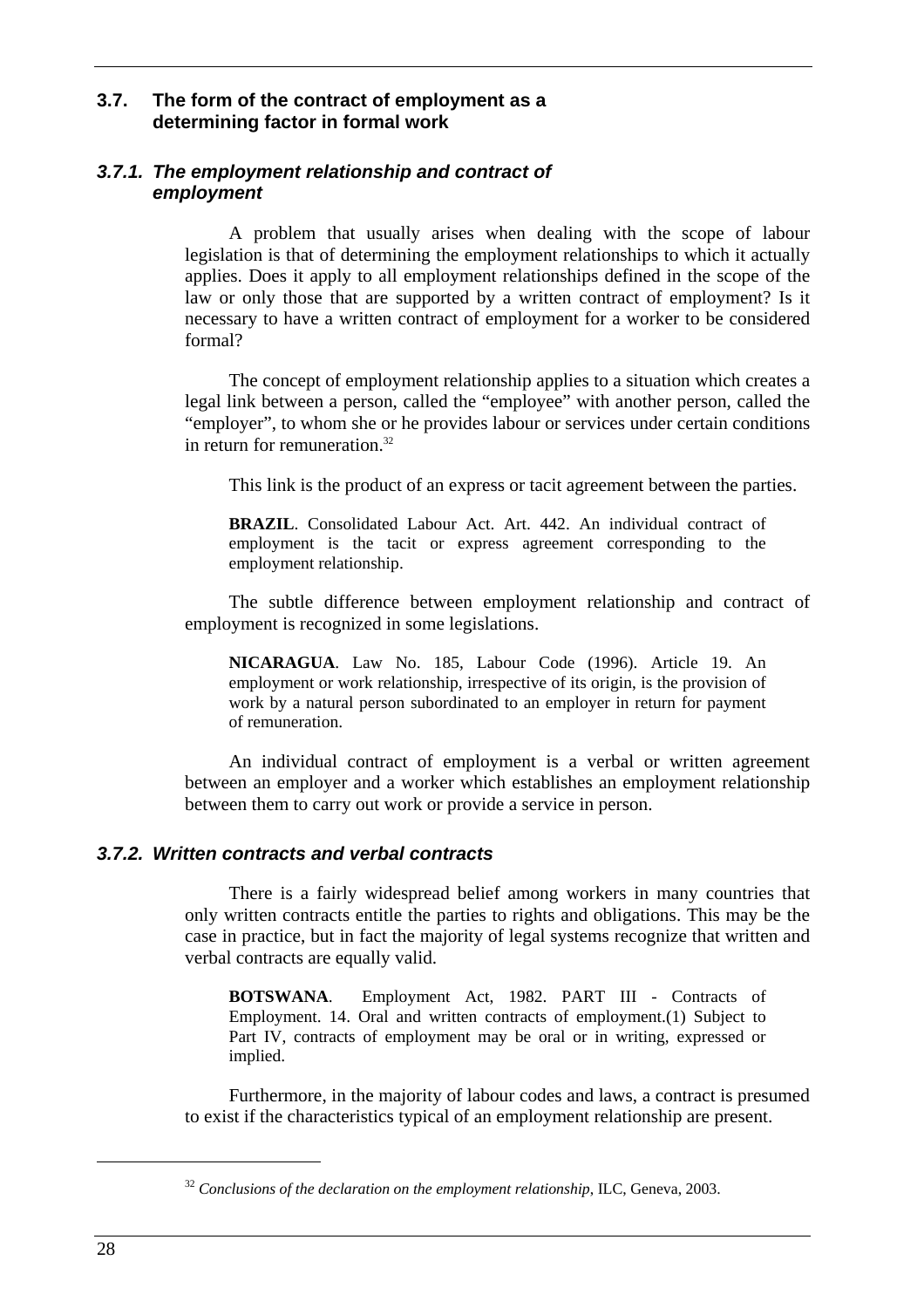## 3.7. The form of the contract of employment as a determining factor in formal work

### *3.7.1. The employment relationship and contract of employment*

A problem that usually arises when dealing with the scope of labour legislation is that of determining the employment relationships to which it actually applies. Does it apply to all employment relationships defined in the scope of the law or only those that are supported by a written contract of employment? Is it necessary to have a written contract of employment for a worker to be considered formal?

The concept of employment relationship applies to a situation which creates a legal link between a person, called the "employee" with another person, called the "employer", to whom she or he provides labour or services under certain conditions in return for remuneration.[32]

This link is the product of an express or tacit agreement between the parties.

> **BRAZIL**. Consolidated Labour Act. Art. 442. An individual contract of employment is the tacit or express agreement corresponding to the employment relationship.

The subtle difference between employment relationship and contract of employment is recognized in some legislations.

> **NICARAGUA**. Law No. 185, Labour Code (1996). Article 19. An employment or work relationship, irrespective of its origin, is the provision of work by a natural person subordinated to an employer in return for payment of remuneration.

An individual contract of employment is a verbal or written agreement between an employer and a worker which establishes an employment relationship between them to carry out work or provide a service in person.

### *3.7.2. Written contracts and verbal contracts*

There is a fairly widespread belief among workers in many countries that only written contracts entitle the parties to rights and obligations. This may be the case in practice, but in fact the majority of legal systems recognize that written and verbal contracts are equally valid.

> **BOTSWANA**. Employment Act, 1982. PART III - Contracts of Employment. 14. Oral and written contracts of employment.(1) Subject to Part IV, contracts of employment may be oral or in writing, expressed or implied.

Furthermore, in the majority of labour codes and laws, a contract is presumed to exist if the characteristics typical of an employment relationship are present.

---

[32] *Conclusions of the declaration on the employment relationship*, ILC, Geneva, 2003.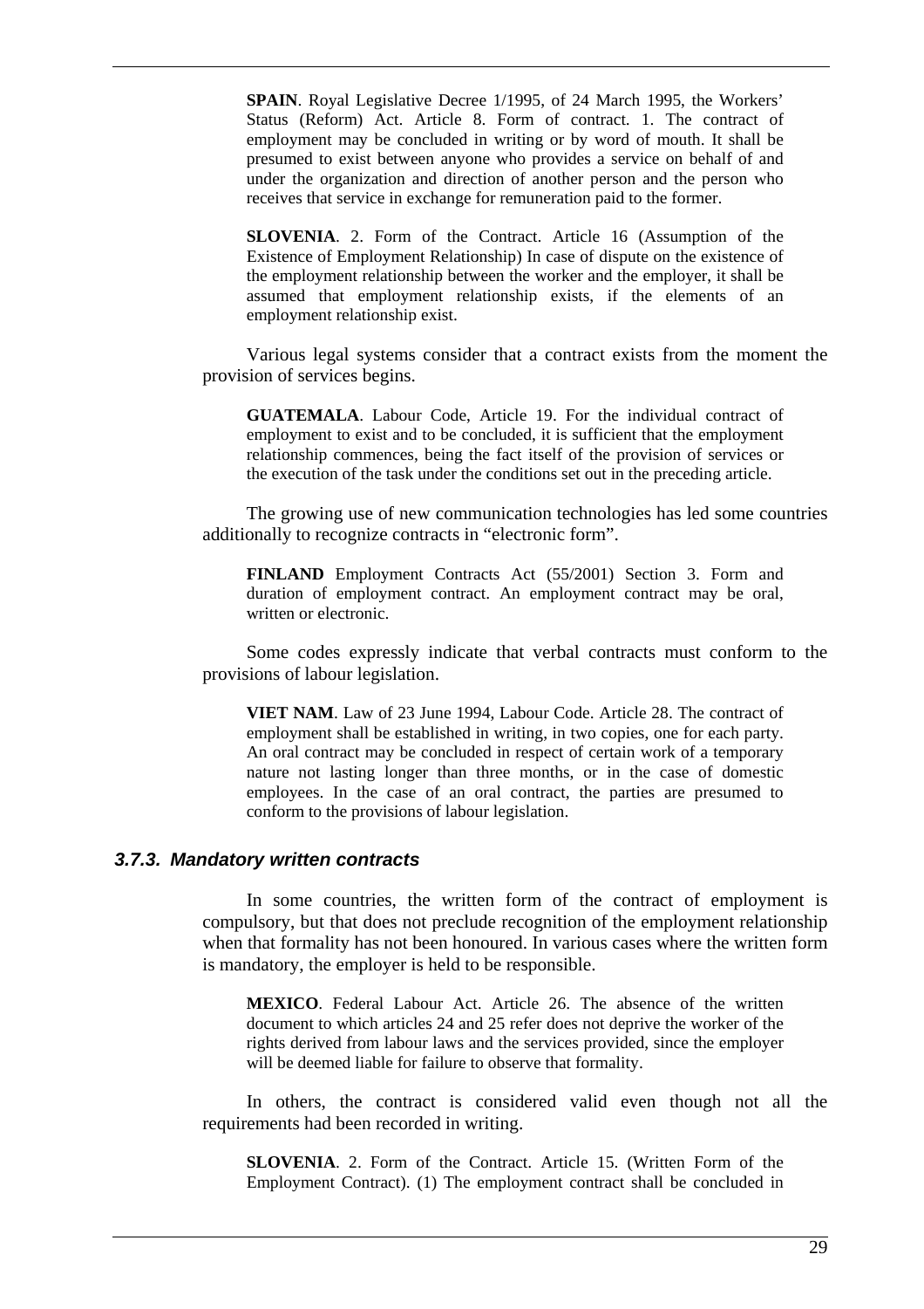**SPAIN**. Royal Legislative Decree 1/1995, of 24 March 1995, the Workers' Status (Reform) Act. Article 8. Form of contract. 1. The contract of employment may be concluded in writing or by word of mouth. It shall be presumed to exist between anyone who provides a service on behalf of and under the organization and direction of another person and the person who receives that service in exchange for remuneration paid to the former.

**SLOVENIA**. 2. Form of the Contract. Article 16 (Assumption of the Existence of Employment Relationship) In case of dispute on the existence of the employment relationship between the worker and the employer, it shall be assumed that employment relationship exists, if the elements of an employment relationship exist.

Various legal systems consider that a contract exists from the moment the provision of services begins.

**GUATEMALA**. Labour Code, Article 19. For the individual contract of employment to exist and to be concluded, it is sufficient that the employment relationship commences, being the fact itself of the provision of services or the execution of the task under the conditions set out in the preceding article.

The growing use of new communication technologies has led some countries additionally to recognize contracts in "electronic form".

**FINLAND** Employment Contracts Act (55/2001) Section 3. Form and duration of employment contract. An employment contract may be oral, written or electronic.

Some codes expressly indicate that verbal contracts must conform to the provisions of labour legislation.

**VIET NAM**. Law of 23 June 1994, Labour Code. Article 28. The contract of employment shall be established in writing, in two copies, one for each party. An oral contract may be concluded in respect of certain work of a temporary nature not lasting longer than three months, or in the case of domestic employees. In the case of an oral contract, the parties are presumed to conform to the provisions of labour legislation.

### *3.7.3. Mandatory written contracts*

In some countries, the written form of the contract of employment is compulsory, but that does not preclude recognition of the employment relationship when that formality has not been honoured. In various cases where the written form is mandatory, the employer is held to be responsible.

**MEXICO**. Federal Labour Act. Article 26. The absence of the written document to which articles 24 and 25 refer does not deprive the worker of the rights derived from labour laws and the services provided, since the employer will be deemed liable for failure to observe that formality.

In others, the contract is considered valid even though not all the requirements had been recorded in writing.

**SLOVENIA**. 2. Form of the Contract. Article 15. (Written Form of the Employment Contract). (1) The employment contract shall be concluded in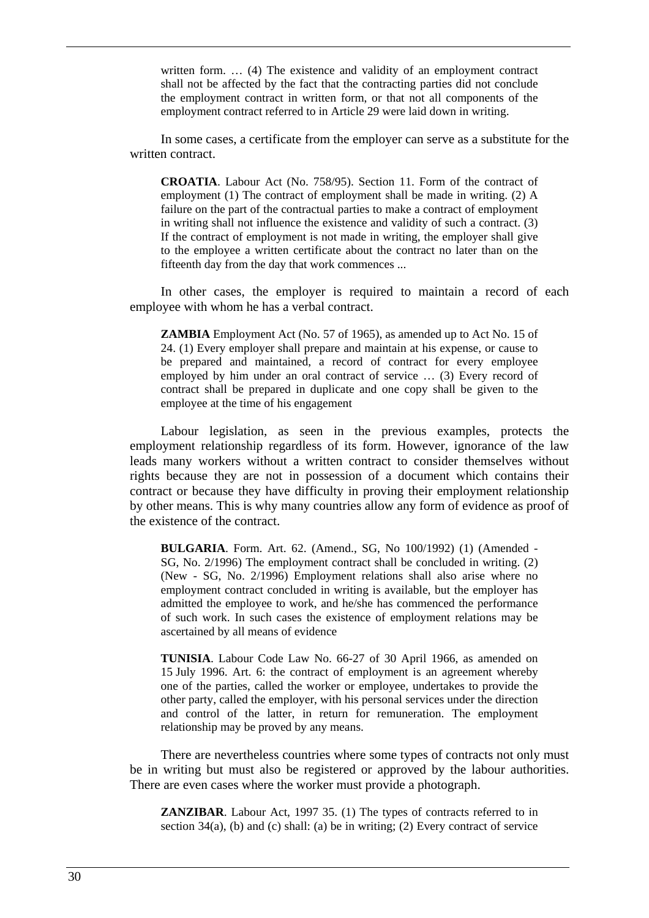written form. … (4) The existence and validity of an employment contract shall not be affected by the fact that the contracting parties did not conclude the employment contract in written form, or that not all components of the employment contract referred to in Article 29 were laid down in writing.

In some cases, a certificate from the employer can serve as a substitute for the written contract.

> **CROATIA**. Labour Act (No. 758/95). Section 11. Form of the contract of employment (1) The contract of employment shall be made in writing. (2) A failure on the part of the contractual parties to make a contract of employment in writing shall not influence the existence and validity of such a contract. (3) If the contract of employment is not made in writing, the employer shall give to the employee a written certificate about the contract no later than on the fifteenth day from the day that work commences ...

In other cases, the employer is required to maintain a record of each employee with whom he has a verbal contract.

> **ZAMBIA** Employment Act (No. 57 of 1965), as amended up to Act No. 15 of 24. (1) Every employer shall prepare and maintain at his expense, or cause to be prepared and maintained, a record of contract for every employee employed by him under an oral contract of service … (3) Every record of contract shall be prepared in duplicate and one copy shall be given to the employee at the time of his engagement

Labour legislation, as seen in the previous examples, protects the employment relationship regardless of its form. However, ignorance of the law leads many workers without a written contract to consider themselves without rights because they are not in possession of a document which contains their contract or because they have difficulty in proving their employment relationship by other means. This is why many countries allow any form of evidence as proof of the existence of the contract.

> **BULGARIA**. Form. Art. 62. (Amend., SG, No 100/1992) (1) (Amended - SG, No. 2/1996) The employment contract shall be concluded in writing. (2) (New - SG, No. 2/1996) Employment relations shall also arise where no employment contract concluded in writing is available, but the employer has admitted the employee to work, and he/she has commenced the performance of such work. In such cases the existence of employment relations may be ascertained by all means of evidence

> **TUNISIA**. Labour Code Law No. 66-27 of 30 April 1966, as amended on 15 July 1996. Art. 6: the contract of employment is an agreement whereby one of the parties, called the worker or employee, undertakes to provide the other party, called the employer, with his personal services under the direction and control of the latter, in return for remuneration. The employment relationship may be proved by any means.

There are nevertheless countries where some types of contracts not only must be in writing but must also be registered or approved by the labour authorities. There are even cases where the worker must provide a photograph.

> **ZANZIBAR**. Labour Act, 1997 35. (1) The types of contracts referred to in section 34(a), (b) and (c) shall: (a) be in writing; (2) Every contract of service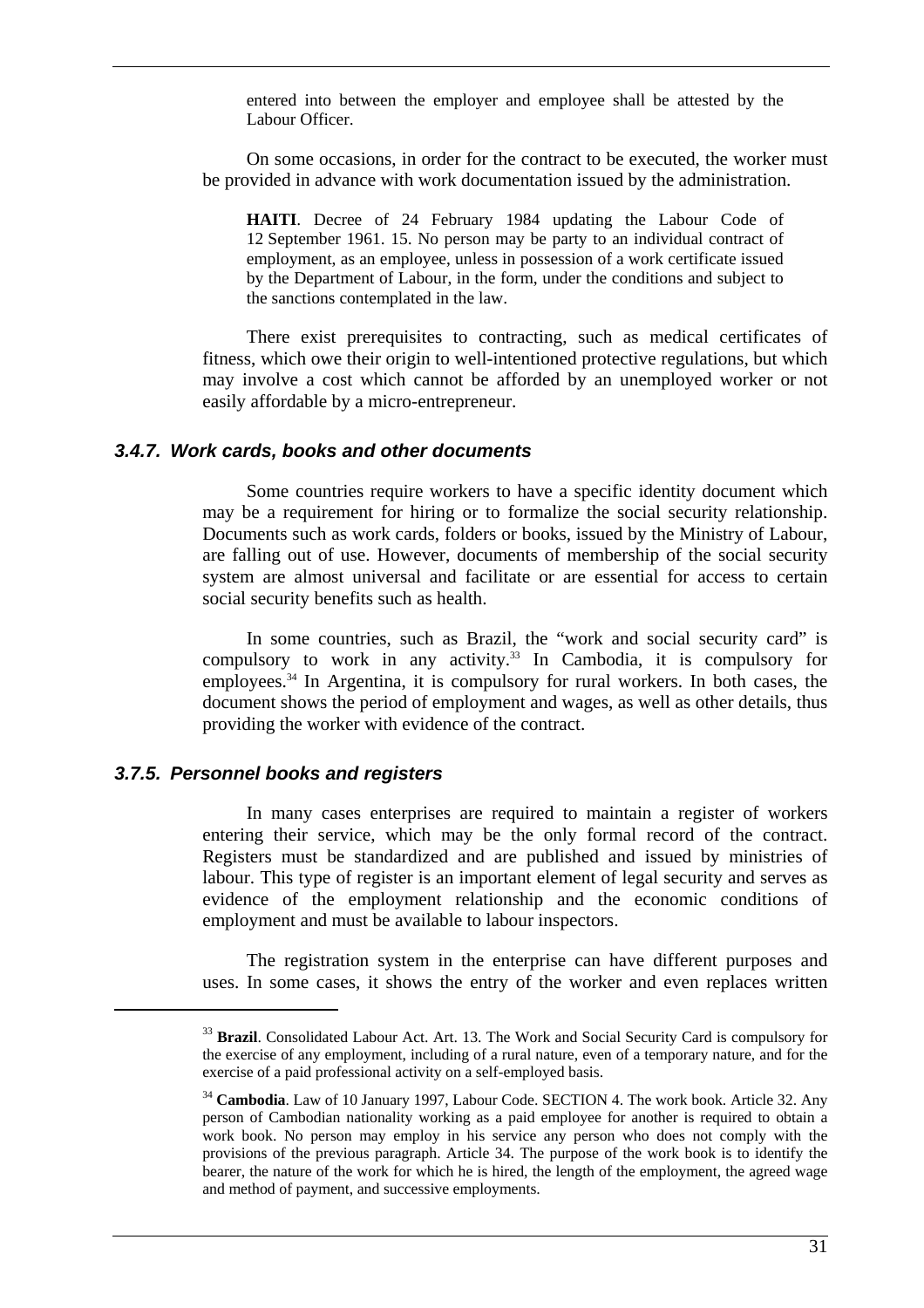entered into between the employer and employee shall be attested by the Labour Officer.

On some occasions, in order for the contract to be executed, the worker must be provided in advance with work documentation issued by the administration.

> **HAITI**. Decree of 24 February 1984 updating the Labour Code of 12 September 1961. 15. No person may be party to an individual contract of employment, as an employee, unless in possession of a work certificate issued by the Department of Labour, in the form, under the conditions and subject to the sanctions contemplated in the law.

There exist prerequisites to contracting, such as medical certificates of fitness, which owe their origin to well-intentioned protective regulations, but which may involve a cost which cannot be afforded by an unemployed worker or not easily affordable by a micro-entrepreneur.

### *3.4.7. Work cards, books and other documents*

Some countries require workers to have a specific identity document which may be a requirement for hiring or to formalize the social security relationship. Documents such as work cards, folders or books, issued by the Ministry of Labour, are falling out of use. However, documents of membership of the social security system are almost universal and facilitate or are essential for access to certain social security benefits such as health.

In some countries, such as Brazil, the "work and social security card" is compulsory to work in any activity.[33] In Cambodia, it is compulsory for employees.[34] In Argentina, it is compulsory for rural workers. In both cases, the document shows the period of employment and wages, as well as other details, thus providing the worker with evidence of the contract.

### *3.7.5. Personnel books and registers*

In many cases enterprises are required to maintain a register of workers entering their service, which may be the only formal record of the contract. Registers must be standardized and are published and issued by ministries of labour. This type of register is an important element of legal security and serves as evidence of the employment relationship and the economic conditions of employment and must be available to labour inspectors.

The registration system in the enterprise can have different purposes and uses. In some cases, it shows the entry of the worker and even replaces written

---

[33] **Brazil**. Consolidated Labour Act. Art. 13. The Work and Social Security Card is compulsory for the exercise of any employment, including of a rural nature, even of a temporary nature, and for the exercise of a paid professional activity on a self-employed basis.

[34] **Cambodia**. Law of 10 January 1997, Labour Code. SECTION 4. The work book. Article 32. Any person of Cambodian nationality working as a paid employee for another is required to obtain a work book. No person may employ in his service any person who does not comply with the provisions of the previous paragraph. Article 34. The purpose of the work book is to identify the bearer, the nature of the work for which he is hired, the length of the employment, the agreed wage and method of payment, and successive employments.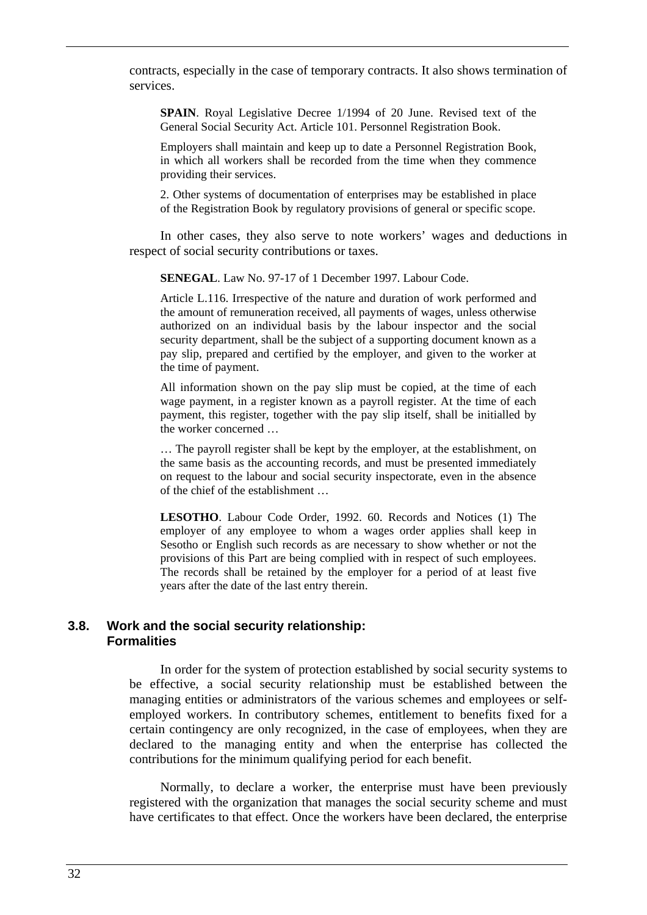contracts, especially in the case of temporary contracts. It also shows termination of services.

> **SPAIN**. Royal Legislative Decree 1/1994 of 20 June. Revised text of the General Social Security Act. Article 101. Personnel Registration Book.
>
> Employers shall maintain and keep up to date a Personnel Registration Book, in which all workers shall be recorded from the time when they commence providing their services.
>
> 2. Other systems of documentation of enterprises may be established in place of the Registration Book by regulatory provisions of general or specific scope.

In other cases, they also serve to note workers' wages and deductions in respect of social security contributions or taxes.

> **SENEGAL**. Law No. 97-17 of 1 December 1997. Labour Code.
>
> Article L.116. Irrespective of the nature and duration of work performed and the amount of remuneration received, all payments of wages, unless otherwise authorized on an individual basis by the labour inspector and the social security department, shall be the subject of a supporting document known as a pay slip, prepared and certified by the employer, and given to the worker at the time of payment.
>
> All information shown on the pay slip must be copied, at the time of each wage payment, in a register known as a payroll register. At the time of each payment, this register, together with the pay slip itself, shall be initialled by the worker concerned …
>
> … The payroll register shall be kept by the employer, at the establishment, on the same basis as the accounting records, and must be presented immediately on request to the labour and social security inspectorate, even in the absence of the chief of the establishment …

> **LESOTHO**. Labour Code Order, 1992. 60. Records and Notices (1) The employer of any employee to whom a wages order applies shall keep in Sesotho or English such records as are necessary to show whether or not the provisions of this Part are being complied with in respect of such employees. The records shall be retained by the employer for a period of at least five years after the date of the last entry therein.

### 3.8. Work and the social security relationship: Formalities

In order for the system of protection established by social security systems to be effective, a social security relationship must be established between the managing entities or administrators of the various schemes and employees or self-employed workers. In contributory schemes, entitlement to benefits fixed for a certain contingency are only recognized, in the case of employees, when they are declared to the managing entity and when the enterprise has collected the contributions for the minimum qualifying period for each benefit.

Normally, to declare a worker, the enterprise must have been previously registered with the organization that manages the social security scheme and must have certificates to that effect. Once the workers have been declared, the enterprise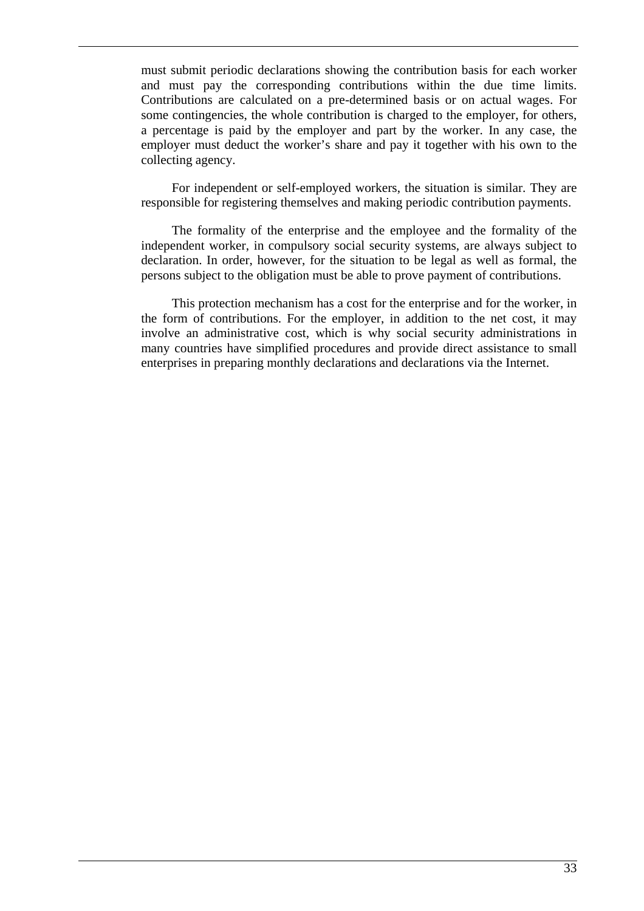must submit periodic declarations showing the contribution basis for each worker and must pay the corresponding contributions within the due time limits. Contributions are calculated on a pre-determined basis or on actual wages. For some contingencies, the whole contribution is charged to the employer, for others, a percentage is paid by the employer and part by the worker. In any case, the employer must deduct the worker's share and pay it together with his own to the collecting agency.

For independent or self-employed workers, the situation is similar. They are responsible for registering themselves and making periodic contribution payments.

The formality of the enterprise and the employee and the formality of the independent worker, in compulsory social security systems, are always subject to declaration. In order, however, for the situation to be legal as well as formal, the persons subject to the obligation must be able to prove payment of contributions.

This protection mechanism has a cost for the enterprise and for the worker, in the form of contributions. For the employer, in addition to the net cost, it may involve an administrative cost, which is why social security administrations in many countries have simplified procedures and provide direct assistance to small enterprises in preparing monthly declarations and declarations via the Internet.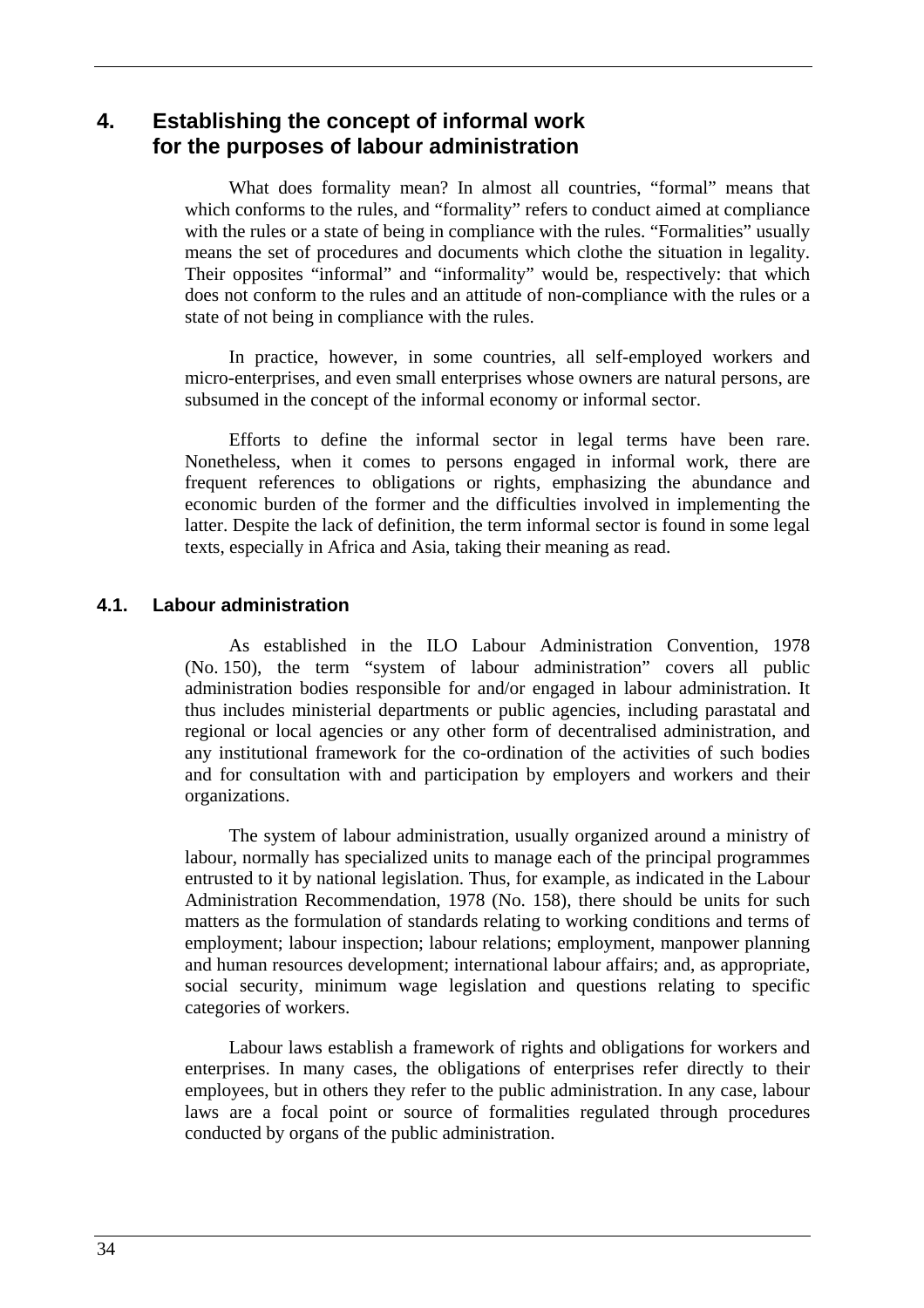## 4. Establishing the concept of informal work for the purposes of labour administration

What does formality mean? In almost all countries, "formal" means that which conforms to the rules, and "formality" refers to conduct aimed at compliance with the rules or a state of being in compliance with the rules. "Formalities" usually means the set of procedures and documents which clothe the situation in legality. Their opposites "informal" and "informality" would be, respectively: that which does not conform to the rules and an attitude of non-compliance with the rules or a state of not being in compliance with the rules.

In practice, however, in some countries, all self-employed workers and micro-enterprises, and even small enterprises whose owners are natural persons, are subsumed in the concept of the informal economy or informal sector.

Efforts to define the informal sector in legal terms have been rare. Nonetheless, when it comes to persons engaged in informal work, there are frequent references to obligations or rights, emphasizing the abundance and economic burden of the former and the difficulties involved in implementing the latter. Despite the lack of definition, the term informal sector is found in some legal texts, especially in Africa and Asia, taking their meaning as read.

### 4.1. Labour administration

As established in the ILO Labour Administration Convention, 1978 (No. 150), the term "system of labour administration" covers all public administration bodies responsible for and/or engaged in labour administration. It thus includes ministerial departments or public agencies, including parastatal and regional or local agencies or any other form of decentralised administration, and any institutional framework for the co-ordination of the activities of such bodies and for consultation with and participation by employers and workers and their organizations.

The system of labour administration, usually organized around a ministry of labour, normally has specialized units to manage each of the principal programmes entrusted to it by national legislation. Thus, for example, as indicated in the Labour Administration Recommendation, 1978 (No. 158), there should be units for such matters as the formulation of standards relating to working conditions and terms of employment; labour inspection; labour relations; employment, manpower planning and human resources development; international labour affairs; and, as appropriate, social security, minimum wage legislation and questions relating to specific categories of workers.

Labour laws establish a framework of rights and obligations for workers and enterprises. In many cases, the obligations of enterprises refer directly to their employees, but in others they refer to the public administration. In any case, labour laws are a focal point or source of formalities regulated through procedures conducted by organs of the public administration.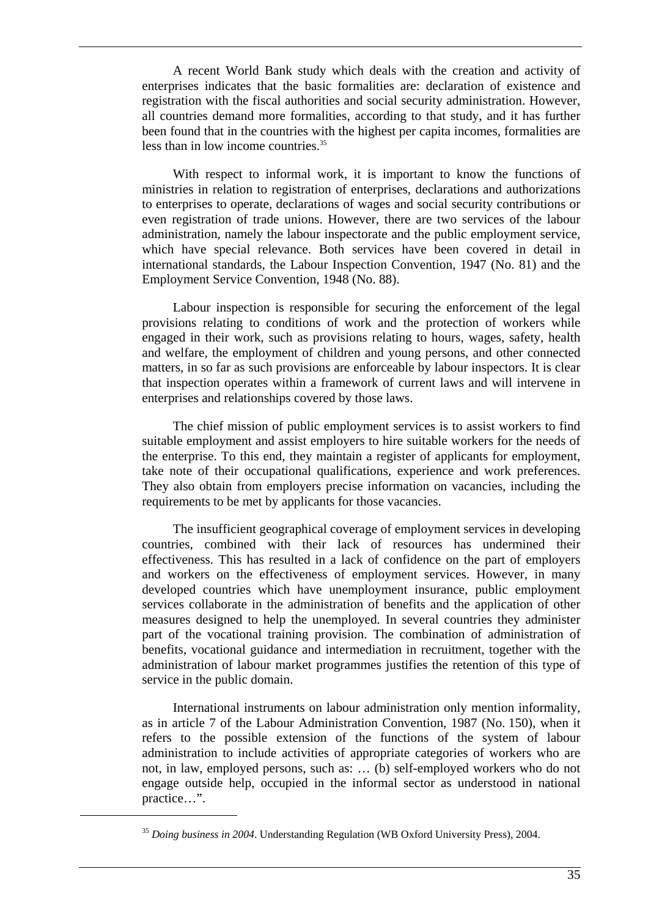A recent World Bank study which deals with the creation and activity of enterprises indicates that the basic formalities are: declaration of existence and registration with the fiscal authorities and social security administration. However, all countries demand more formalities, according to that study, and it has further been found that in the countries with the highest per capita incomes, formalities are less than in low income countries.[35]

With respect to informal work, it is important to know the functions of ministries in relation to registration of enterprises, declarations and authorizations to enterprises to operate, declarations of wages and social security contributions or even registration of trade unions. However, there are two services of the labour administration, namely the labour inspectorate and the public employment service, which have special relevance. Both services have been covered in detail in international standards, the Labour Inspection Convention, 1947 (No. 81) and the Employment Service Convention, 1948 (No. 88).

Labour inspection is responsible for securing the enforcement of the legal provisions relating to conditions of work and the protection of workers while engaged in their work, such as provisions relating to hours, wages, safety, health and welfare, the employment of children and young persons, and other connected matters, in so far as such provisions are enforceable by labour inspectors. It is clear that inspection operates within a framework of current laws and will intervene in enterprises and relationships covered by those laws.

The chief mission of public employment services is to assist workers to find suitable employment and assist employers to hire suitable workers for the needs of the enterprise. To this end, they maintain a register of applicants for employment, take note of their occupational qualifications, experience and work preferences. They also obtain from employers precise information on vacancies, including the requirements to be met by applicants for those vacancies.

The insufficient geographical coverage of employment services in developing countries, combined with their lack of resources has undermined their effectiveness. This has resulted in a lack of confidence on the part of employers and workers on the effectiveness of employment services. However, in many developed countries which have unemployment insurance, public employment services collaborate in the administration of benefits and the application of other measures designed to help the unemployed. In several countries they administer part of the vocational training provision. The combination of administration of benefits, vocational guidance and intermediation in recruitment, together with the administration of labour market programmes justifies the retention of this type of service in the public domain.

International instruments on labour administration only mention informality, as in article 7 of the Labour Administration Convention, 1987 (No. 150), when it refers to the possible extension of the functions of the system of labour administration to include activities of appropriate categories of workers who are not, in law, employed persons, such as: … (b) self-employed workers who do not engage outside help, occupied in the informal sector as understood in national practice…".

---

[35] *Doing business in 2004*. Understanding Regulation (WB Oxford University Press), 2004.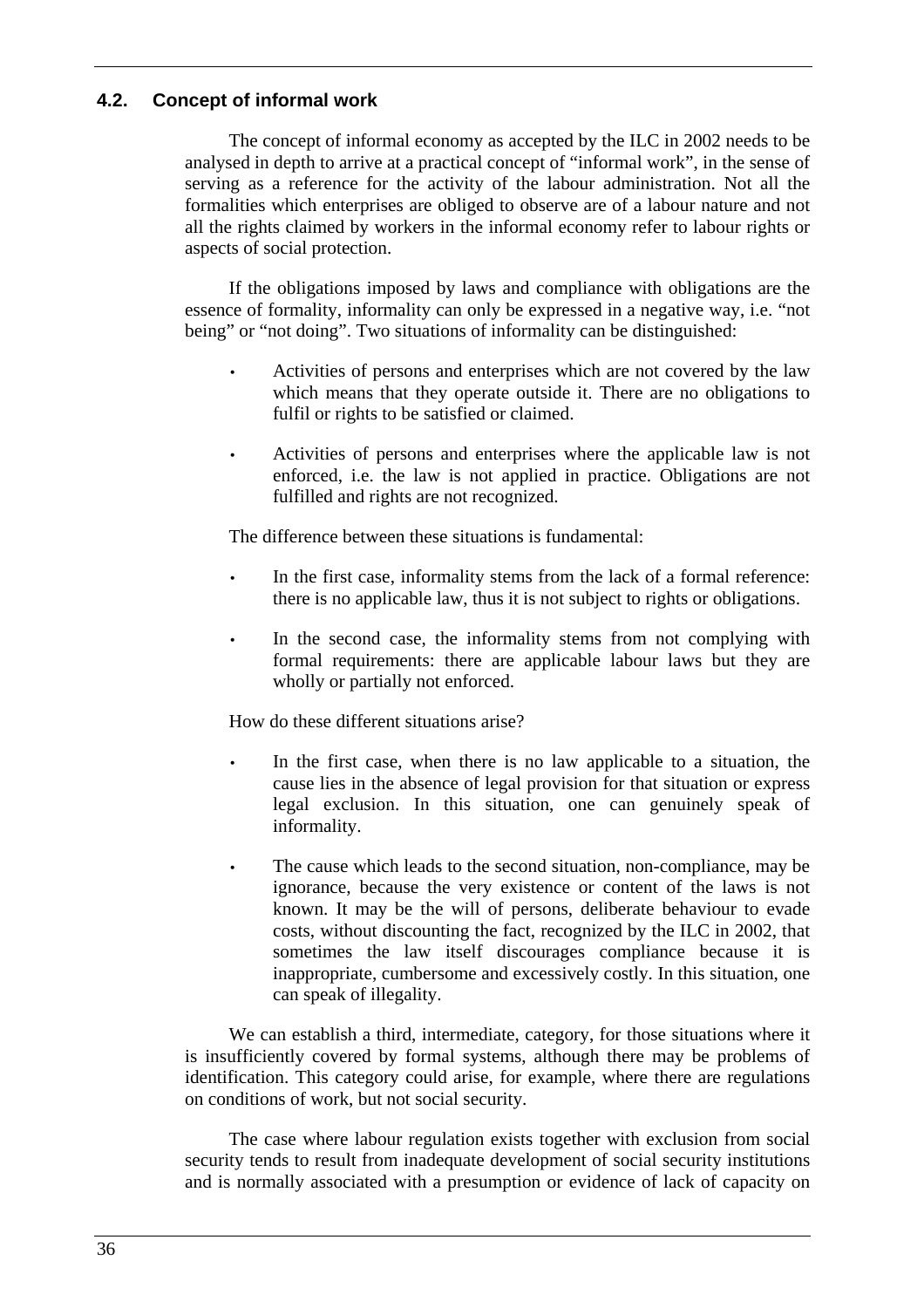### 4.2. Concept of informal work

The concept of informal economy as accepted by the ILC in 2002 needs to be analysed in depth to arrive at a practical concept of "informal work", in the sense of serving as a reference for the activity of the labour administration. Not all the formalities which enterprises are obliged to observe are of a labour nature and not all the rights claimed by workers in the informal economy refer to labour rights or aspects of social protection.

If the obligations imposed by laws and compliance with obligations are the essence of formality, informality can only be expressed in a negative way, i.e. "not being" or "not doing". Two situations of informality can be distinguished:

- Activities of persons and enterprises which are not covered by the law which means that they operate outside it. There are no obligations to fulfil or rights to be satisfied or claimed.
- Activities of persons and enterprises where the applicable law is not enforced, i.e. the law is not applied in practice. Obligations are not fulfilled and rights are not recognized.

The difference between these situations is fundamental:

- In the first case, informality stems from the lack of a formal reference: there is no applicable law, thus it is not subject to rights or obligations.
- In the second case, the informality stems from not complying with formal requirements: there are applicable labour laws but they are wholly or partially not enforced.

How do these different situations arise?

- In the first case, when there is no law applicable to a situation, the cause lies in the absence of legal provision for that situation or express legal exclusion. In this situation, one can genuinely speak of informality.
- The cause which leads to the second situation, non-compliance, may be ignorance, because the very existence or content of the laws is not known. It may be the will of persons, deliberate behaviour to evade costs, without discounting the fact, recognized by the ILC in 2002, that sometimes the law itself discourages compliance because it is inappropriate, cumbersome and excessively costly. In this situation, one can speak of illegality.

We can establish a third, intermediate, category, for those situations where it is insufficiently covered by formal systems, although there may be problems of identification. This category could arise, for example, where there are regulations on conditions of work, but not social security.

The case where labour regulation exists together with exclusion from social security tends to result from inadequate development of social security institutions and is normally associated with a presumption or evidence of lack of capacity on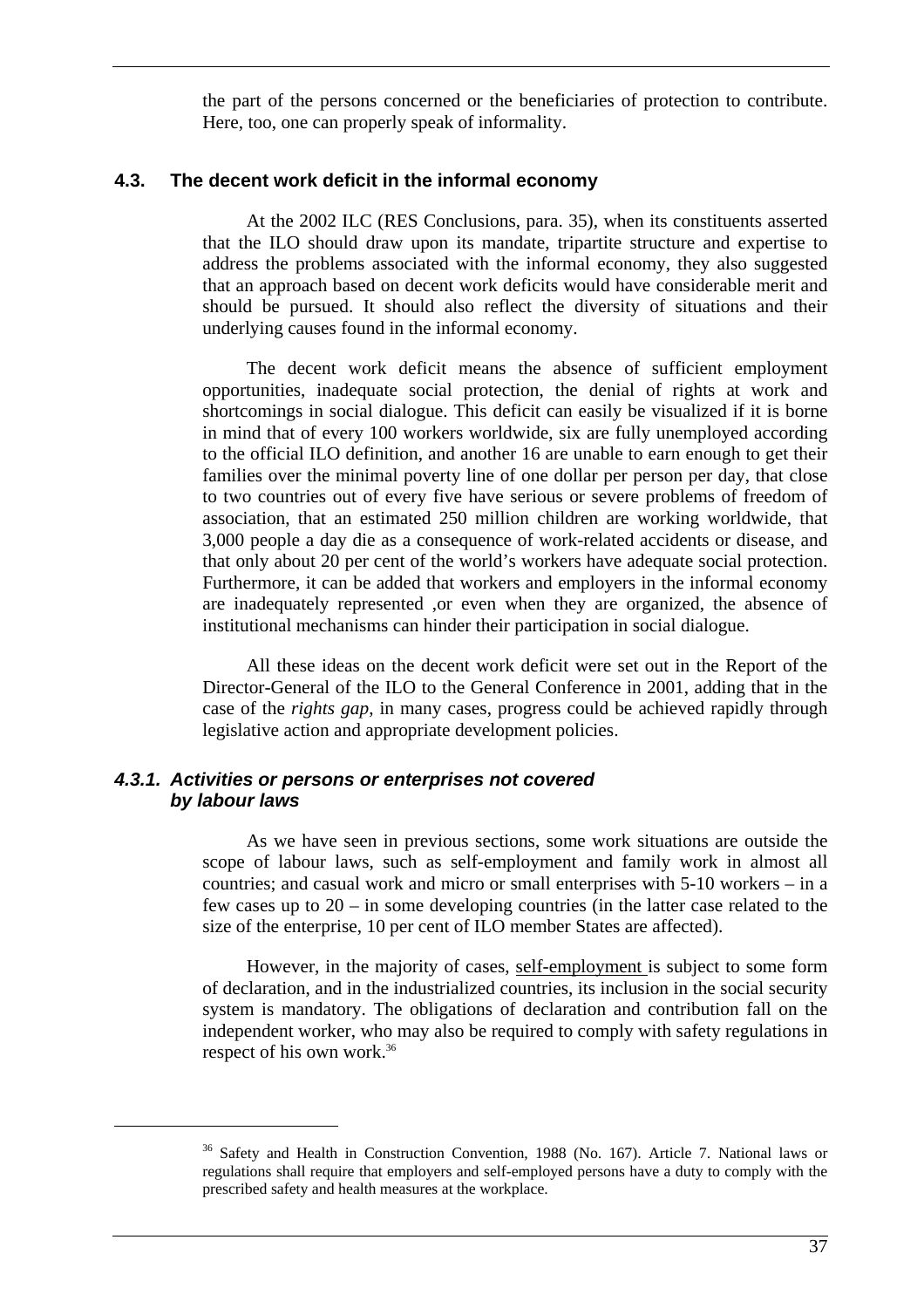the part of the persons concerned or the beneficiaries of protection to contribute. Here, too, one can properly speak of informality.

## 4.3. The decent work deficit in the informal economy

At the 2002 ILC (RES Conclusions, para. 35), when its constituents asserted that the ILO should draw upon its mandate, tripartite structure and expertise to address the problems associated with the informal economy, they also suggested that an approach based on decent work deficits would have considerable merit and should be pursued. It should also reflect the diversity of situations and their underlying causes found in the informal economy.

The decent work deficit means the absence of sufficient employment opportunities, inadequate social protection, the denial of rights at work and shortcomings in social dialogue. This deficit can easily be visualized if it is borne in mind that of every 100 workers worldwide, six are fully unemployed according to the official ILO definition, and another 16 are unable to earn enough to get their families over the minimal poverty line of one dollar per person per day, that close to two countries out of every five have serious or severe problems of freedom of association, that an estimated 250 million children are working worldwide, that 3,000 people a day die as a consequence of work-related accidents or disease, and that only about 20 per cent of the world's workers have adequate social protection. Furthermore, it can be added that workers and employers in the informal economy are inadequately represented ,or even when they are organized, the absence of institutional mechanisms can hinder their participation in social dialogue.

All these ideas on the decent work deficit were set out in the Report of the Director-General of the ILO to the General Conference in 2001, adding that in the case of the *rights gap*, in many cases, progress could be achieved rapidly through legislative action and appropriate development policies.

### *4.3.1. Activities or persons or enterprises not covered by labour laws*

As we have seen in previous sections, some work situations are outside the scope of labour laws, such as self-employment and family work in almost all countries; and casual work and micro or small enterprises with 5-10 workers – in a few cases up to 20 – in some developing countries (in the latter case related to the size of the enterprise, 10 per cent of ILO member States are affected).

However, in the majority of cases, self-employment is subject to some form of declaration, and in the industrialized countries, its inclusion in the social security system is mandatory. The obligations of declaration and contribution fall on the independent worker, who may also be required to comply with safety regulations in respect of his own work.[36]

[36] Safety and Health in Construction Convention, 1988 (No. 167). Article 7. National laws or regulations shall require that employers and self-employed persons have a duty to comply with the prescribed safety and health measures at the workplace.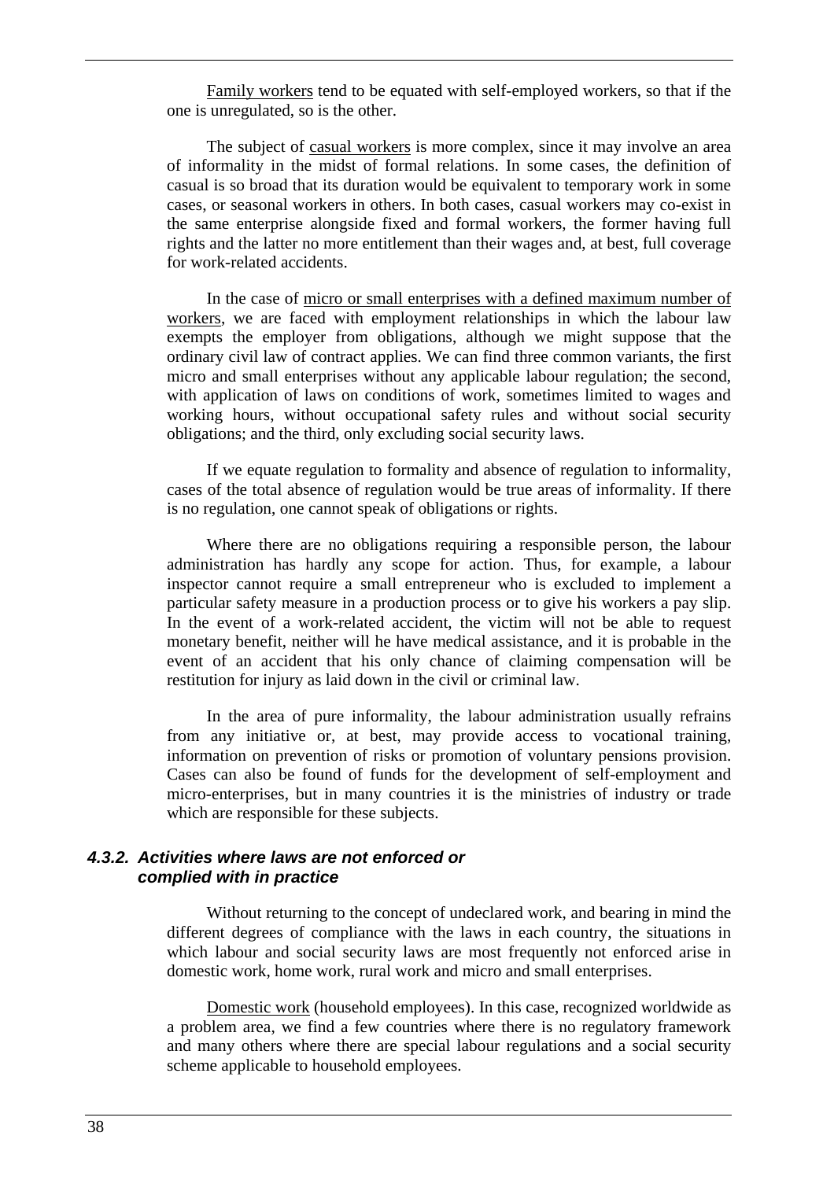Family workers tend to be equated with self-employed workers, so that if the one is unregulated, so is the other.

The subject of casual workers is more complex, since it may involve an area of informality in the midst of formal relations. In some cases, the definition of casual is so broad that its duration would be equivalent to temporary work in some cases, or seasonal workers in others. In both cases, casual workers may co-exist in the same enterprise alongside fixed and formal workers, the former having full rights and the latter no more entitlement than their wages and, at best, full coverage for work-related accidents.

In the case of micro or small enterprises with a defined maximum number of workers, we are faced with employment relationships in which the labour law exempts the employer from obligations, although we might suppose that the ordinary civil law of contract applies. We can find three common variants, the first micro and small enterprises without any applicable labour regulation; the second, with application of laws on conditions of work, sometimes limited to wages and working hours, without occupational safety rules and without social security obligations; and the third, only excluding social security laws.

If we equate regulation to formality and absence of regulation to informality, cases of the total absence of regulation would be true areas of informality. If there is no regulation, one cannot speak of obligations or rights.

Where there are no obligations requiring a responsible person, the labour administration has hardly any scope for action. Thus, for example, a labour inspector cannot require a small entrepreneur who is excluded to implement a particular safety measure in a production process or to give his workers a pay slip. In the event of a work-related accident, the victim will not be able to request monetary benefit, neither will he have medical assistance, and it is probable in the event of an accident that his only chance of claiming compensation will be restitution for injury as laid down in the civil or criminal law.

In the area of pure informality, the labour administration usually refrains from any initiative or, at best, may provide access to vocational training, information on prevention of risks or promotion of voluntary pensions provision. Cases can also be found of funds for the development of self-employment and micro-enterprises, but in many countries it is the ministries of industry or trade which are responsible for these subjects.

#### *4.3.2. Activities where laws are not enforced or complied with in practice*

Without returning to the concept of undeclared work, and bearing in mind the different degrees of compliance with the laws in each country, the situations in which labour and social security laws are most frequently not enforced arise in domestic work, home work, rural work and micro and small enterprises.

Domestic work (household employees). In this case, recognized worldwide as a problem area, we find a few countries where there is no regulatory framework and many others where there are special labour regulations and a social security scheme applicable to household employees.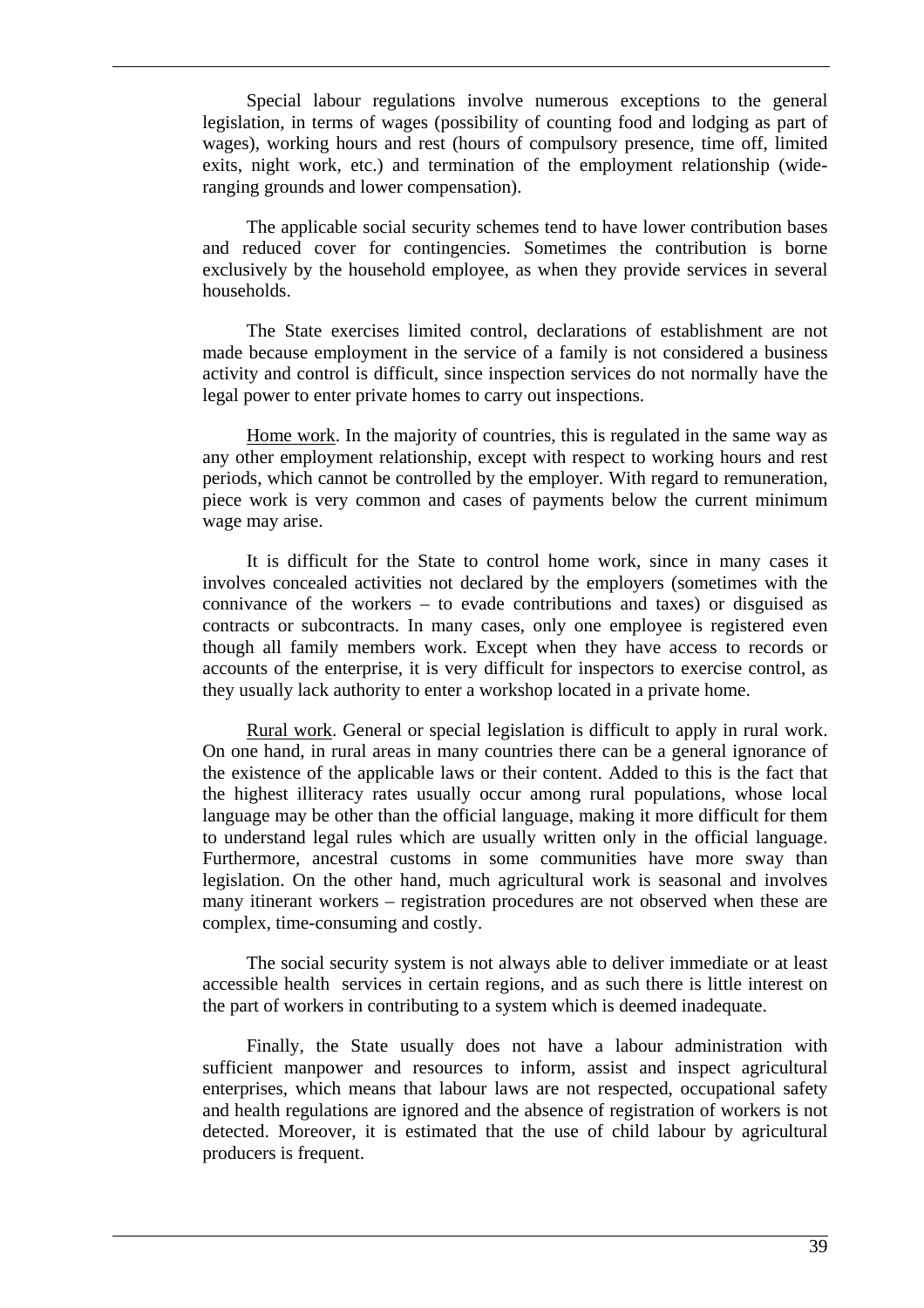Special labour regulations involve numerous exceptions to the general legislation, in terms of wages (possibility of counting food and lodging as part of wages), working hours and rest (hours of compulsory presence, time off, limited exits, night work, etc.) and termination of the employment relationship (wide-ranging grounds and lower compensation).

The applicable social security schemes tend to have lower contribution bases and reduced cover for contingencies. Sometimes the contribution is borne exclusively by the household employee, as when they provide services in several households.

The State exercises limited control, declarations of establishment are not made because employment in the service of a family is not considered a business activity and control is difficult, since inspection services do not normally have the legal power to enter private homes to carry out inspections.

Home work. In the majority of countries, this is regulated in the same way as any other employment relationship, except with respect to working hours and rest periods, which cannot be controlled by the employer. With regard to remuneration, piece work is very common and cases of payments below the current minimum wage may arise.

It is difficult for the State to control home work, since in many cases it involves concealed activities not declared by the employers (sometimes with the connivance of the workers – to evade contributions and taxes) or disguised as contracts or subcontracts. In many cases, only one employee is registered even though all family members work. Except when they have access to records or accounts of the enterprise, it is very difficult for inspectors to exercise control, as they usually lack authority to enter a workshop located in a private home.

Rural work. General or special legislation is difficult to apply in rural work. On one hand, in rural areas in many countries there can be a general ignorance of the existence of the applicable laws or their content. Added to this is the fact that the highest illiteracy rates usually occur among rural populations, whose local language may be other than the official language, making it more difficult for them to understand legal rules which are usually written only in the official language. Furthermore, ancestral customs in some communities have more sway than legislation. On the other hand, much agricultural work is seasonal and involves many itinerant workers – registration procedures are not observed when these are complex, time-consuming and costly.

The social security system is not always able to deliver immediate or at least accessible health services in certain regions, and as such there is little interest on the part of workers in contributing to a system which is deemed inadequate.

Finally, the State usually does not have a labour administration with sufficient manpower and resources to inform, assist and inspect agricultural enterprises, which means that labour laws are not respected, occupational safety and health regulations are ignored and the absence of registration of workers is not detected. Moreover, it is estimated that the use of child labour by agricultural producers is frequent.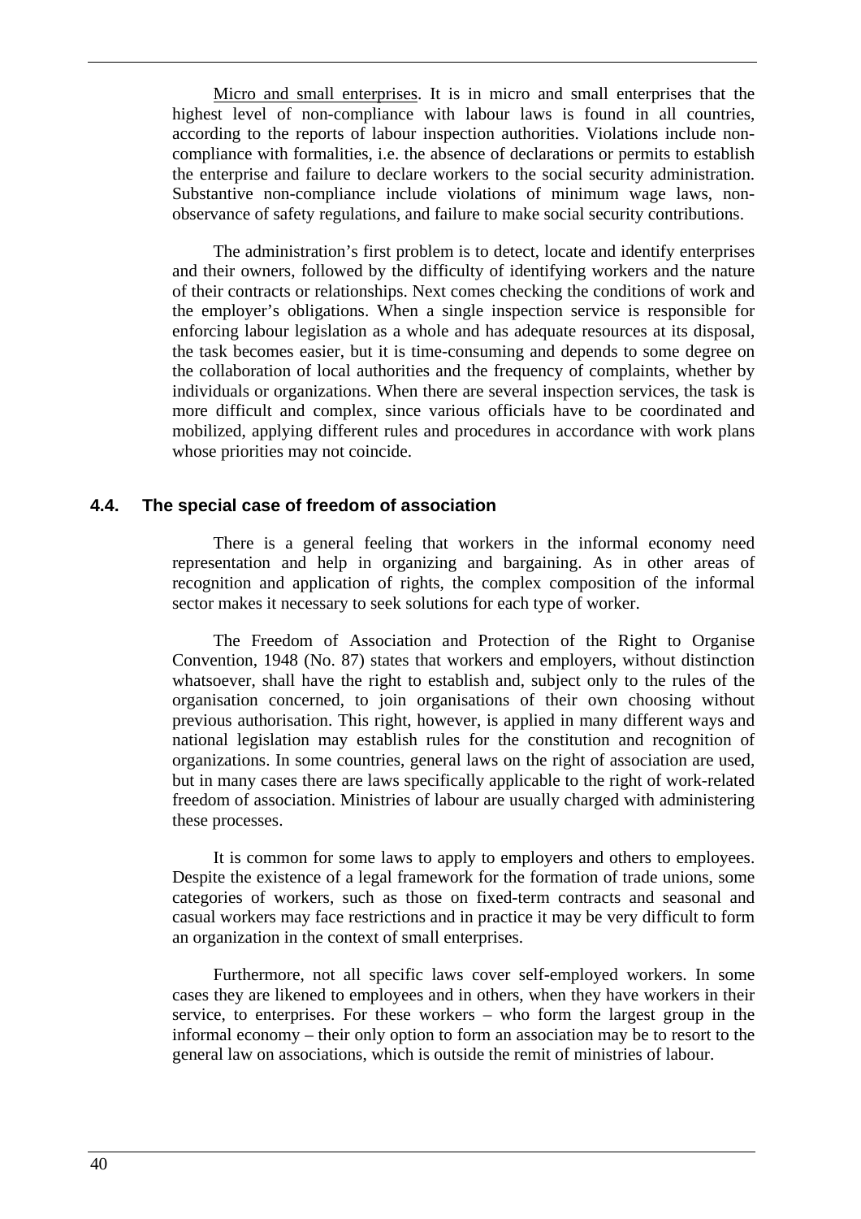Micro and small enterprises. It is in micro and small enterprises that the highest level of non-compliance with labour laws is found in all countries, according to the reports of labour inspection authorities. Violations include non-compliance with formalities, i.e. the absence of declarations or permits to establish the enterprise and failure to declare workers to the social security administration. Substantive non-compliance include violations of minimum wage laws, non-observance of safety regulations, and failure to make social security contributions.

The administration's first problem is to detect, locate and identify enterprises and their owners, followed by the difficulty of identifying workers and the nature of their contracts or relationships. Next comes checking the conditions of work and the employer's obligations. When a single inspection service is responsible for enforcing labour legislation as a whole and has adequate resources at its disposal, the task becomes easier, but it is time-consuming and depends to some degree on the collaboration of local authorities and the frequency of complaints, whether by individuals or organizations. When there are several inspection services, the task is more difficult and complex, since various officials have to be coordinated and mobilized, applying different rules and procedures in accordance with work plans whose priorities may not coincide.

### 4.4. The special case of freedom of association

There is a general feeling that workers in the informal economy need representation and help in organizing and bargaining. As in other areas of recognition and application of rights, the complex composition of the informal sector makes it necessary to seek solutions for each type of worker.

The Freedom of Association and Protection of the Right to Organise Convention, 1948 (No. 87) states that workers and employers, without distinction whatsoever, shall have the right to establish and, subject only to the rules of the organisation concerned, to join organisations of their own choosing without previous authorisation. This right, however, is applied in many different ways and national legislation may establish rules for the constitution and recognition of organizations. In some countries, general laws on the right of association are used, but in many cases there are laws specifically applicable to the right of work-related freedom of association. Ministries of labour are usually charged with administering these processes.

It is common for some laws to apply to employers and others to employees. Despite the existence of a legal framework for the formation of trade unions, some categories of workers, such as those on fixed-term contracts and seasonal and casual workers may face restrictions and in practice it may be very difficult to form an organization in the context of small enterprises.

Furthermore, not all specific laws cover self-employed workers. In some cases they are likened to employees and in others, when they have workers in their service, to enterprises. For these workers – who form the largest group in the informal economy – their only option to form an association may be to resort to the general law on associations, which is outside the remit of ministries of labour.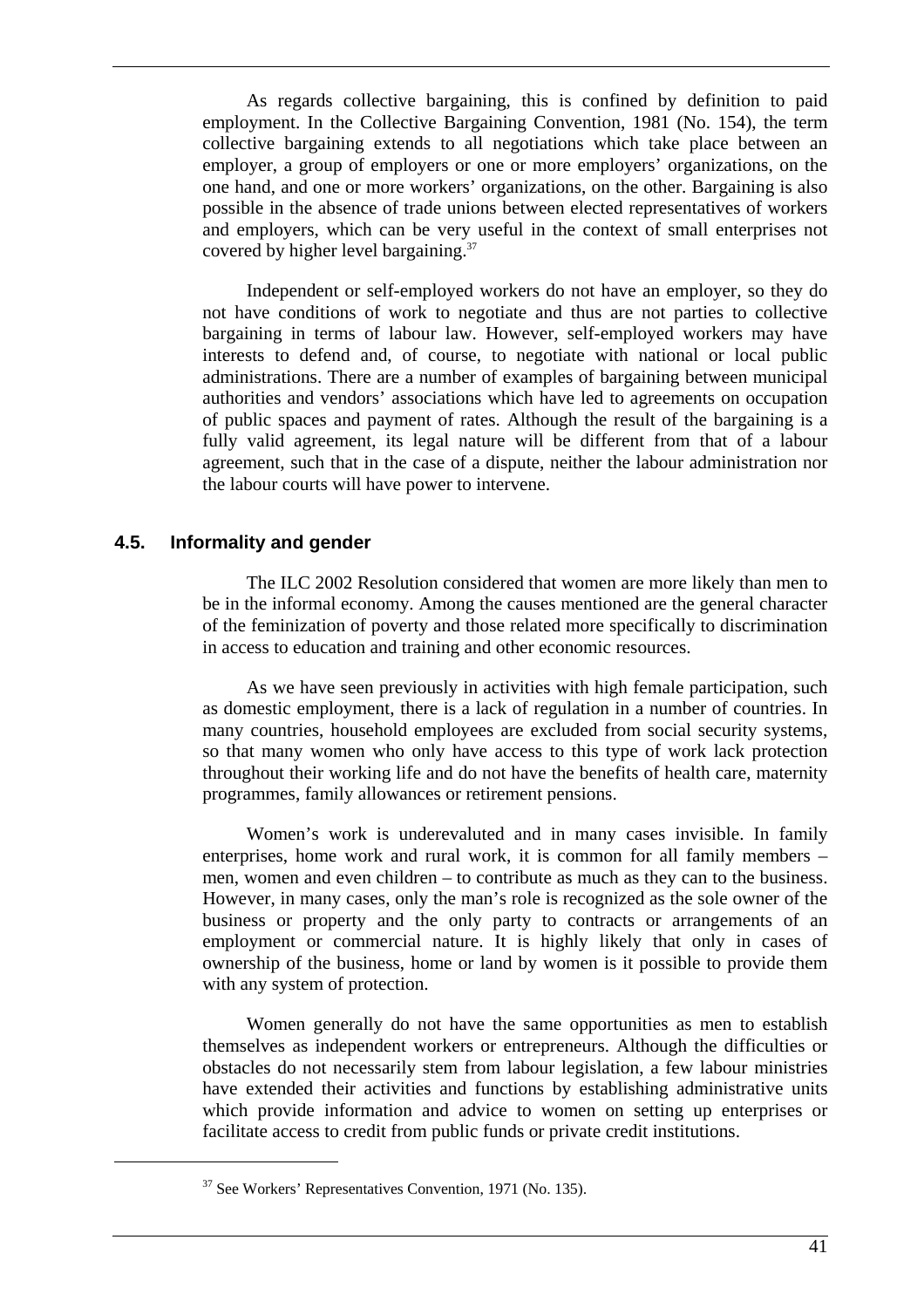As regards collective bargaining, this is confined by definition to paid employment. In the Collective Bargaining Convention, 1981 (No. 154), the term collective bargaining extends to all negotiations which take place between an employer, a group of employers or one or more employers' organizations, on the one hand, and one or more workers' organizations, on the other. Bargaining is also possible in the absence of trade unions between elected representatives of workers and employers, which can be very useful in the context of small enterprises not covered by higher level bargaining.[37]

Independent or self-employed workers do not have an employer, so they do not have conditions of work to negotiate and thus are not parties to collective bargaining in terms of labour law. However, self-employed workers may have interests to defend and, of course, to negotiate with national or local public administrations. There are a number of examples of bargaining between municipal authorities and vendors' associations which have led to agreements on occupation of public spaces and payment of rates. Although the result of the bargaining is a fully valid agreement, its legal nature will be different from that of a labour agreement, such that in the case of a dispute, neither the labour administration nor the labour courts will have power to intervene.

### 4.5. Informality and gender

The ILC 2002 Resolution considered that women are more likely than men to be in the informal economy. Among the causes mentioned are the general character of the feminization of poverty and those related more specifically to discrimination in access to education and training and other economic resources.

As we have seen previously in activities with high female participation, such as domestic employment, there is a lack of regulation in a number of countries. In many countries, household employees are excluded from social security systems, so that many women who only have access to this type of work lack protection throughout their working life and do not have the benefits of health care, maternity programmes, family allowances or retirement pensions.

Women's work is underevaluted and in many cases invisible. In family enterprises, home work and rural work, it is common for all family members – men, women and even children – to contribute as much as they can to the business. However, in many cases, only the man's role is recognized as the sole owner of the business or property and the only party to contracts or arrangements of an employment or commercial nature. It is highly likely that only in cases of ownership of the business, home or land by women is it possible to provide them with any system of protection.

Women generally do not have the same opportunities as men to establish themselves as independent workers or entrepreneurs. Although the difficulties or obstacles do not necessarily stem from labour legislation, a few labour ministries have extended their activities and functions by establishing administrative units which provide information and advice to women on setting up enterprises or facilitate access to credit from public funds or private credit institutions.

---

[37] See Workers' Representatives Convention, 1971 (No. 135).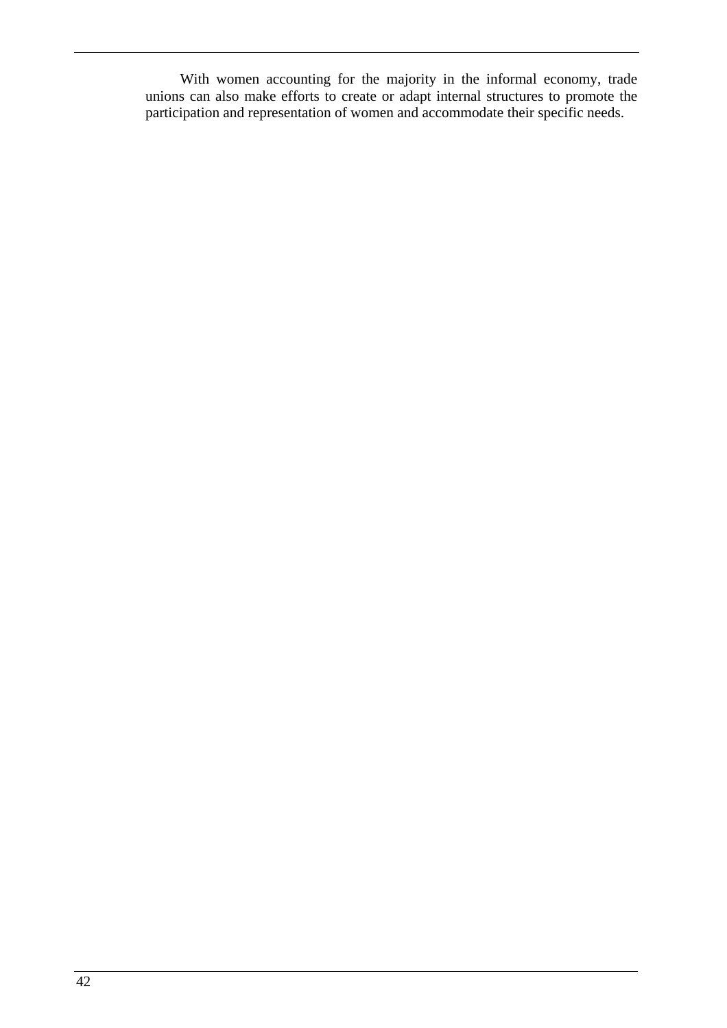With women accounting for the majority in the informal economy, trade unions can also make efforts to create or adapt internal structures to promote the participation and representation of women and accommodate their specific needs.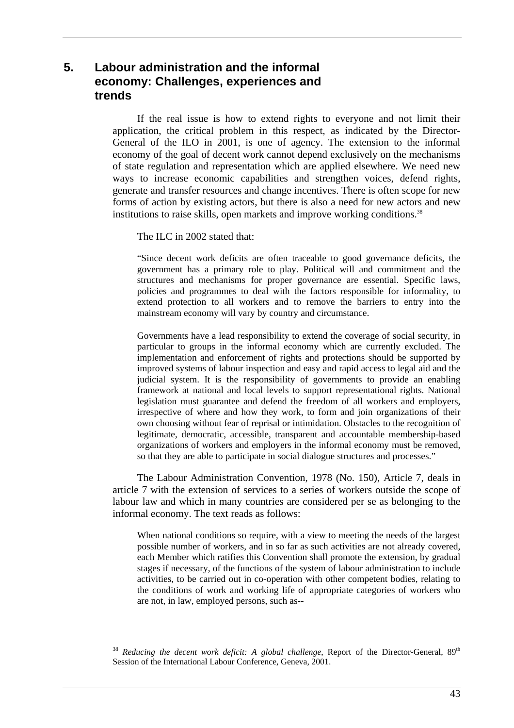# 5. Labour administration and the informal economy: Challenges, experiences and trends

If the real issue is how to extend rights to everyone and not limit their application, the critical problem in this respect, as indicated by the Director-General of the ILO in 2001, is one of agency. The extension to the informal economy of the goal of decent work cannot depend exclusively on the mechanisms of state regulation and representation which are applied elsewhere. We need new ways to increase economic capabilities and strengthen voices, defend rights, generate and transfer resources and change incentives. There is often scope for new forms of action by existing actors, but there is also a need for new actors and new institutions to raise skills, open markets and improve working conditions.[38]

The ILC in 2002 stated that:

> "Since decent work deficits are often traceable to good governance deficits, the government has a primary role to play. Political will and commitment and the structures and mechanisms for proper governance are essential. Specific laws, policies and programmes to deal with the factors responsible for informality, to extend protection to all workers and to remove the barriers to entry into the mainstream economy will vary by country and circumstance.
>
> Governments have a lead responsibility to extend the coverage of social security, in particular to groups in the informal economy which are currently excluded. The implementation and enforcement of rights and protections should be supported by improved systems of labour inspection and easy and rapid access to legal aid and the judicial system. It is the responsibility of governments to provide an enabling framework at national and local levels to support representational rights. National legislation must guarantee and defend the freedom of all workers and employers, irrespective of where and how they work, to form and join organizations of their own choosing without fear of reprisal or intimidation. Obstacles to the recognition of legitimate, democratic, accessible, transparent and accountable membership-based organizations of workers and employers in the informal economy must be removed, so that they are able to participate in social dialogue structures and processes."

The Labour Administration Convention, 1978 (No. 150), Article 7, deals in article 7 with the extension of services to a series of workers outside the scope of labour law and which in many countries are considered per se as belonging to the informal economy. The text reads as follows:

> When national conditions so require, with a view to meeting the needs of the largest possible number of workers, and in so far as such activities are not already covered, each Member which ratifies this Convention shall promote the extension, by gradual stages if necessary, of the functions of the system of labour administration to include activities, to be carried out in co-operation with other competent bodies, relating to the conditions of work and working life of appropriate categories of workers who are not, in law, employed persons, such as--

---

[38] *Reducing the decent work deficit: A global challenge*, Report of the Director-General, 89th Session of the International Labour Conference, Geneva, 2001.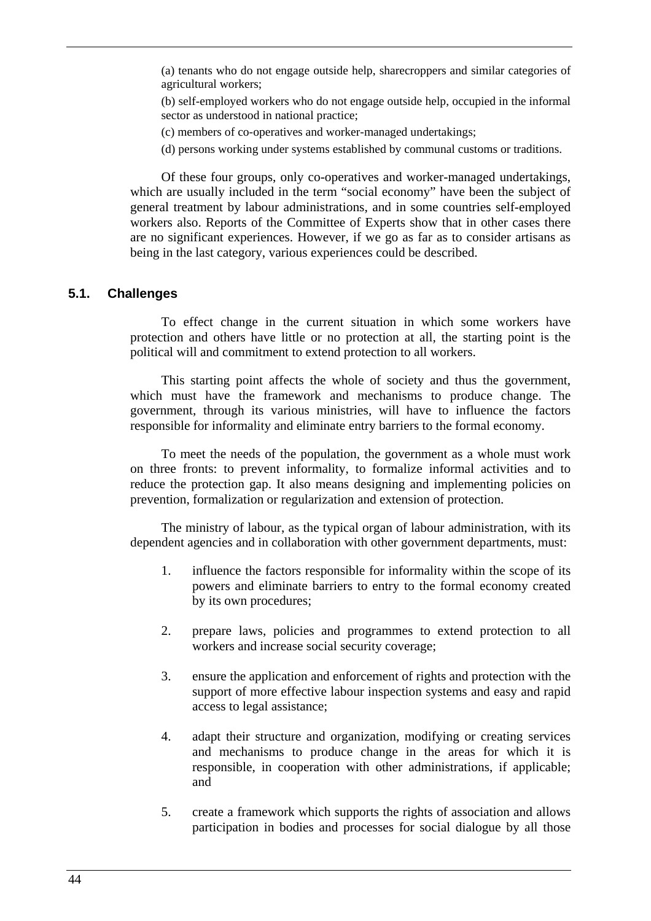(a) tenants who do not engage outside help, sharecroppers and similar categories of agricultural workers;

(b) self-employed workers who do not engage outside help, occupied in the informal sector as understood in national practice;

(c) members of co-operatives and worker-managed undertakings;

(d) persons working under systems established by communal customs or traditions.

Of these four groups, only co-operatives and worker-managed undertakings, which are usually included in the term “social economy” have been the subject of general treatment by labour administrations, and in some countries self-employed workers also. Reports of the Committee of Experts show that in other cases there are no significant experiences. However, if we go as far as to consider artisans as being in the last category, various experiences could be described.

### 5.1. Challenges

To effect change in the current situation in which some workers have protection and others have little or no protection at all, the starting point is the political will and commitment to extend protection to all workers.

This starting point affects the whole of society and thus the government, which must have the framework and mechanisms to produce change. The government, through its various ministries, will have to influence the factors responsible for informality and eliminate entry barriers to the formal economy.

To meet the needs of the population, the government as a whole must work on three fronts: to prevent informality, to formalize informal activities and to reduce the protection gap. It also means designing and implementing policies on prevention, formalization or regularization and extension of protection.

The ministry of labour, as the typical organ of labour administration, with its dependent agencies and in collaboration with other government departments, must:

1. influence the factors responsible for informality within the scope of its powers and eliminate barriers to entry to the formal economy created by its own procedures;

2. prepare laws, policies and programmes to extend protection to all workers and increase social security coverage;

3. ensure the application and enforcement of rights and protection with the support of more effective labour inspection systems and easy and rapid access to legal assistance;

4. adapt their structure and organization, modifying or creating services and mechanisms to produce change in the areas for which it is responsible, in cooperation with other administrations, if applicable; and

5. create a framework which supports the rights of association and allows participation in bodies and processes for social dialogue by all those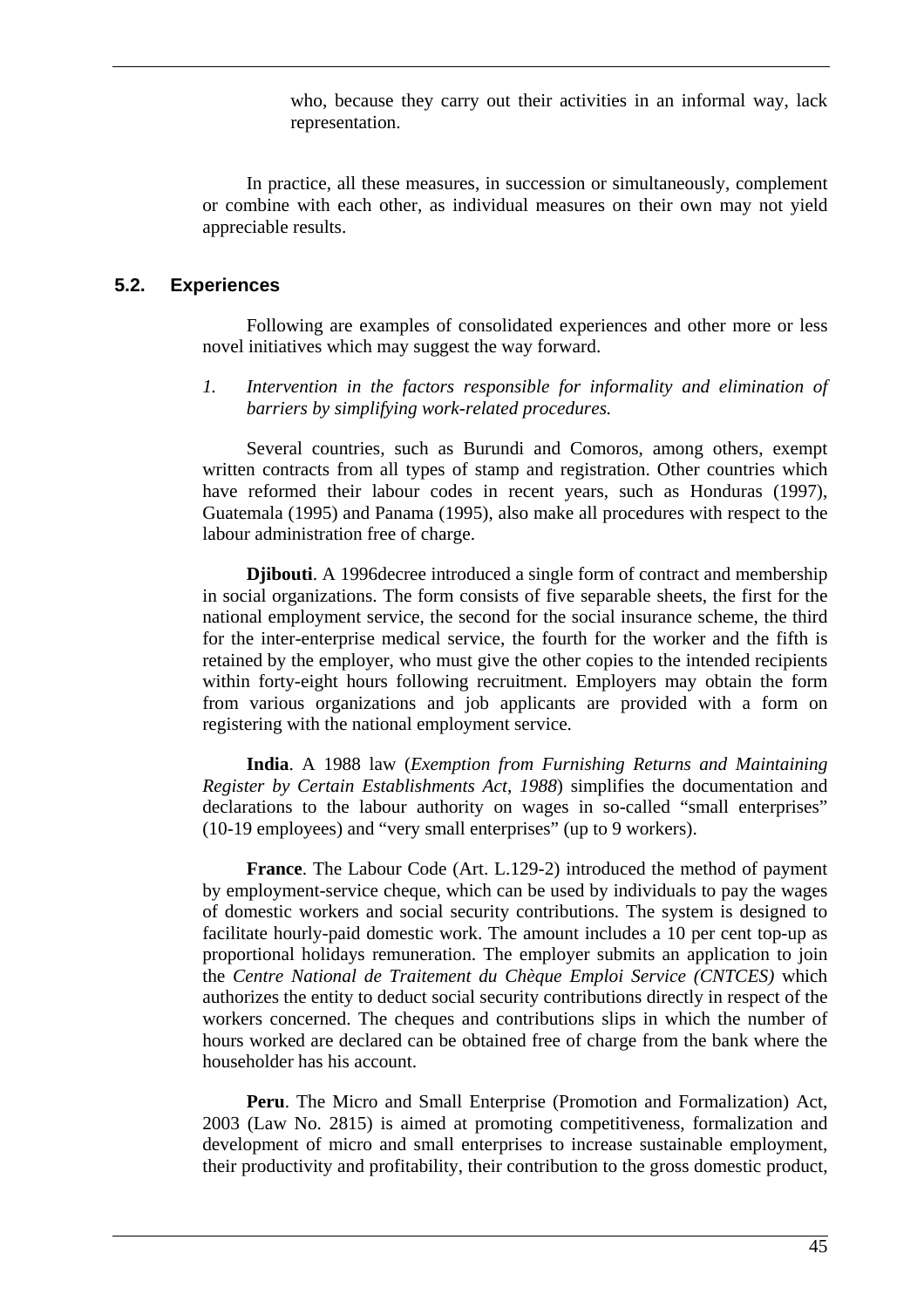who, because they carry out their activities in an informal way, lack representation.

In practice, all these measures, in succession or simultaneously, complement or combine with each other, as individual measures on their own may not yield appreciable results.

## 5.2. Experiences

Following are examples of consolidated experiences and other more or less novel initiatives which may suggest the way forward.

*1. Intervention in the factors responsible for informality and elimination of barriers by simplifying work-related procedures.*

Several countries, such as Burundi and Comoros, among others, exempt written contracts from all types of stamp and registration. Other countries which have reformed their labour codes in recent years, such as Honduras (1997), Guatemala (1995) and Panama (1995), also make all procedures with respect to the labour administration free of charge.

**Djibouti**. A 1996decree introduced a single form of contract and membership in social organizations. The form consists of five separable sheets, the first for the national employment service, the second for the social insurance scheme, the third for the inter-enterprise medical service, the fourth for the worker and the fifth is retained by the employer, who must give the other copies to the intended recipients within forty-eight hours following recruitment. Employers may obtain the form from various organizations and job applicants are provided with a form on registering with the national employment service.

**India**. A 1988 law (*Exemption from Furnishing Returns and Maintaining Register by Certain Establishments Act, 1988*) simplifies the documentation and declarations to the labour authority on wages in so-called "small enterprises" (10-19 employees) and "very small enterprises" (up to 9 workers).

**France**. The Labour Code (Art. L.129-2) introduced the method of payment by employment-service cheque, which can be used by individuals to pay the wages of domestic workers and social security contributions. The system is designed to facilitate hourly-paid domestic work. The amount includes a 10 per cent top-up as proportional holidays remuneration. The employer submits an application to join the *Centre National de Traitement du Chèque Emploi Service (CNTCES)* which authorizes the entity to deduct social security contributions directly in respect of the workers concerned. The cheques and contributions slips in which the number of hours worked are declared can be obtained free of charge from the bank where the householder has his account.

**Peru**. The Micro and Small Enterprise (Promotion and Formalization) Act, 2003 (Law No. 2815) is aimed at promoting competitiveness, formalization and development of micro and small enterprises to increase sustainable employment, their productivity and profitability, their contribution to the gross domestic product,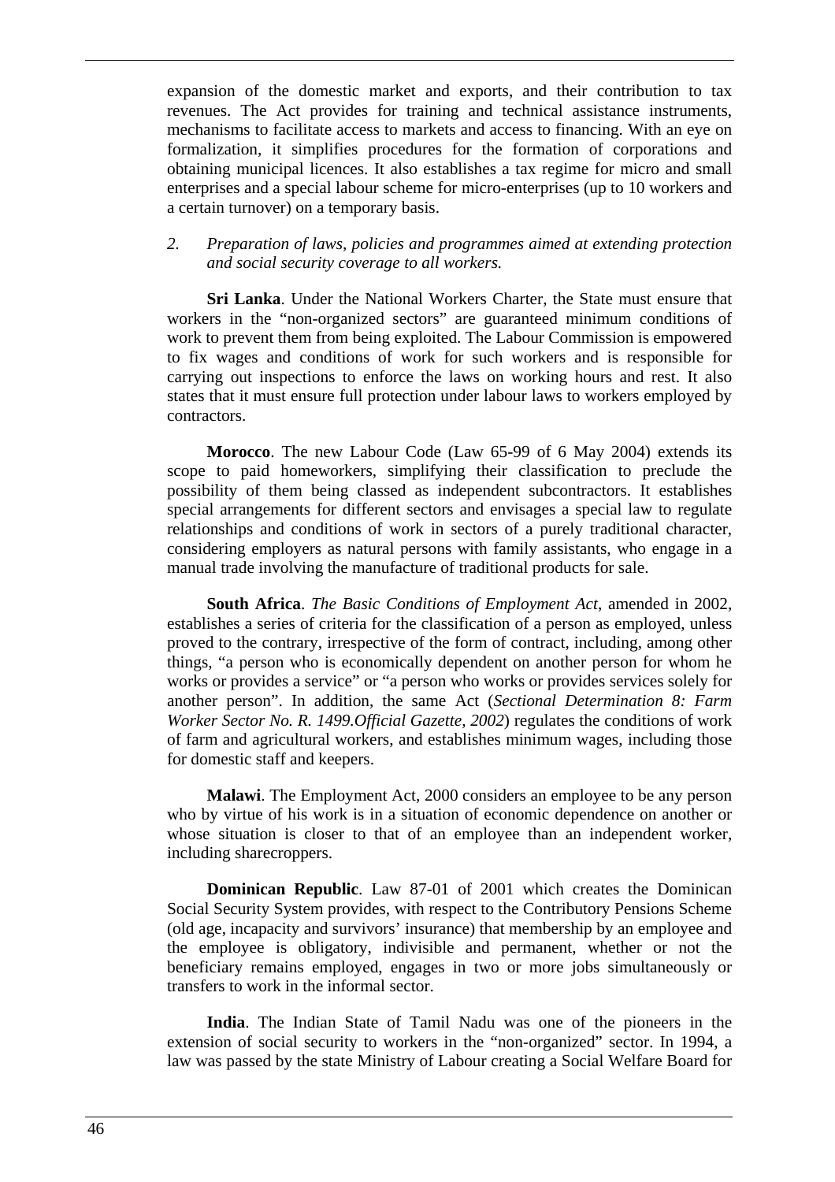expansion of the domestic market and exports, and their contribution to tax revenues. The Act provides for training and technical assistance instruments, mechanisms to facilitate access to markets and access to financing. With an eye on formalization, it simplifies procedures for the formation of corporations and obtaining municipal licences. It also establishes a tax regime for micro and small enterprises and a special labour scheme for micro-enterprises (up to 10 workers and a certain turnover) on a temporary basis.

*2. Preparation of laws, policies and programmes aimed at extending protection and social security coverage to all workers.*

**Sri Lanka**. Under the National Workers Charter, the State must ensure that workers in the "non-organized sectors" are guaranteed minimum conditions of work to prevent them from being exploited. The Labour Commission is empowered to fix wages and conditions of work for such workers and is responsible for carrying out inspections to enforce the laws on working hours and rest. It also states that it must ensure full protection under labour laws to workers employed by contractors.

**Morocco**. The new Labour Code (Law 65-99 of 6 May 2004) extends its scope to paid homeworkers, simplifying their classification to preclude the possibility of them being classed as independent subcontractors. It establishes special arrangements for different sectors and envisages a special law to regulate relationships and conditions of work in sectors of a purely traditional character, considering employers as natural persons with family assistants, who engage in a manual trade involving the manufacture of traditional products for sale.

**South Africa**. *The Basic Conditions of Employment Act*, amended in 2002, establishes a series of criteria for the classification of a person as employed, unless proved to the contrary, irrespective of the form of contract, including, among other things, "a person who is economically dependent on another person for whom he works or provides a service" or "a person who works or provides services solely for another person". In addition, the same Act (*Sectional Determination 8: Farm Worker Sector No. R. 1499.Official Gazette, 2002*) regulates the conditions of work of farm and agricultural workers, and establishes minimum wages, including those for domestic staff and keepers.

**Malawi**. The Employment Act, 2000 considers an employee to be any person who by virtue of his work is in a situation of economic dependence on another or whose situation is closer to that of an employee than an independent worker, including sharecroppers.

**Dominican Republic**. Law 87-01 of 2001 which creates the Dominican Social Security System provides, with respect to the Contributory Pensions Scheme (old age, incapacity and survivors' insurance) that membership by an employee and the employee is obligatory, indivisible and permanent, whether or not the beneficiary remains employed, engages in two or more jobs simultaneously or transfers to work in the informal sector.

**India**. The Indian State of Tamil Nadu was one of the pioneers in the extension of social security to workers in the "non-organized" sector. In 1994, a law was passed by the state Ministry of Labour creating a Social Welfare Board for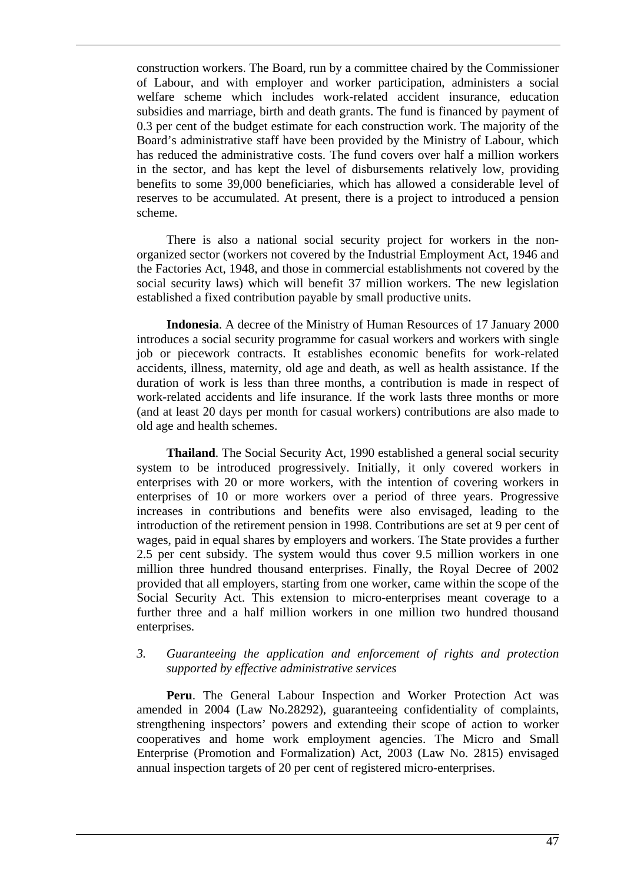construction workers. The Board, run by a committee chaired by the Commissioner of Labour, and with employer and worker participation, administers a social welfare scheme which includes work-related accident insurance, education subsidies and marriage, birth and death grants. The fund is financed by payment of 0.3 per cent of the budget estimate for each construction work. The majority of the Board's administrative staff have been provided by the Ministry of Labour, which has reduced the administrative costs. The fund covers over half a million workers in the sector, and has kept the level of disbursements relatively low, providing benefits to some 39,000 beneficiaries, which has allowed a considerable level of reserves to be accumulated. At present, there is a project to introduced a pension scheme.

There is also a national social security project for workers in the non-organized sector (workers not covered by the Industrial Employment Act, 1946 and the Factories Act, 1948, and those in commercial establishments not covered by the social security laws) which will benefit 37 million workers. The new legislation established a fixed contribution payable by small productive units.

**Indonesia**. A decree of the Ministry of Human Resources of 17 January 2000 introduces a social security programme for casual workers and workers with single job or piecework contracts. It establishes economic benefits for work-related accidents, illness, maternity, old age and death, as well as health assistance. If the duration of work is less than three months, a contribution is made in respect of work-related accidents and life insurance. If the work lasts three months or more (and at least 20 days per month for casual workers) contributions are also made to old age and health schemes.

**Thailand**. The Social Security Act, 1990 established a general social security system to be introduced progressively. Initially, it only covered workers in enterprises with 20 or more workers, with the intention of covering workers in enterprises of 10 or more workers over a period of three years. Progressive increases in contributions and benefits were also envisaged, leading to the introduction of the retirement pension in 1998. Contributions are set at 9 per cent of wages, paid in equal shares by employers and workers. The State provides a further 2.5 per cent subsidy. The system would thus cover 9.5 million workers in one million three hundred thousand enterprises. Finally, the Royal Decree of 2002 provided that all employers, starting from one worker, came within the scope of the Social Security Act. This extension to micro-enterprises meant coverage to a further three and a half million workers in one million two hundred thousand enterprises.

### *3. Guaranteeing the application and enforcement of rights and protection supported by effective administrative services*

**Peru**. The General Labour Inspection and Worker Protection Act was amended in 2004 (Law No.28292), guaranteeing confidentiality of complaints, strengthening inspectors' powers and extending their scope of action to worker cooperatives and home work employment agencies. The Micro and Small Enterprise (Promotion and Formalization) Act, 2003 (Law No. 2815) envisaged annual inspection targets of 20 per cent of registered micro-enterprises.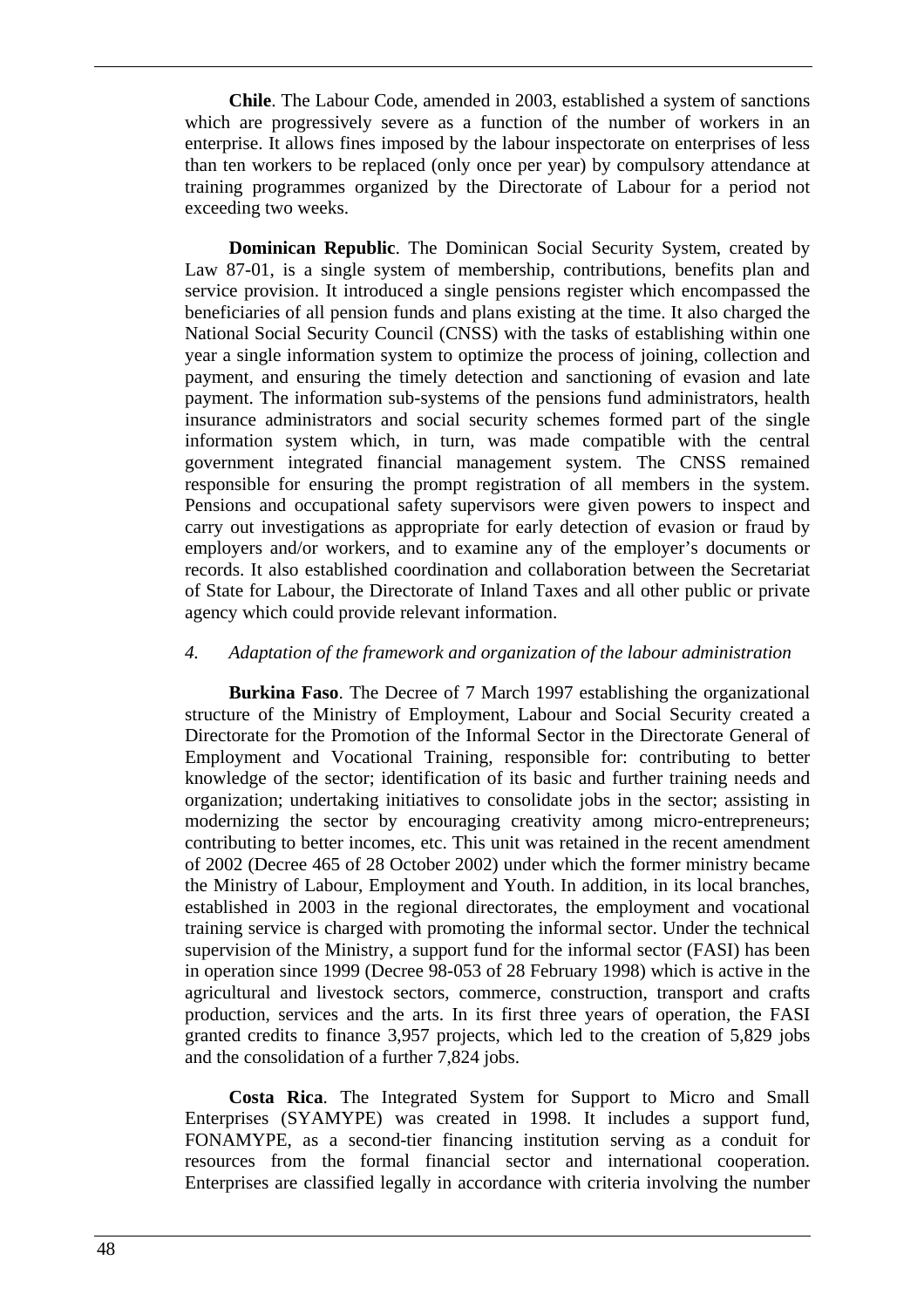**Chile**. The Labour Code, amended in 2003, established a system of sanctions which are progressively severe as a function of the number of workers in an enterprise. It allows fines imposed by the labour inspectorate on enterprises of less than ten workers to be replaced (only once per year) by compulsory attendance at training programmes organized by the Directorate of Labour for a period not exceeding two weeks.

**Dominican Republic**. The Dominican Social Security System, created by Law 87-01, is a single system of membership, contributions, benefits plan and service provision. It introduced a single pensions register which encompassed the beneficiaries of all pension funds and plans existing at the time. It also charged the National Social Security Council (CNSS) with the tasks of establishing within one year a single information system to optimize the process of joining, collection and payment, and ensuring the timely detection and sanctioning of evasion and late payment. The information sub-systems of the pensions fund administrators, health insurance administrators and social security schemes formed part of the single information system which, in turn, was made compatible with the central government integrated financial management system. The CNSS remained responsible for ensuring the prompt registration of all members in the system. Pensions and occupational safety supervisors were given powers to inspect and carry out investigations as appropriate for early detection of evasion or fraud by employers and/or workers, and to examine any of the employer's documents or records. It also established coordination and collaboration between the Secretariat of State for Labour, the Directorate of Inland Taxes and all other public or private agency which could provide relevant information.

### *4. Adaptation of the framework and organization of the labour administration*

**Burkina Faso**. The Decree of 7 March 1997 establishing the organizational structure of the Ministry of Employment, Labour and Social Security created a Directorate for the Promotion of the Informal Sector in the Directorate General of Employment and Vocational Training, responsible for: contributing to better knowledge of the sector; identification of its basic and further training needs and organization; undertaking initiatives to consolidate jobs in the sector; assisting in modernizing the sector by encouraging creativity among micro-entrepreneurs; contributing to better incomes, etc. This unit was retained in the recent amendment of 2002 (Decree 465 of 28 October 2002) under which the former ministry became the Ministry of Labour, Employment and Youth. In addition, in its local branches, established in 2003 in the regional directorates, the employment and vocational training service is charged with promoting the informal sector. Under the technical supervision of the Ministry, a support fund for the informal sector (FASI) has been in operation since 1999 (Decree 98-053 of 28 February 1998) which is active in the agricultural and livestock sectors, commerce, construction, transport and crafts production, services and the arts. In its first three years of operation, the FASI granted credits to finance 3,957 projects, which led to the creation of 5,829 jobs and the consolidation of a further 7,824 jobs.

**Costa Rica**. The Integrated System for Support to Micro and Small Enterprises (SYAMYPE) was created in 1998. It includes a support fund, FONAMYPE, as a second-tier financing institution serving as a conduit for resources from the formal financial sector and international cooperation. Enterprises are classified legally in accordance with criteria involving the number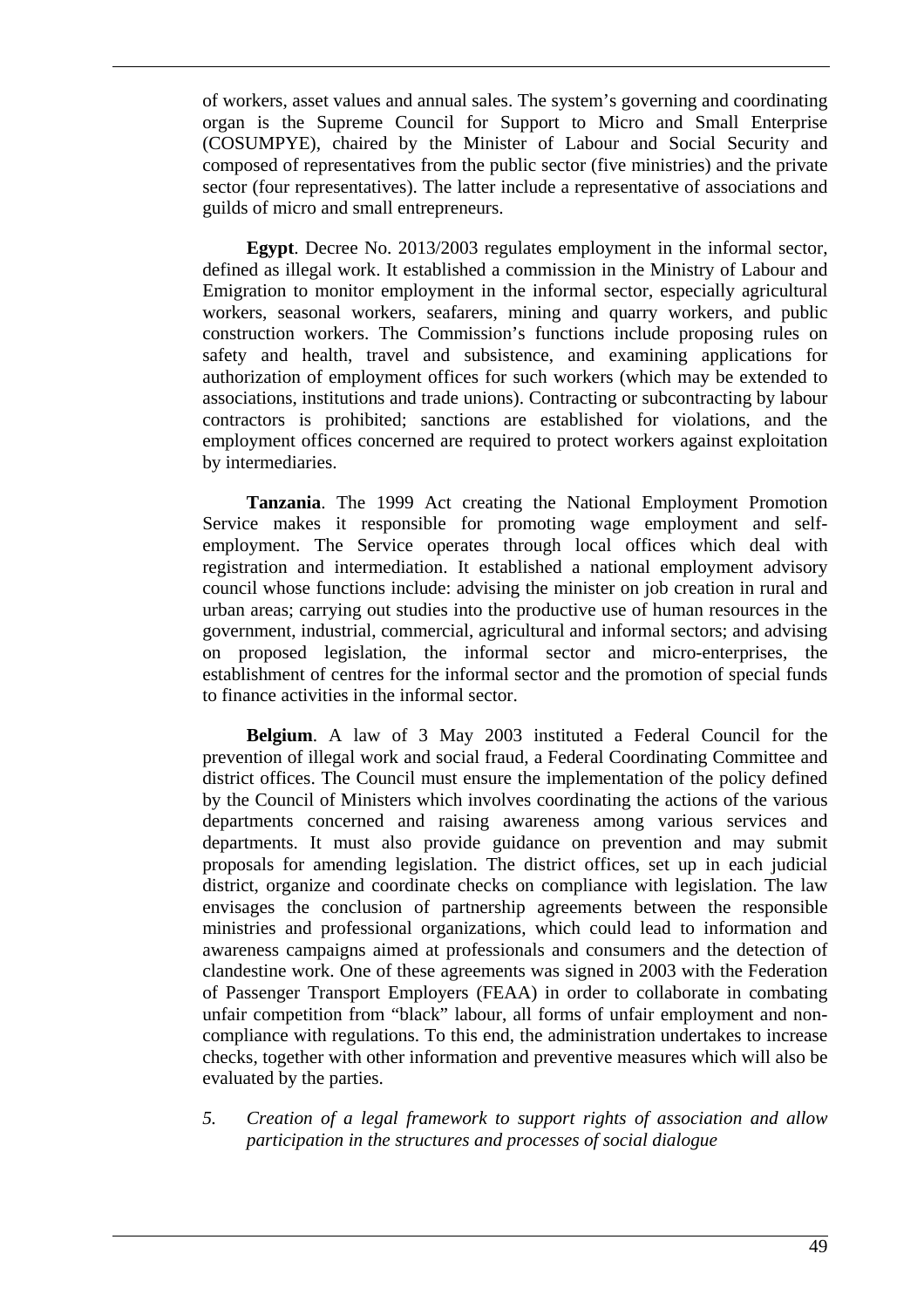of workers, asset values and annual sales. The system's governing and coordinating organ is the Supreme Council for Support to Micro and Small Enterprise (COSUMPYE), chaired by the Minister of Labour and Social Security and composed of representatives from the public sector (five ministries) and the private sector (four representatives). The latter include a representative of associations and guilds of micro and small entrepreneurs.

**Egypt**. Decree No. 2013/2003 regulates employment in the informal sector, defined as illegal work. It established a commission in the Ministry of Labour and Emigration to monitor employment in the informal sector, especially agricultural workers, seasonal workers, seafarers, mining and quarry workers, and public construction workers. The Commission's functions include proposing rules on safety and health, travel and subsistence, and examining applications for authorization of employment offices for such workers (which may be extended to associations, institutions and trade unions). Contracting or subcontracting by labour contractors is prohibited; sanctions are established for violations, and the employment offices concerned are required to protect workers against exploitation by intermediaries.

**Tanzania**. The 1999 Act creating the National Employment Promotion Service makes it responsible for promoting wage employment and self-employment. The Service operates through local offices which deal with registration and intermediation. It established a national employment advisory council whose functions include: advising the minister on job creation in rural and urban areas; carrying out studies into the productive use of human resources in the government, industrial, commercial, agricultural and informal sectors; and advising on proposed legislation, the informal sector and micro-enterprises, the establishment of centres for the informal sector and the promotion of special funds to finance activities in the informal sector.

**Belgium**. A law of 3 May 2003 instituted a Federal Council for the prevention of illegal work and social fraud, a Federal Coordinating Committee and district offices. The Council must ensure the implementation of the policy defined by the Council of Ministers which involves coordinating the actions of the various departments concerned and raising awareness among various services and departments. It must also provide guidance on prevention and may submit proposals for amending legislation. The district offices, set up in each judicial district, organize and coordinate checks on compliance with legislation. The law envisages the conclusion of partnership agreements between the responsible ministries and professional organizations, which could lead to information and awareness campaigns aimed at professionals and consumers and the detection of clandestine work. One of these agreements was signed in 2003 with the Federation of Passenger Transport Employers (FEAA) in order to collaborate in combating unfair competition from "black" labour, all forms of unfair employment and non-compliance with regulations. To this end, the administration undertakes to increase checks, together with other information and preventive measures which will also be evaluated by the parties.

*5. Creation of a legal framework to support rights of association and allow participation in the structures and processes of social dialogue*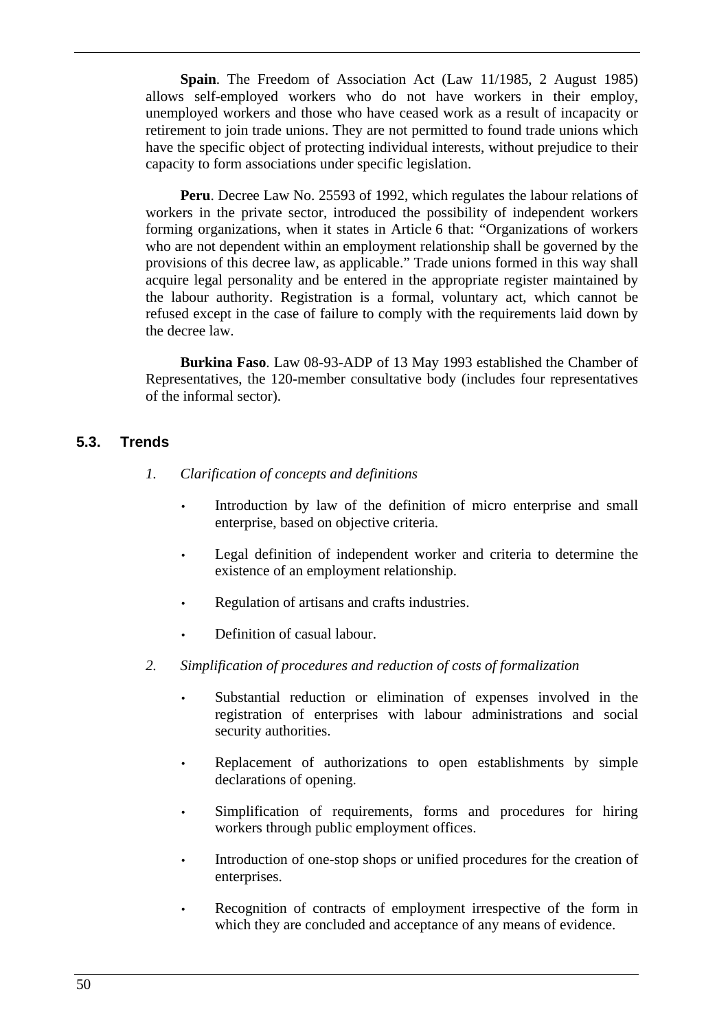**Spain**. The Freedom of Association Act (Law 11/1985, 2 August 1985) allows self-employed workers who do not have workers in their employ, unemployed workers and those who have ceased work as a result of incapacity or retirement to join trade unions. They are not permitted to found trade unions which have the specific object of protecting individual interests, without prejudice to their capacity to form associations under specific legislation.

**Peru**. Decree Law No. 25593 of 1992, which regulates the labour relations of workers in the private sector, introduced the possibility of independent workers forming organizations, when it states in Article 6 that: "Organizations of workers who are not dependent within an employment relationship shall be governed by the provisions of this decree law, as applicable." Trade unions formed in this way shall acquire legal personality and be entered in the appropriate register maintained by the labour authority. Registration is a formal, voluntary act, which cannot be refused except in the case of failure to comply with the requirements laid down by the decree law.

**Burkina Faso**. Law 08-93-ADP of 13 May 1993 established the Chamber of Representatives, the 120-member consultative body (includes four representatives of the informal sector).

### 5.3. Trends

*1. Clarification of concepts and definitions*

- Introduction by law of the definition of micro enterprise and small enterprise, based on objective criteria.
- Legal definition of independent worker and criteria to determine the existence of an employment relationship.
- Regulation of artisans and crafts industries.
- Definition of casual labour.

*2. Simplification of procedures and reduction of costs of formalization*

- Substantial reduction or elimination of expenses involved in the registration of enterprises with labour administrations and social security authorities.
- Replacement of authorizations to open establishments by simple declarations of opening.
- Simplification of requirements, forms and procedures for hiring workers through public employment offices.
- Introduction of one-stop shops or unified procedures for the creation of enterprises.
- Recognition of contracts of employment irrespective of the form in which they are concluded and acceptance of any means of evidence.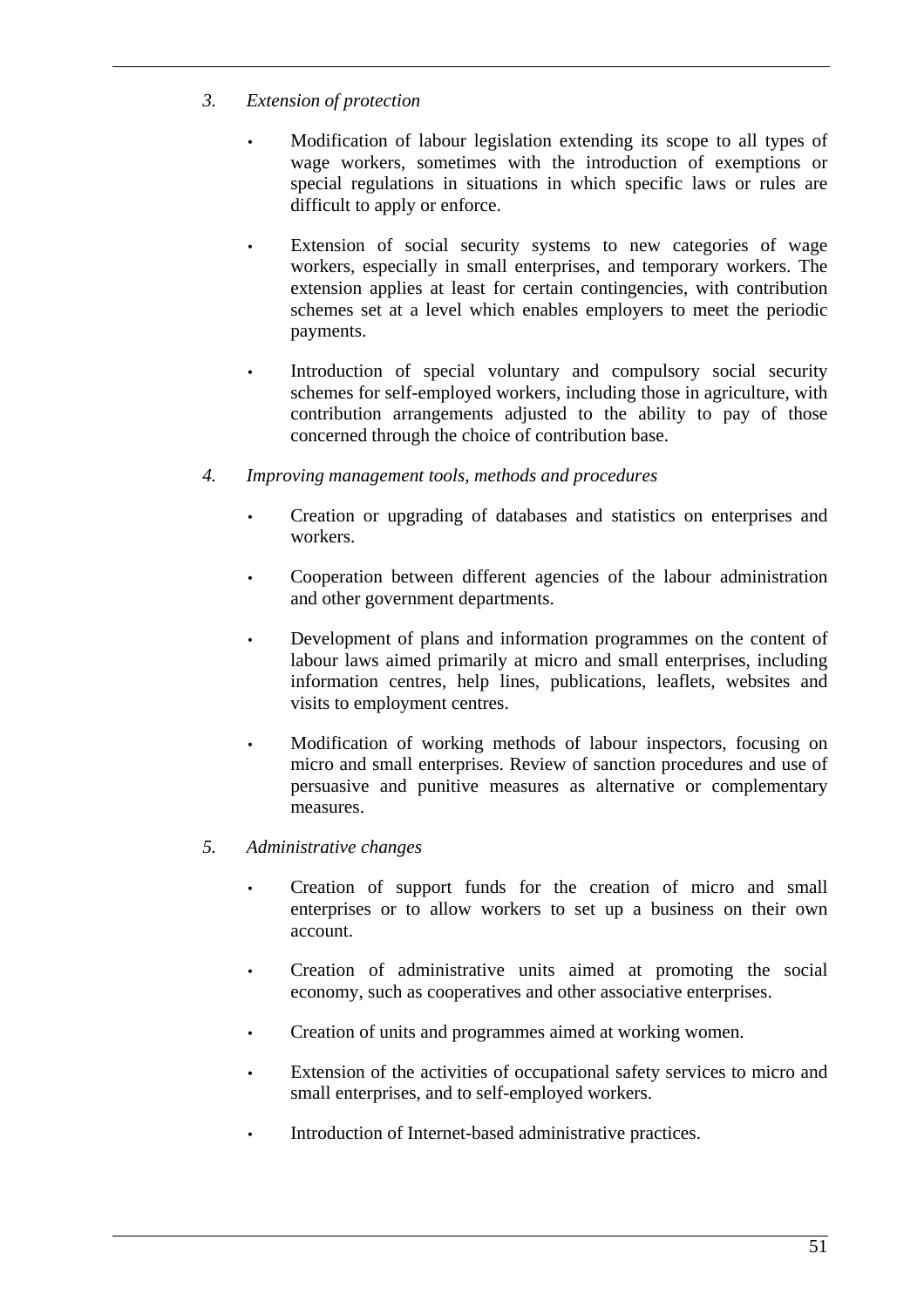3. *Extension of protection*

   - Modification of labour legislation extending its scope to all types of wage workers, sometimes with the introduction of exemptions or special regulations in situations in which specific laws or rules are difficult to apply or enforce.

   - Extension of social security systems to new categories of wage workers, especially in small enterprises, and temporary workers. The extension applies at least for certain contingencies, with contribution schemes set at a level which enables employers to meet the periodic payments.

   - Introduction of special voluntary and compulsory social security schemes for self-employed workers, including those in agriculture, with contribution arrangements adjusted to the ability to pay of those concerned through the choice of contribution base.

4. *Improving management tools, methods and procedures*

   - Creation or upgrading of databases and statistics on enterprises and workers.

   - Cooperation between different agencies of the labour administration and other government departments.

   - Development of plans and information programmes on the content of labour laws aimed primarily at micro and small enterprises, including information centres, help lines, publications, leaflets, websites and visits to employment centres.

   - Modification of working methods of labour inspectors, focusing on micro and small enterprises. Review of sanction procedures and use of persuasive and punitive measures as alternative or complementary measures.

5. *Administrative changes*

   - Creation of support funds for the creation of micro and small enterprises or to allow workers to set up a business on their own account.

   - Creation of administrative units aimed at promoting the social economy, such as cooperatives and other associative enterprises.

   - Creation of units and programmes aimed at working women.

   - Extension of the activities of occupational safety services to micro and small enterprises, and to self-employed workers.

   - Introduction of Internet-based administrative practices.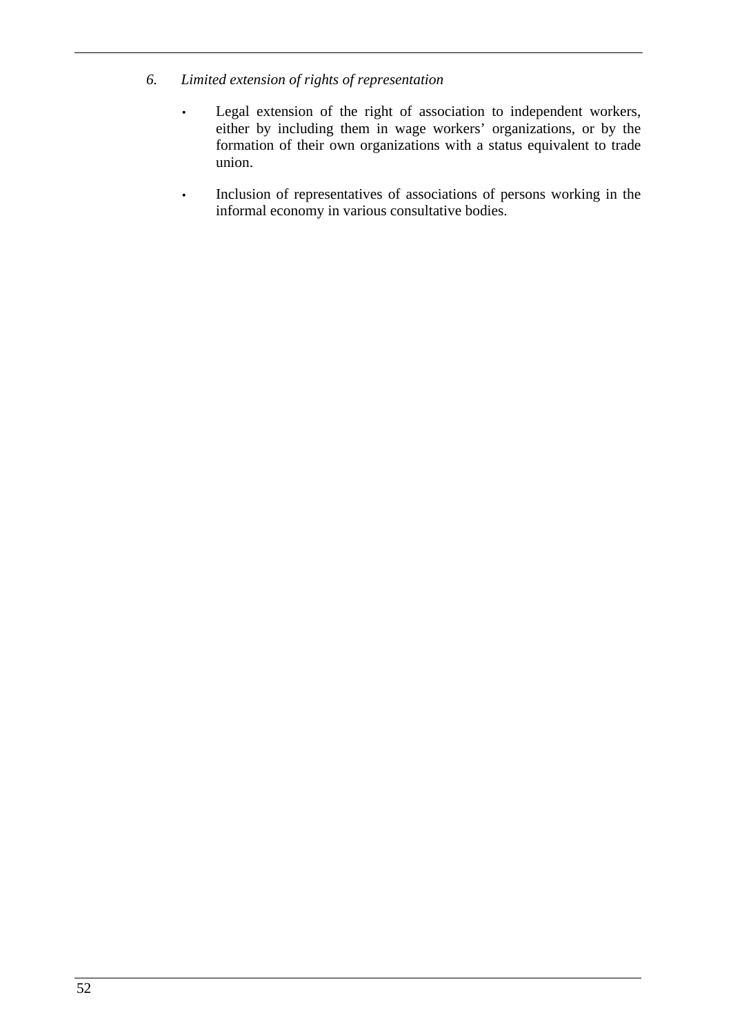*6. Limited extension of rights of representation*

- Legal extension of the right of association to independent workers, either by including them in wage workers' organizations, or by the formation of their own organizations with a status equivalent to trade union.
- Inclusion of representatives of associations of persons working in the informal economy in various consultative bodies.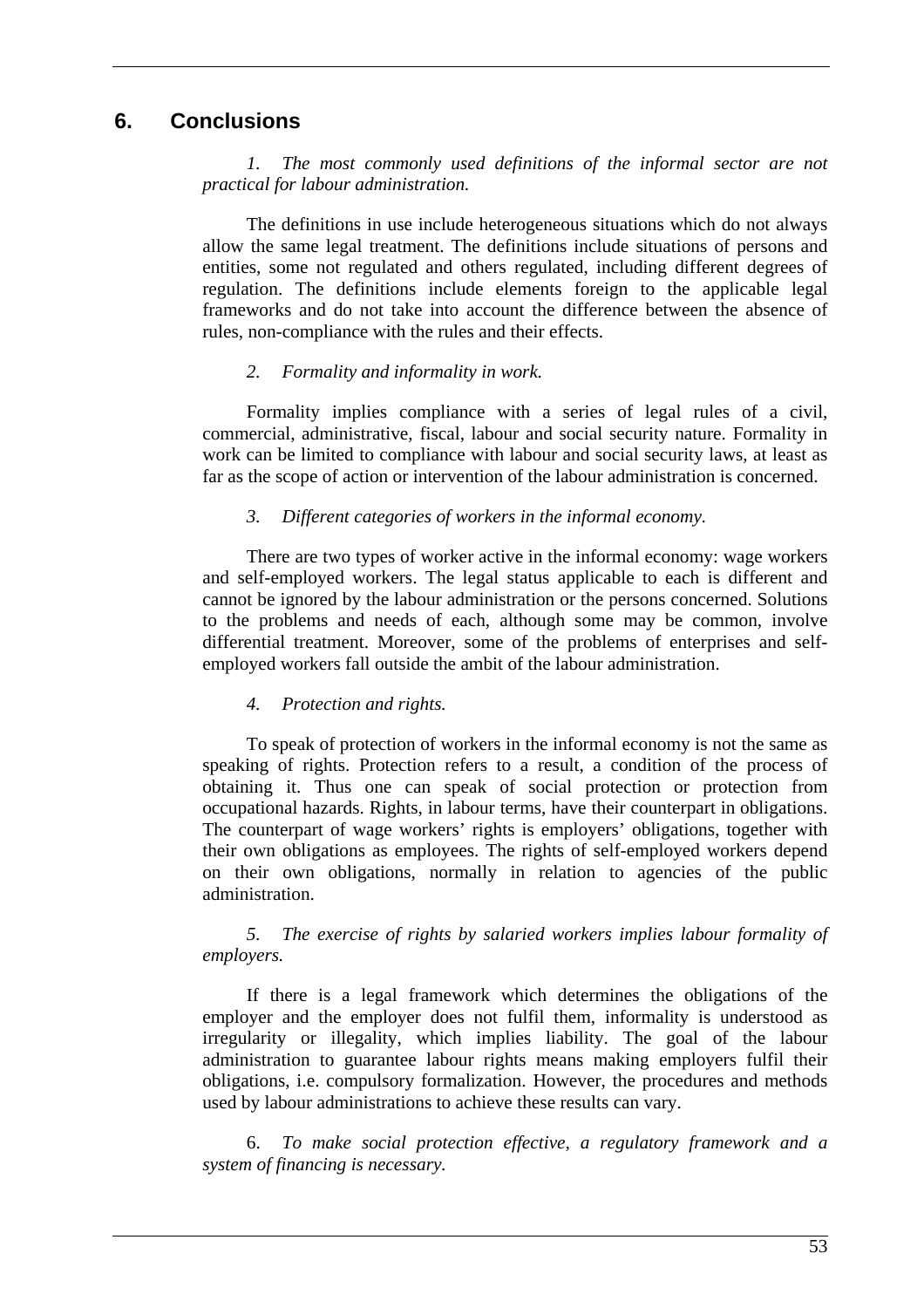## 6. Conclusions

*1. The most commonly used definitions of the informal sector are not practical for labour administration.*

The definitions in use include heterogeneous situations which do not always allow the same legal treatment. The definitions include situations of persons and entities, some not regulated and others regulated, including different degrees of regulation. The definitions include elements foreign to the applicable legal frameworks and do not take into account the difference between the absence of rules, non-compliance with the rules and their effects.

*2. Formality and informality in work.*

Formality implies compliance with a series of legal rules of a civil, commercial, administrative, fiscal, labour and social security nature. Formality in work can be limited to compliance with labour and social security laws, at least as far as the scope of action or intervention of the labour administration is concerned.

*3. Different categories of workers in the informal economy.*

There are two types of worker active in the informal economy: wage workers and self-employed workers. The legal status applicable to each is different and cannot be ignored by the labour administration or the persons concerned. Solutions to the problems and needs of each, although some may be common, involve differential treatment. Moreover, some of the problems of enterprises and self-employed workers fall outside the ambit of the labour administration.

*4. Protection and rights.*

To speak of protection of workers in the informal economy is not the same as speaking of rights. Protection refers to a result, a condition of the process of obtaining it. Thus one can speak of social protection or protection from occupational hazards. Rights, in labour terms, have their counterpart in obligations. The counterpart of wage workers' rights is employers' obligations, together with their own obligations as employees. The rights of self-employed workers depend on their own obligations, normally in relation to agencies of the public administration.

*5. The exercise of rights by salaried workers implies labour formality of employers.*

If there is a legal framework which determines the obligations of the employer and the employer does not fulfil them, informality is understood as irregularity or illegality, which implies liability. The goal of the labour administration to guarantee labour rights means making employers fulfil their obligations, i.e. compulsory formalization. However, the procedures and methods used by labour administrations to achieve these results can vary.

6. *To make social protection effective, a regulatory framework and a system of financing is necessary.*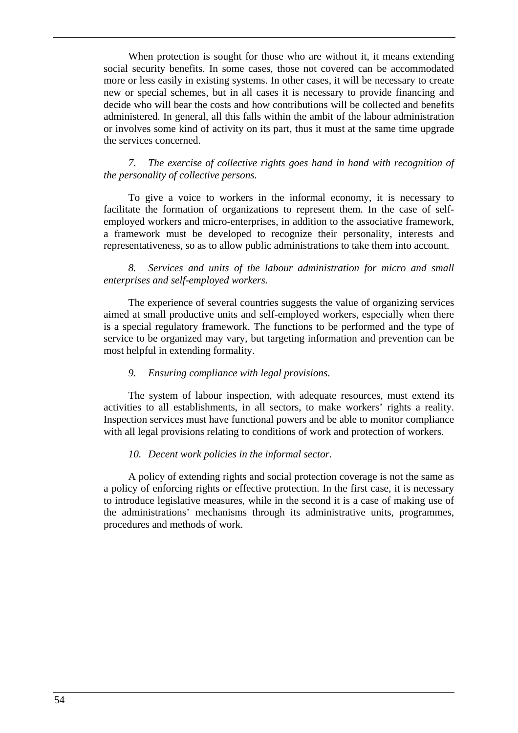When protection is sought for those who are without it, it means extending social security benefits. In some cases, those not covered can be accommodated more or less easily in existing systems. In other cases, it will be necessary to create new or special schemes, but in all cases it is necessary to provide financing and decide who will bear the costs and how contributions will be collected and benefits administered. In general, all this falls within the ambit of the labour administration or involves some kind of activity on its part, thus it must at the same time upgrade the services concerned.

*7. The exercise of collective rights goes hand in hand with recognition of the personality of collective persons.*

To give a voice to workers in the informal economy, it is necessary to facilitate the formation of organizations to represent them. In the case of self-employed workers and micro-enterprises, in addition to the associative framework, a framework must be developed to recognize their personality, interests and representativeness, so as to allow public administrations to take them into account.

*8. Services and units of the labour administration for micro and small enterprises and self-employed workers.*

The experience of several countries suggests the value of organizing services aimed at small productive units and self-employed workers, especially when there is a special regulatory framework. The functions to be performed and the type of service to be organized may vary, but targeting information and prevention can be most helpful in extending formality.

*9. Ensuring compliance with legal provisions.*

The system of labour inspection, with adequate resources, must extend its activities to all establishments, in all sectors, to make workers' rights a reality. Inspection services must have functional powers and be able to monitor compliance with all legal provisions relating to conditions of work and protection of workers.

*10. Decent work policies in the informal sector.*

A policy of extending rights and social protection coverage is not the same as a policy of enforcing rights or effective protection. In the first case, it is necessary to introduce legislative measures, while in the second it is a case of making use of the administrations' mechanisms through its administrative units, programmes, procedures and methods of work.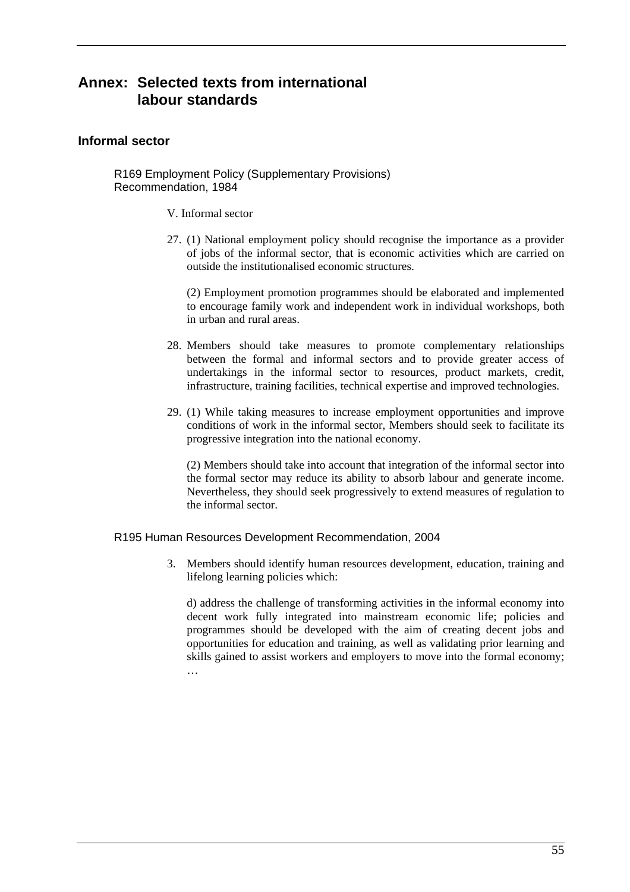# Annex: Selected texts from international labour standards

## Informal sector

R169 Employment Policy (Supplementary Provisions) Recommendation, 1984

V. Informal sector

27. (1) National employment policy should recognise the importance as a provider of jobs of the informal sector, that is economic activities which are carried on outside the institutionalised economic structures.

    (2) Employment promotion programmes should be elaborated and implemented to encourage family work and independent work in individual workshops, both in urban and rural areas.

28. Members should take measures to promote complementary relationships between the formal and informal sectors and to provide greater access of undertakings in the informal sector to resources, product markets, credit, infrastructure, training facilities, technical expertise and improved technologies.

29. (1) While taking measures to increase employment opportunities and improve conditions of work in the informal sector, Members should seek to facilitate its progressive integration into the national economy.

    (2) Members should take into account that integration of the informal sector into the formal sector may reduce its ability to absorb labour and generate income. Nevertheless, they should seek progressively to extend measures of regulation to the informal sector.

R195 Human Resources Development Recommendation, 2004

3. Members should identify human resources development, education, training and lifelong learning policies which:

   d) address the challenge of transforming activities in the informal economy into decent work fully integrated into mainstream economic life; policies and programmes should be developed with the aim of creating decent jobs and opportunities for education and training, as well as validating prior learning and skills gained to assist workers and employers to move into the formal economy;

   …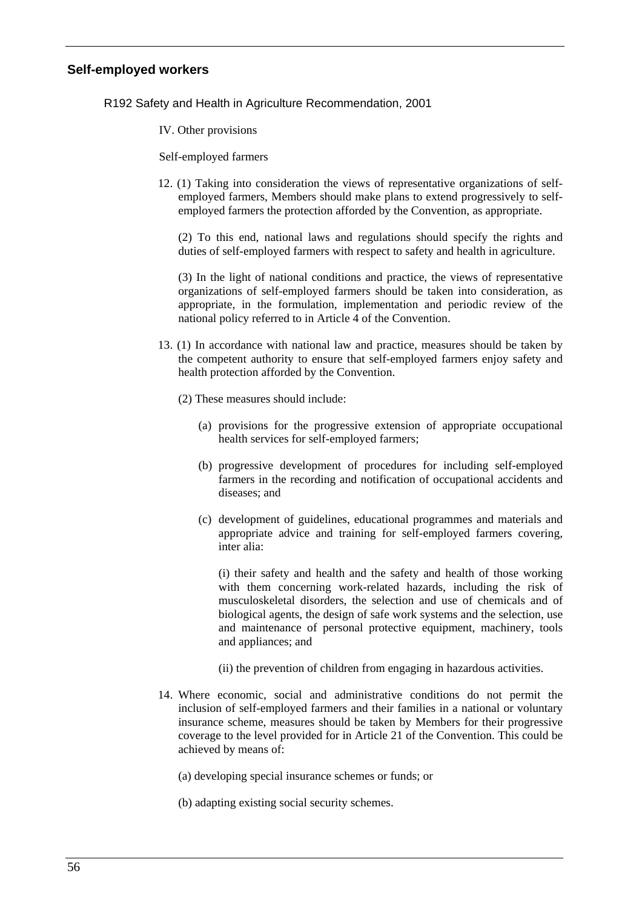## Self-employed workers

### R192 Safety and Health in Agriculture Recommendation, 2001

IV. Other provisions

Self-employed farmers

12. (1) Taking into consideration the views of representative organizations of self-employed farmers, Members should make plans to extend progressively to self-employed farmers the protection afforded by the Convention, as appropriate.

    (2) To this end, national laws and regulations should specify the rights and duties of self-employed farmers with respect to safety and health in agriculture.

    (3) In the light of national conditions and practice, the views of representative organizations of self-employed farmers should be taken into consideration, as appropriate, in the formulation, implementation and periodic review of the national policy referred to in Article 4 of the Convention.

13. (1) In accordance with national law and practice, measures should be taken by the competent authority to ensure that self-employed farmers enjoy safety and health protection afforded by the Convention.

    (2) These measures should include:

    (a) provisions for the progressive extension of appropriate occupational health services for self-employed farmers;

    (b) progressive development of procedures for including self-employed farmers in the recording and notification of occupational accidents and diseases; and

    (c) development of guidelines, educational programmes and materials and appropriate advice and training for self-employed farmers covering, inter alia:

    (i) their safety and health and the safety and health of those working with them concerning work-related hazards, including the risk of musculoskeletal disorders, the selection and use of chemicals and of biological agents, the design of safe work systems and the selection, use and maintenance of personal protective equipment, machinery, tools and appliances; and

    (ii) the prevention of children from engaging in hazardous activities.

14. Where economic, social and administrative conditions do not permit the inclusion of self-employed farmers and their families in a national or voluntary insurance scheme, measures should be taken by Members for their progressive coverage to the level provided for in Article 21 of the Convention. This could be achieved by means of:

    (a) developing special insurance schemes or funds; or

    (b) adapting existing social security schemes.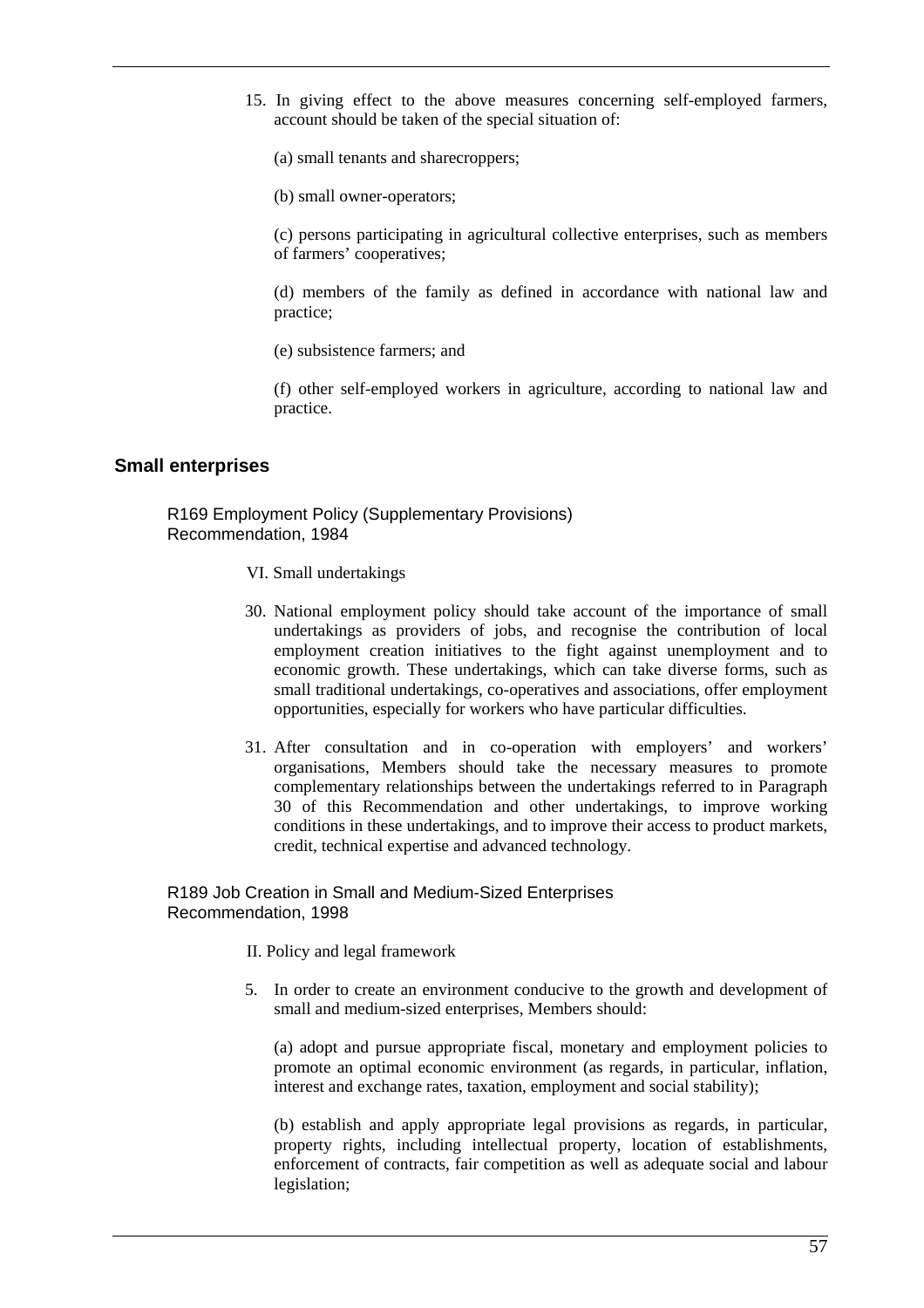15. In giving effect to the above measures concerning self-employed farmers, account should be taken of the special situation of:

    (a) small tenants and sharecroppers;

    (b) small owner-operators;

    (c) persons participating in agricultural collective enterprises, such as members of farmers' cooperatives;

    (d) members of the family as defined in accordance with national law and practice;

    (e) subsistence farmers; and

    (f) other self-employed workers in agriculture, according to national law and practice.

## Small enterprises

R169 Employment Policy (Supplementary Provisions) Recommendation, 1984

VI. Small undertakings

30. National employment policy should take account of the importance of small undertakings as providers of jobs, and recognise the contribution of local employment creation initiatives to the fight against unemployment and to economic growth. These undertakings, which can take diverse forms, such as small traditional undertakings, co-operatives and associations, offer employment opportunities, especially for workers who have particular difficulties.

31. After consultation and in co-operation with employers' and workers' organisations, Members should take the necessary measures to promote complementary relationships between the undertakings referred to in Paragraph 30 of this Recommendation and other undertakings, to improve working conditions in these undertakings, and to improve their access to product markets, credit, technical expertise and advanced technology.

R189 Job Creation in Small and Medium-Sized Enterprises Recommendation, 1998

II. Policy and legal framework

5. In order to create an environment conducive to the growth and development of small and medium-sized enterprises, Members should:

    (a) adopt and pursue appropriate fiscal, monetary and employment policies to promote an optimal economic environment (as regards, in particular, inflation, interest and exchange rates, taxation, employment and social stability);

    (b) establish and apply appropriate legal provisions as regards, in particular, property rights, including intellectual property, location of establishments, enforcement of contracts, fair competition as well as adequate social and labour legislation;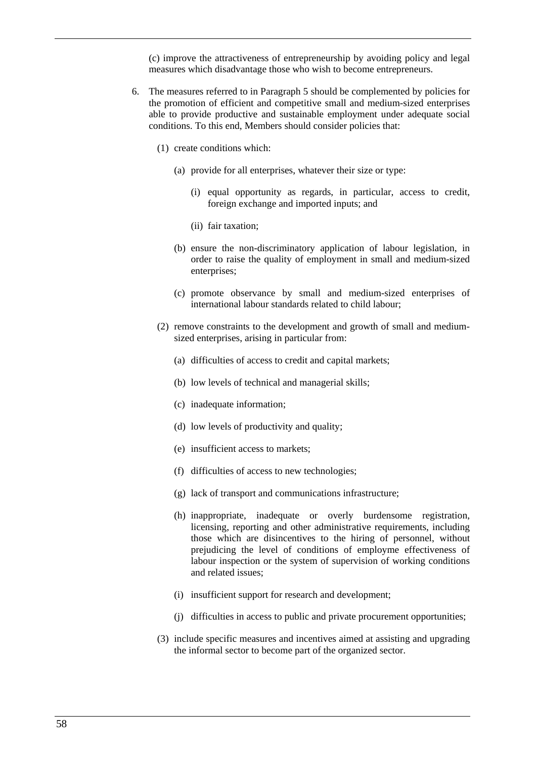(c) improve the attractiveness of entrepreneurship by avoiding policy and legal measures which disadvantage those who wish to become entrepreneurs.

6. The measures referred to in Paragraph 5 should be complemented by policies for the promotion of efficient and competitive small and medium-sized enterprises able to provide productive and sustainable employment under adequate social conditions. To this end, Members should consider policies that:

   (1) create conditions which:

      (a) provide for all enterprises, whatever their size or type:

         (i) equal opportunity as regards, in particular, access to credit, foreign exchange and imported inputs; and

         (ii) fair taxation;

      (b) ensure the non-discriminatory application of labour legislation, in order to raise the quality of employment in small and medium-sized enterprises;

      (c) promote observance by small and medium-sized enterprises of international labour standards related to child labour;

   (2) remove constraints to the development and growth of small and medium-sized enterprises, arising in particular from:

      (a) difficulties of access to credit and capital markets;

      (b) low levels of technical and managerial skills;

      (c) inadequate information;

      (d) low levels of productivity and quality;

      (e) insufficient access to markets;

      (f) difficulties of access to new technologies;

      (g) lack of transport and communications infrastructure;

      (h) inappropriate, inadequate or overly burdensome registration, licensing, reporting and other administrative requirements, including those which are disincentives to the hiring of personnel, without prejudicing the level of conditions of employme effectiveness of labour inspection or the system of supervision of working conditions and related issues;

      (i) insufficient support for research and development;

      (j) difficulties in access to public and private procurement opportunities;

   (3) include specific measures and incentives aimed at assisting and upgrading the informal sector to become part of the organized sector.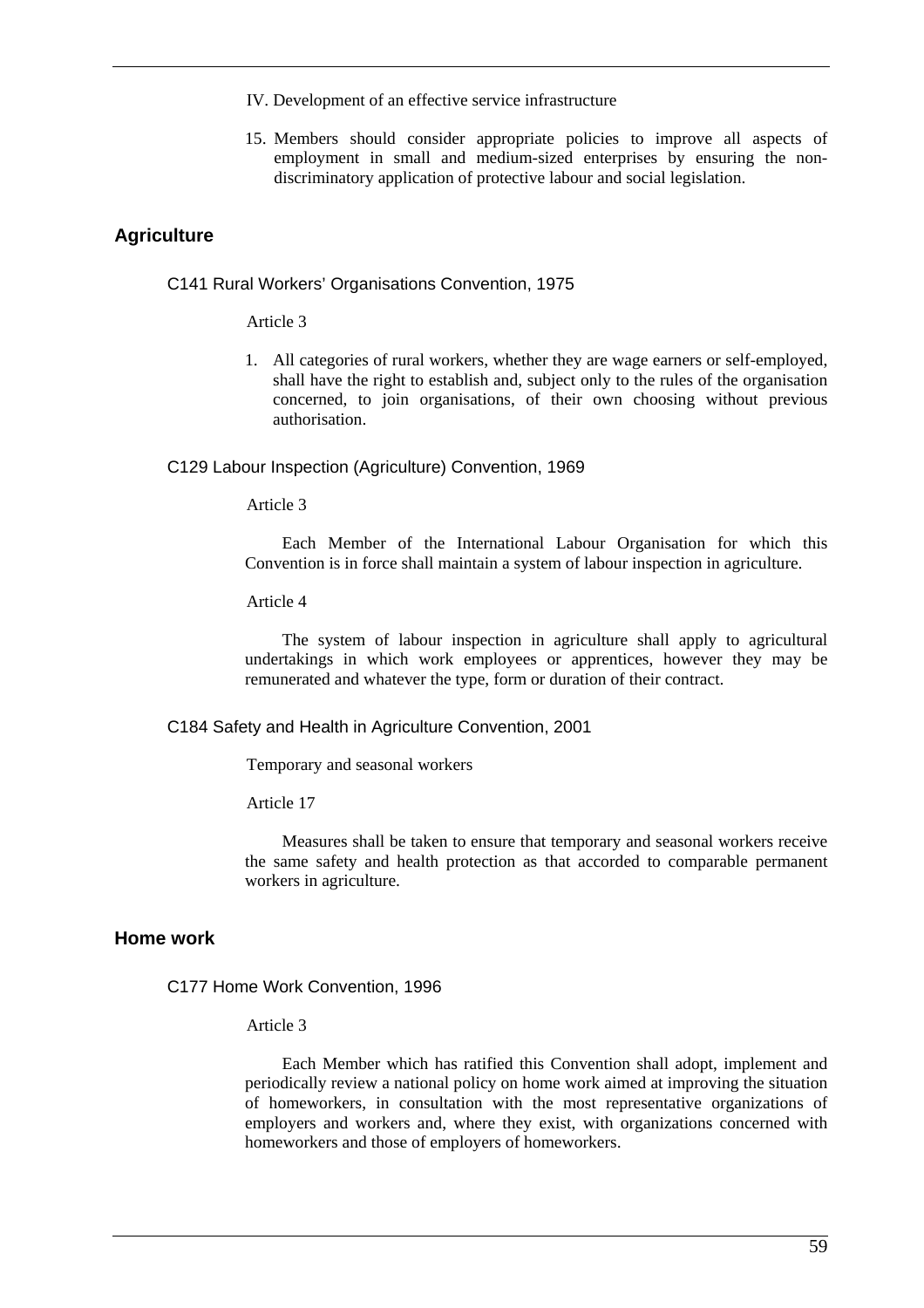IV. Development of an effective service infrastructure

15. Members should consider appropriate policies to improve all aspects of employment in small and medium-sized enterprises by ensuring the non-discriminatory application of protective labour and social legislation.

## Agriculture

### C141 Rural Workers' Organisations Convention, 1975

Article 3

1. All categories of rural workers, whether they are wage earners or self-employed, shall have the right to establish and, subject only to the rules of the organisation concerned, to join organisations, of their own choosing without previous authorisation.

### C129 Labour Inspection (Agriculture) Convention, 1969

Article 3

Each Member of the International Labour Organisation for which this Convention is in force shall maintain a system of labour inspection in agriculture.

Article 4

The system of labour inspection in agriculture shall apply to agricultural undertakings in which work employees or apprentices, however they may be remunerated and whatever the type, form or duration of their contract.

### C184 Safety and Health in Agriculture Convention, 2001

Temporary and seasonal workers

Article 17

Measures shall be taken to ensure that temporary and seasonal workers receive the same safety and health protection as that accorded to comparable permanent workers in agriculture.

## Home work

### C177 Home Work Convention, 1996

Article 3

Each Member which has ratified this Convention shall adopt, implement and periodically review a national policy on home work aimed at improving the situation of homeworkers, in consultation with the most representative organizations of employers and workers and, where they exist, with organizations concerned with homeworkers and those of employers of homeworkers.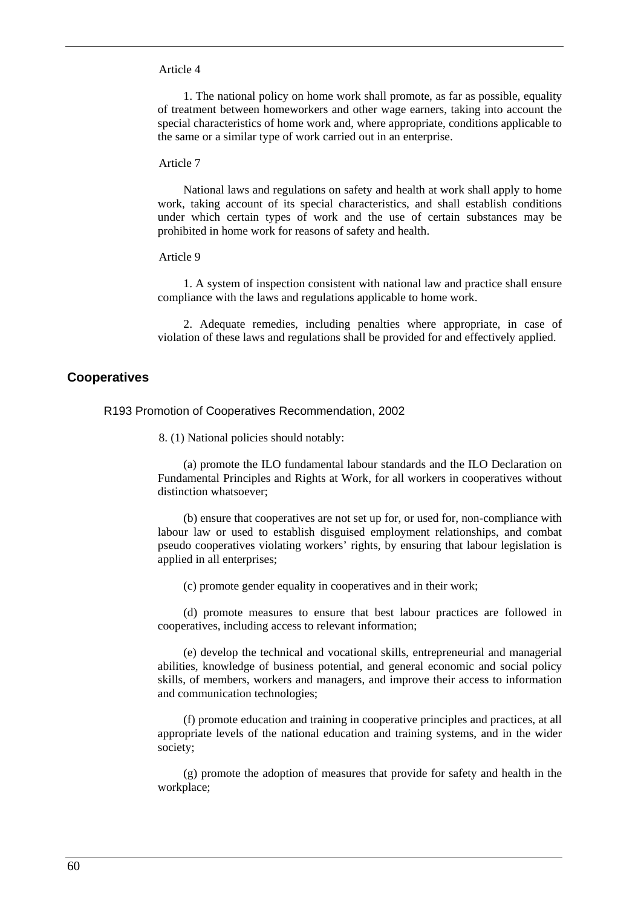Article 4

1. The national policy on home work shall promote, as far as possible, equality of treatment between homeworkers and other wage earners, taking into account the special characteristics of home work and, where appropriate, conditions applicable to the same or a similar type of work carried out in an enterprise.

Article 7

National laws and regulations on safety and health at work shall apply to home work, taking account of its special characteristics, and shall establish conditions under which certain types of work and the use of certain substances may be prohibited in home work for reasons of safety and health.

Article 9

1. A system of inspection consistent with national law and practice shall ensure compliance with the laws and regulations applicable to home work.

2. Adequate remedies, including penalties where appropriate, in case of violation of these laws and regulations shall be provided for and effectively applied.

## Cooperatives

### R193 Promotion of Cooperatives Recommendation, 2002

8. (1) National policies should notably:

(a) promote the ILO fundamental labour standards and the ILO Declaration on Fundamental Principles and Rights at Work, for all workers in cooperatives without distinction whatsoever;

(b) ensure that cooperatives are not set up for, or used for, non-compliance with labour law or used to establish disguised employment relationships, and combat pseudo cooperatives violating workers' rights, by ensuring that labour legislation is applied in all enterprises;

(c) promote gender equality in cooperatives and in their work;

(d) promote measures to ensure that best labour practices are followed in cooperatives, including access to relevant information;

(e) develop the technical and vocational skills, entrepreneurial and managerial abilities, knowledge of business potential, and general economic and social policy skills, of members, workers and managers, and improve their access to information and communication technologies;

(f) promote education and training in cooperative principles and practices, at all appropriate levels of the national education and training systems, and in the wider society;

(g) promote the adoption of measures that provide for safety and health in the workplace;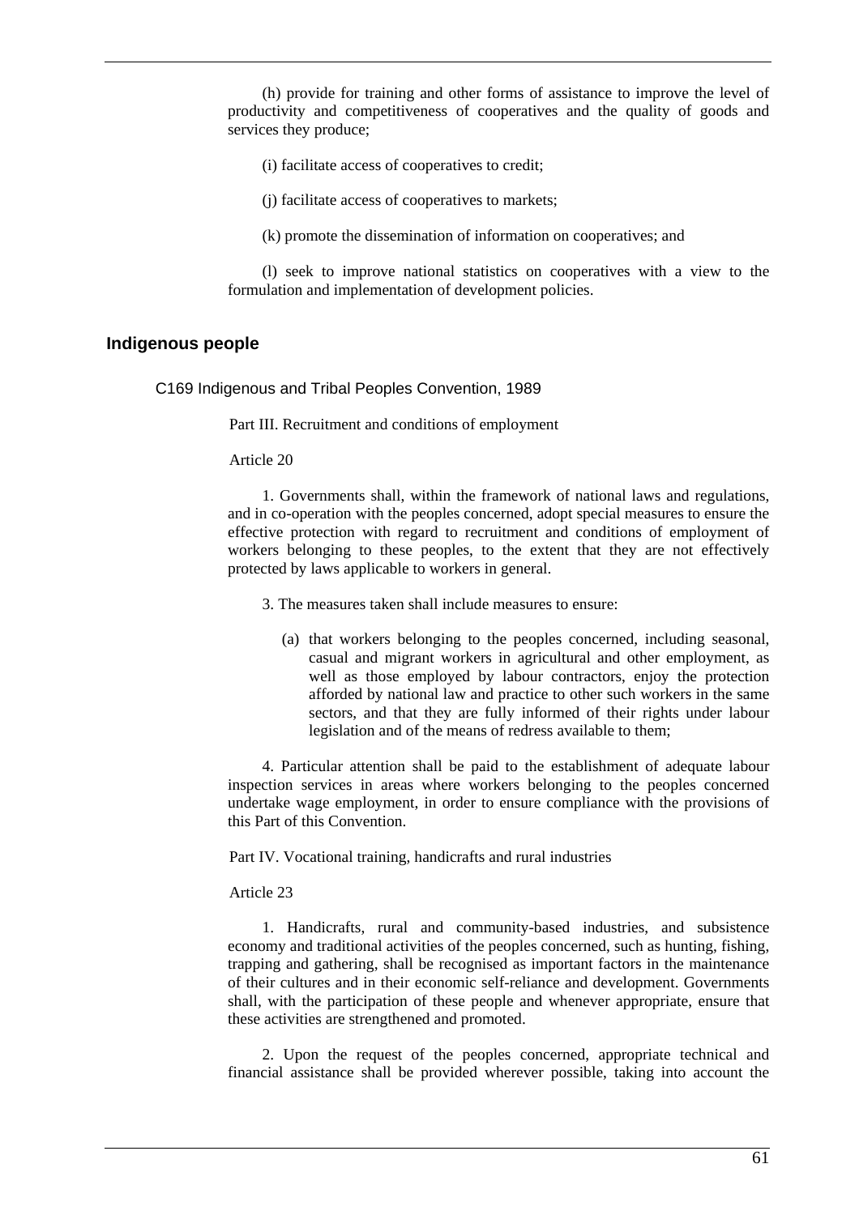(h) provide for training and other forms of assistance to improve the level of productivity and competitiveness of cooperatives and the quality of goods and services they produce;

(i) facilitate access of cooperatives to credit;

(j) facilitate access of cooperatives to markets;

(k) promote the dissemination of information on cooperatives; and

(l) seek to improve national statistics on cooperatives with a view to the formulation and implementation of development policies.

## Indigenous people

### C169 Indigenous and Tribal Peoples Convention, 1989

Part III. Recruitment and conditions of employment

Article 20

1. Governments shall, within the framework of national laws and regulations, and in co-operation with the peoples concerned, adopt special measures to ensure the effective protection with regard to recruitment and conditions of employment of workers belonging to these peoples, to the extent that they are not effectively protected by laws applicable to workers in general.

3. The measures taken shall include measures to ensure:

(a) that workers belonging to the peoples concerned, including seasonal, casual and migrant workers in agricultural and other employment, as well as those employed by labour contractors, enjoy the protection afforded by national law and practice to other such workers in the same sectors, and that they are fully informed of their rights under labour legislation and of the means of redress available to them;

4. Particular attention shall be paid to the establishment of adequate labour inspection services in areas where workers belonging to the peoples concerned undertake wage employment, in order to ensure compliance with the provisions of this Part of this Convention.

Part IV. Vocational training, handicrafts and rural industries

Article 23

1. Handicrafts, rural and community-based industries, and subsistence economy and traditional activities of the peoples concerned, such as hunting, fishing, trapping and gathering, shall be recognised as important factors in the maintenance of their cultures and in their economic self-reliance and development. Governments shall, with the participation of these people and whenever appropriate, ensure that these activities are strengthened and promoted.

2. Upon the request of the peoples concerned, appropriate technical and financial assistance shall be provided wherever possible, taking into account the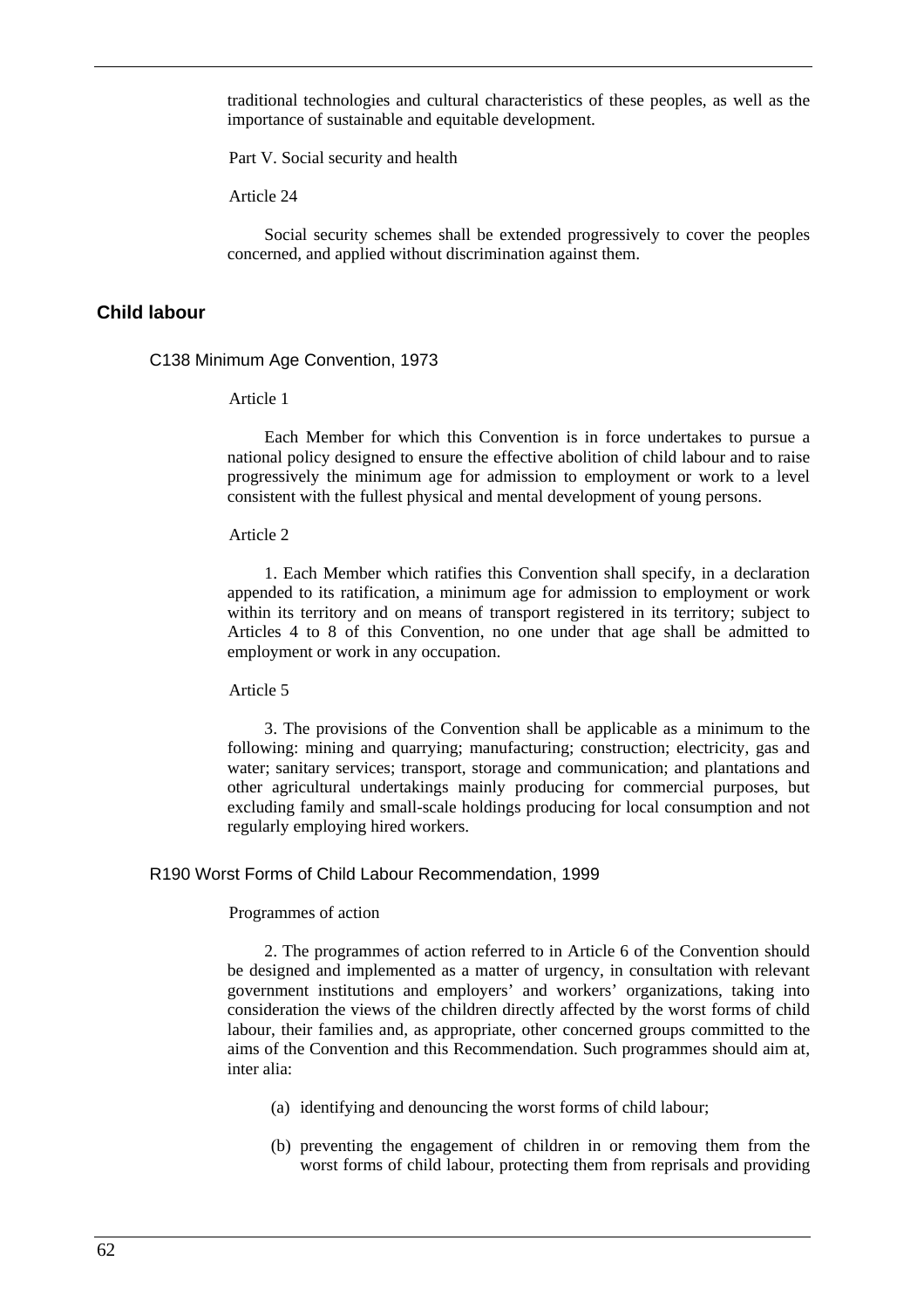traditional technologies and cultural characteristics of these peoples, as well as the importance of sustainable and equitable development.

Part V. Social security and health

Article 24

Social security schemes shall be extended progressively to cover the peoples concerned, and applied without discrimination against them.

## Child labour

### C138 Minimum Age Convention, 1973

Article 1

Each Member for which this Convention is in force undertakes to pursue a national policy designed to ensure the effective abolition of child labour and to raise progressively the minimum age for admission to employment or work to a level consistent with the fullest physical and mental development of young persons.

Article 2

1. Each Member which ratifies this Convention shall specify, in a declaration appended to its ratification, a minimum age for admission to employment or work within its territory and on means of transport registered in its territory; subject to Articles 4 to 8 of this Convention, no one under that age shall be admitted to employment or work in any occupation.

Article 5

3. The provisions of the Convention shall be applicable as a minimum to the following: mining and quarrying; manufacturing; construction; electricity, gas and water; sanitary services; transport, storage and communication; and plantations and other agricultural undertakings mainly producing for commercial purposes, but excluding family and small-scale holdings producing for local consumption and not regularly employing hired workers.

### R190 Worst Forms of Child Labour Recommendation, 1999

Programmes of action

2. The programmes of action referred to in Article 6 of the Convention should be designed and implemented as a matter of urgency, in consultation with relevant government institutions and employers' and workers' organizations, taking into consideration the views of the children directly affected by the worst forms of child labour, their families and, as appropriate, other concerned groups committed to the aims of the Convention and this Recommendation. Such programmes should aim at, inter alia:

(a) identifying and denouncing the worst forms of child labour;

(b) preventing the engagement of children in or removing them from the worst forms of child labour, protecting them from reprisals and providing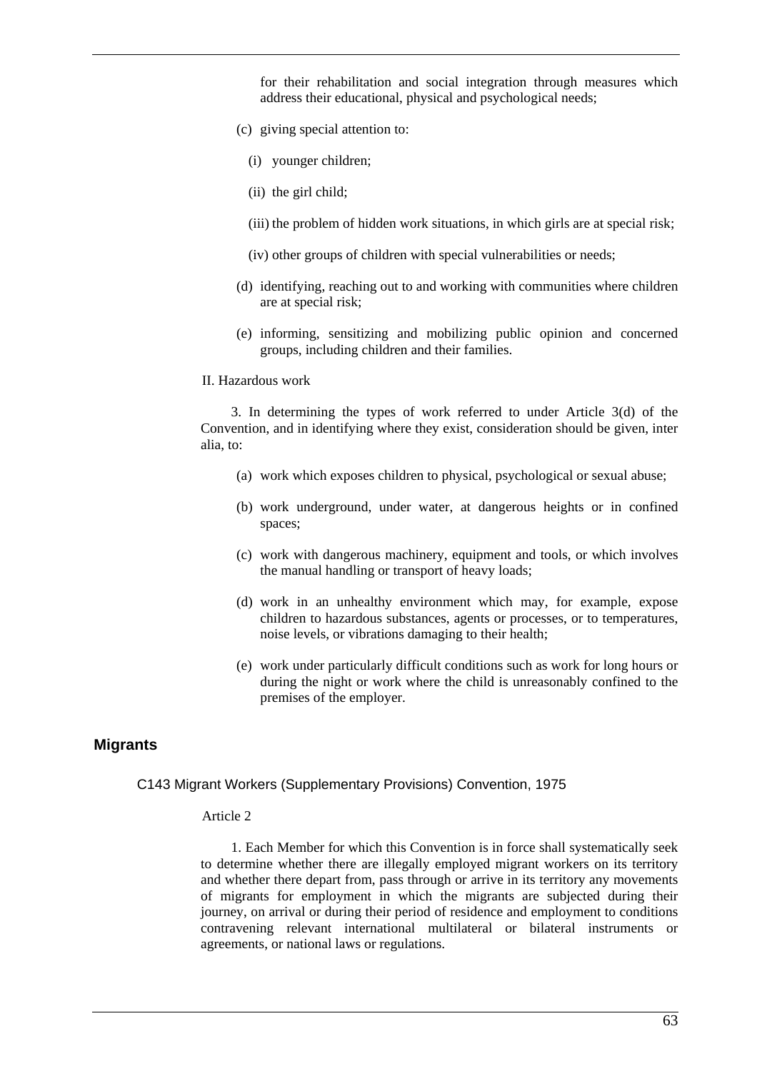for their rehabilitation and social integration through measures which address their educational, physical and psychological needs;

(c) giving special attention to:

(i) younger children;

(ii) the girl child;

(iii) the problem of hidden work situations, in which girls are at special risk;

(iv) other groups of children with special vulnerabilities or needs;

(d) identifying, reaching out to and working with communities where children are at special risk;

(e) informing, sensitizing and mobilizing public opinion and concerned groups, including children and their families.

II. Hazardous work

3. In determining the types of work referred to under Article 3(d) of the Convention, and in identifying where they exist, consideration should be given, inter alia, to:

(a) work which exposes children to physical, psychological or sexual abuse;

(b) work underground, under water, at dangerous heights or in confined spaces;

(c) work with dangerous machinery, equipment and tools, or which involves the manual handling or transport of heavy loads;

(d) work in an unhealthy environment which may, for example, expose children to hazardous substances, agents or processes, or to temperatures, noise levels, or vibrations damaging to their health;

(e) work under particularly difficult conditions such as work for long hours or during the night or work where the child is unreasonably confined to the premises of the employer.

## Migrants

### C143 Migrant Workers (Supplementary Provisions) Convention, 1975

Article 2

1. Each Member for which this Convention is in force shall systematically seek to determine whether there are illegally employed migrant workers on its territory and whether there depart from, pass through or arrive in its territory any movements of migrants for employment in which the migrants are subjected during their journey, on arrival or during their period of residence and employment to conditions contravening relevant international multilateral or bilateral instruments or agreements, or national laws or regulations.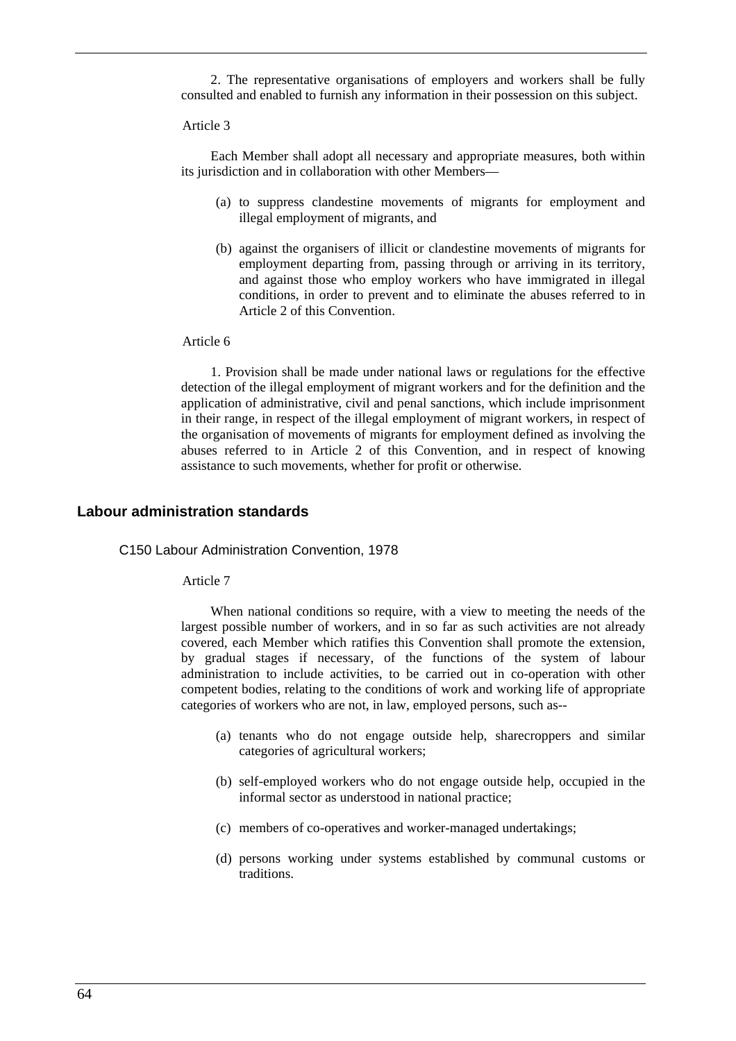2. The representative organisations of employers and workers shall be fully consulted and enabled to furnish any information in their possession on this subject.

Article 3

Each Member shall adopt all necessary and appropriate measures, both within its jurisdiction and in collaboration with other Members—

(a) to suppress clandestine movements of migrants for employment and illegal employment of migrants, and

(b) against the organisers of illicit or clandestine movements of migrants for employment departing from, passing through or arriving in its territory, and against those who employ workers who have immigrated in illegal conditions, in order to prevent and to eliminate the abuses referred to in Article 2 of this Convention.

Article 6

1. Provision shall be made under national laws or regulations for the effective detection of the illegal employment of migrant workers and for the definition and the application of administrative, civil and penal sanctions, which include imprisonment in their range, in respect of the illegal employment of migrant workers, in respect of the organisation of movements of migrants for employment defined as involving the abuses referred to in Article 2 of this Convention, and in respect of knowing assistance to such movements, whether for profit or otherwise.

## Labour administration standards

### C150 Labour Administration Convention, 1978

Article 7

When national conditions so require, with a view to meeting the needs of the largest possible number of workers, and in so far as such activities are not already covered, each Member which ratifies this Convention shall promote the extension, by gradual stages if necessary, of the functions of the system of labour administration to include activities, to be carried out in co-operation with other competent bodies, relating to the conditions of work and working life of appropriate categories of workers who are not, in law, employed persons, such as--

(a) tenants who do not engage outside help, sharecroppers and similar categories of agricultural workers;

(b) self-employed workers who do not engage outside help, occupied in the informal sector as understood in national practice;

(c) members of co-operatives and worker-managed undertakings;

(d) persons working under systems established by communal customs or traditions.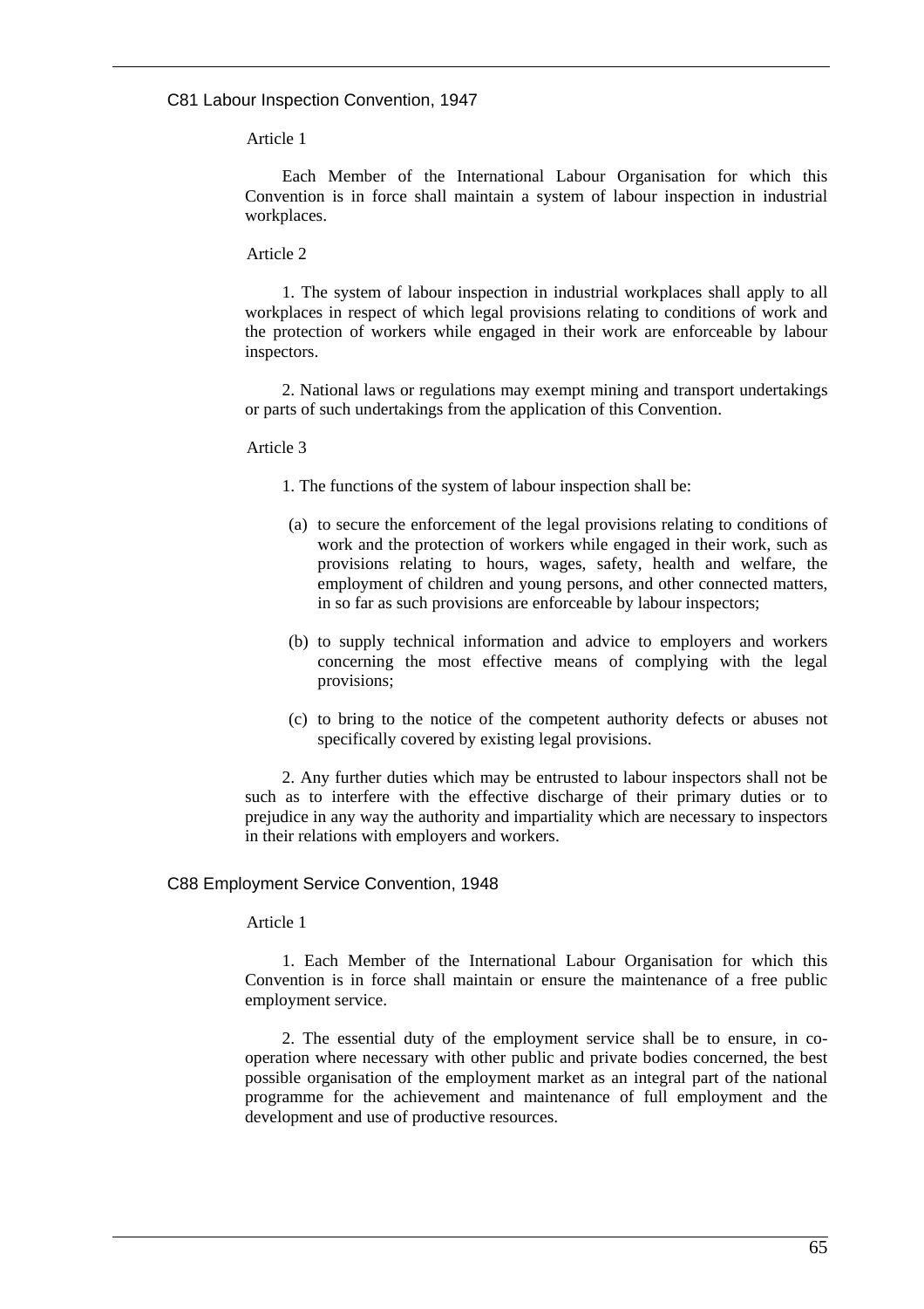## C81 Labour Inspection Convention, 1947

Article 1

Each Member of the International Labour Organisation for which this Convention is in force shall maintain a system of labour inspection in industrial workplaces.

Article 2

1. The system of labour inspection in industrial workplaces shall apply to all workplaces in respect of which legal provisions relating to conditions of work and the protection of workers while engaged in their work are enforceable by labour inspectors.

2. National laws or regulations may exempt mining and transport undertakings or parts of such undertakings from the application of this Convention.

Article 3

1. The functions of the system of labour inspection shall be:

(a) to secure the enforcement of the legal provisions relating to conditions of work and the protection of workers while engaged in their work, such as provisions relating to hours, wages, safety, health and welfare, the employment of children and young persons, and other connected matters, in so far as such provisions are enforceable by labour inspectors;

(b) to supply technical information and advice to employers and workers concerning the most effective means of complying with the legal provisions;

(c) to bring to the notice of the competent authority defects or abuses not specifically covered by existing legal provisions.

2. Any further duties which may be entrusted to labour inspectors shall not be such as to interfere with the effective discharge of their primary duties or to prejudice in any way the authority and impartiality which are necessary to inspectors in their relations with employers and workers.

## C88 Employment Service Convention, 1948

Article 1

1. Each Member of the International Labour Organisation for which this Convention is in force shall maintain or ensure the maintenance of a free public employment service.

2. The essential duty of the employment service shall be to ensure, in co-operation where necessary with other public and private bodies concerned, the best possible organisation of the employment market as an integral part of the national programme for the achievement and maintenance of full employment and the development and use of productive resources.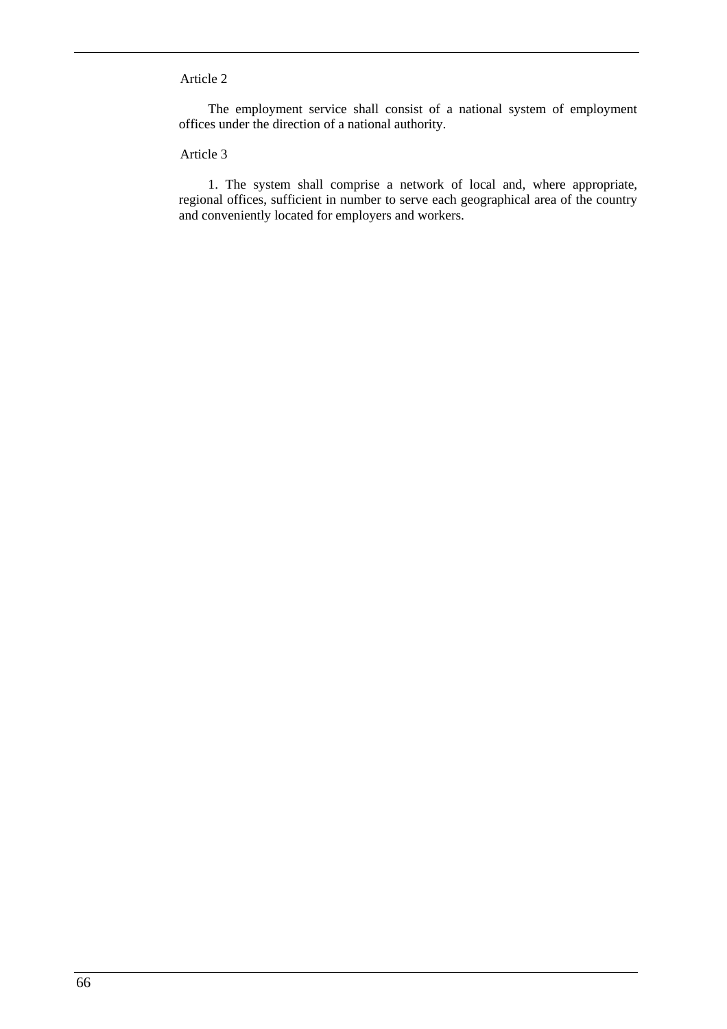Article 2

The employment service shall consist of a national system of employment offices under the direction of a national authority.

Article 3

1. The system shall comprise a network of local and, where appropriate, regional offices, sufficient in number to serve each geographical area of the country and conveniently located for employers and workers.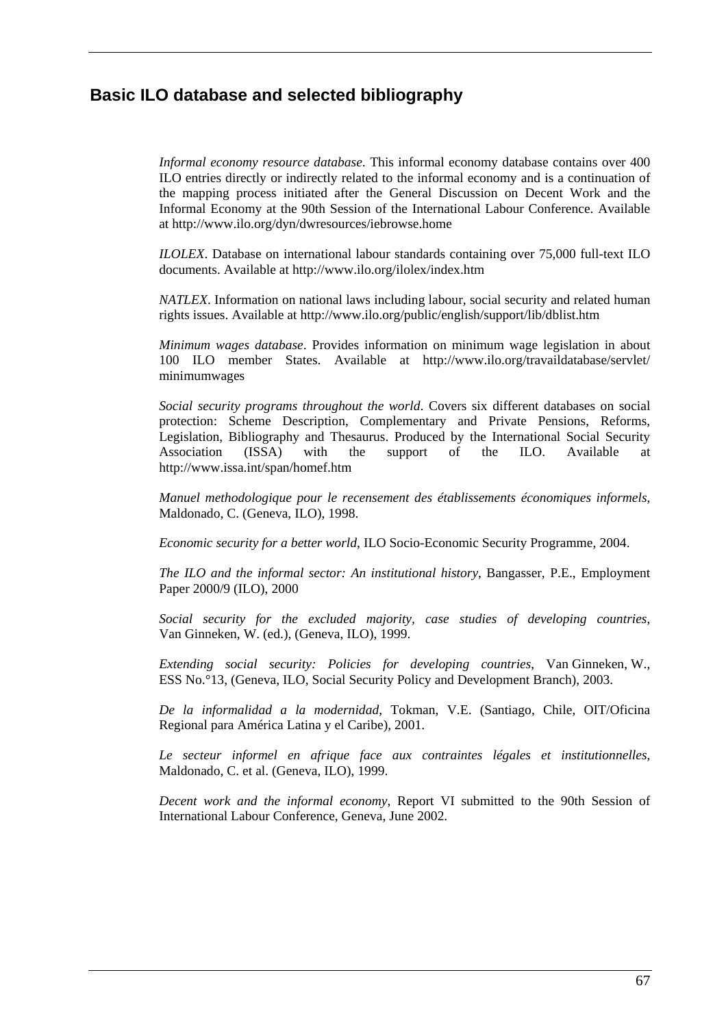## Basic ILO database and selected bibliography

*Informal economy resource database*. This informal economy database contains over 400 ILO entries directly or indirectly related to the informal economy and is a continuation of the mapping process initiated after the General Discussion on Decent Work and the Informal Economy at the 90th Session of the International Labour Conference. Available at http://www.ilo.org/dyn/dwresources/iebrowse.home

*ILOLEX*. Database on international labour standards containing over 75,000 full-text ILO documents. Available at http://www.ilo.org/ilolex/index.htm

*NATLEX*. Information on national laws including labour, social security and related human rights issues. Available at http://www.ilo.org/public/english/support/lib/dblist.htm

*Minimum wages database*. Provides information on minimum wage legislation in about 100 ILO member States. Available at http://www.ilo.org/travaildatabase/servlet/minimumwages

*Social security programs throughout the world*. Covers six different databases on social protection: Scheme Description, Complementary and Private Pensions, Reforms, Legislation, Bibliography and Thesaurus. Produced by the International Social Security Association (ISSA) with the support of the ILO. Available at http://www.issa.int/span/homef.htm

*Manuel methodologique pour le recensement des établissements économiques informels*, Maldonado, C. (Geneva, ILO), 1998.

*Economic security for a better world*, ILO Socio-Economic Security Programme, 2004.

*The ILO and the informal sector: An institutional history*, Bangasser, P.E., Employment Paper 2000/9 (ILO), 2000

*Social security for the excluded majority, case studies of developing countries*, Van Ginneken, W. (ed.), (Geneva, ILO), 1999.

*Extending social security: Policies for developing countries*, Van Ginneken, W., ESS No.°13, (Geneva, ILO, Social Security Policy and Development Branch), 2003.

*De la informalidad a la modernidad*, Tokman, V.E. (Santiago, Chile, OIT/Oficina Regional para América Latina y el Caribe), 2001.

*Le secteur informel en afrique face aux contraintes légales et institutionnelles*, Maldonado, C. et al. (Geneva, ILO), 1999.

*Decent work and the informal economy*, Report VI submitted to the 90th Session of International Labour Conference, Geneva, June 2002.